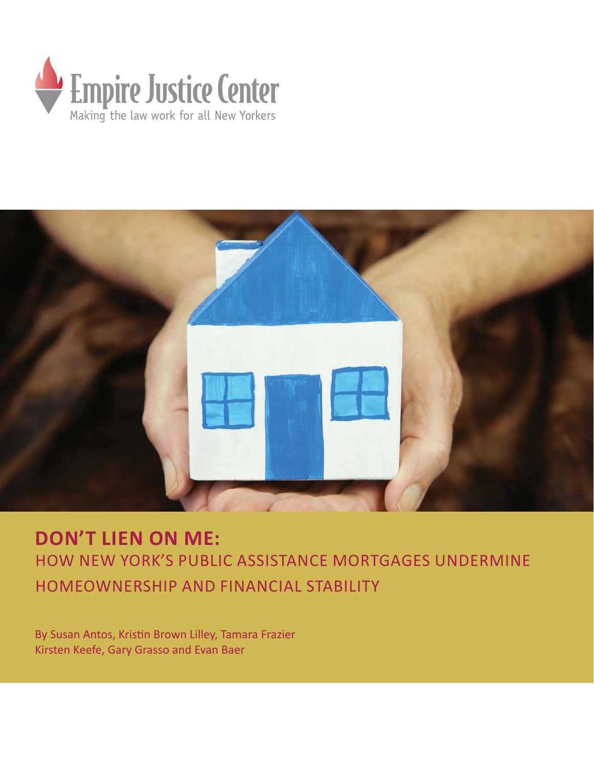Empire Justice Center

Making the law work for all New Yorkers

# DON'T LIEN ON ME:

## HOW NEW YORK'S PUBLIC ASSISTANCE MORTGAGES UNDERMINE HOMEOWNERSHIP AND FINANCIAL STABILITY

By Susan Antos, Kristin Brown Lilley, Tamara Frazier
Kirsten Keefe, Gary Grasso and Evan Baer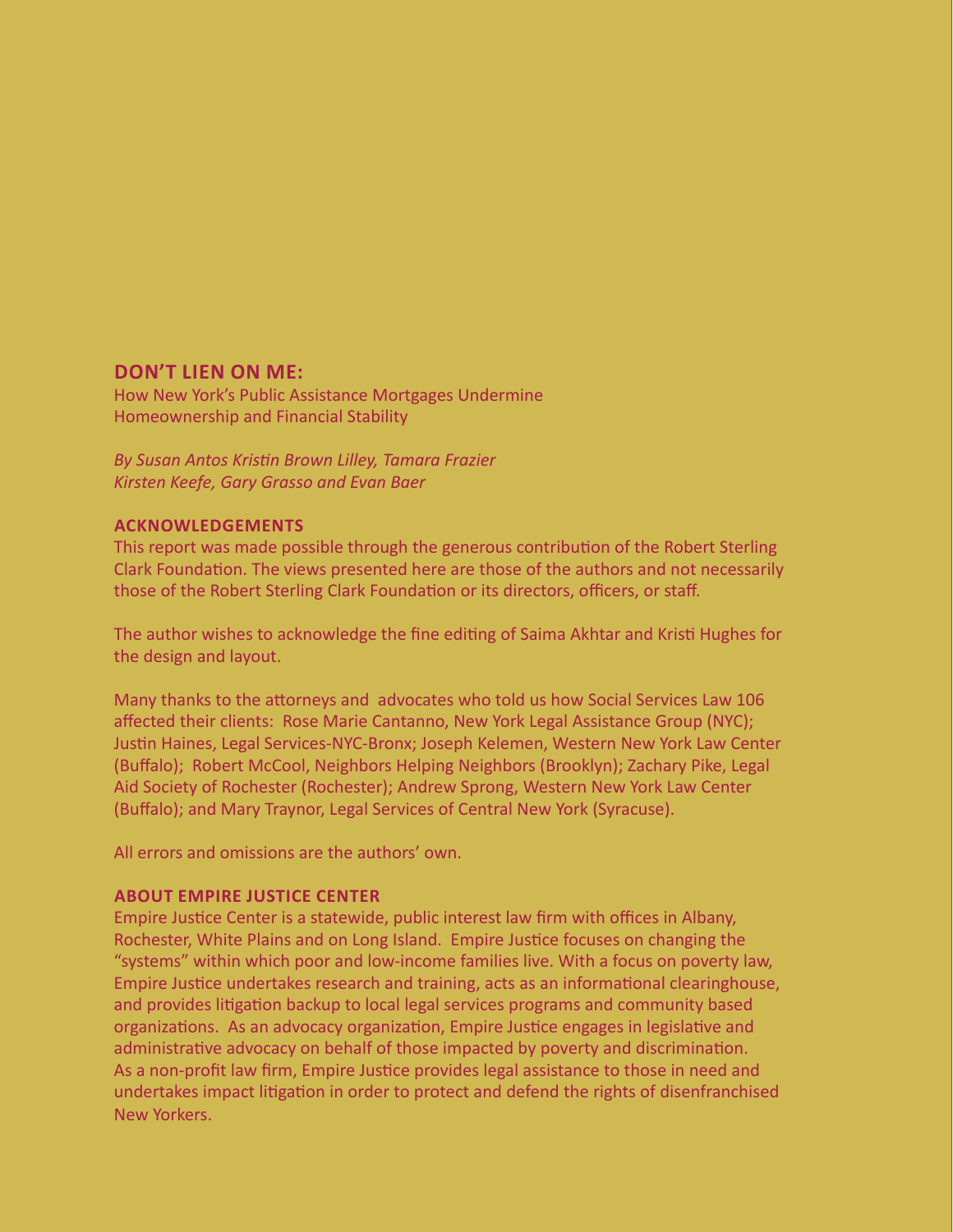## DON'T LIEN ON ME:

How New York's Public Assistance Mortgages Undermine Homeownership and Financial Stability

*By Susan Antos Kristin Brown Lilley, Tamara Frazier Kirsten Keefe, Gary Grasso and Evan Baer*

### ACKNOWLEDGEMENTS

This report was made possible through the generous contribution of the Robert Sterling Clark Foundation. The views presented here are those of the authors and not necessarily those of the Robert Sterling Clark Foundation or its directors, officers, or staff.

The author wishes to acknowledge the fine editing of Saima Akhtar and Kristi Hughes for the design and layout.

Many thanks to the attorneys and advocates who told us how Social Services Law 106 affected their clients: Rose Marie Cantanno, New York Legal Assistance Group (NYC); Justin Haines, Legal Services-NYC-Bronx; Joseph Kelemen, Western New York Law Center (Buffalo); Robert McCool, Neighbors Helping Neighbors (Brooklyn); Zachary Pike, Legal Aid Society of Rochester (Rochester); Andrew Sprong, Western New York Law Center (Buffalo); and Mary Traynor, Legal Services of Central New York (Syracuse).

All errors and omissions are the authors' own.

### ABOUT EMPIRE JUSTICE CENTER

Empire Justice Center is a statewide, public interest law firm with offices in Albany, Rochester, White Plains and on Long Island. Empire Justice focuses on changing the "systems" within which poor and low-income families live. With a focus on poverty law, Empire Justice undertakes research and training, acts as an informational clearinghouse, and provides litigation backup to local legal services programs and community based organizations. As an advocacy organization, Empire Justice engages in legislative and administrative advocacy on behalf of those impacted by poverty and discrimination. As a non-profit law firm, Empire Justice provides legal assistance to those in need and undertakes impact litigation in order to protect and defend the rights of disenfranchised New Yorkers.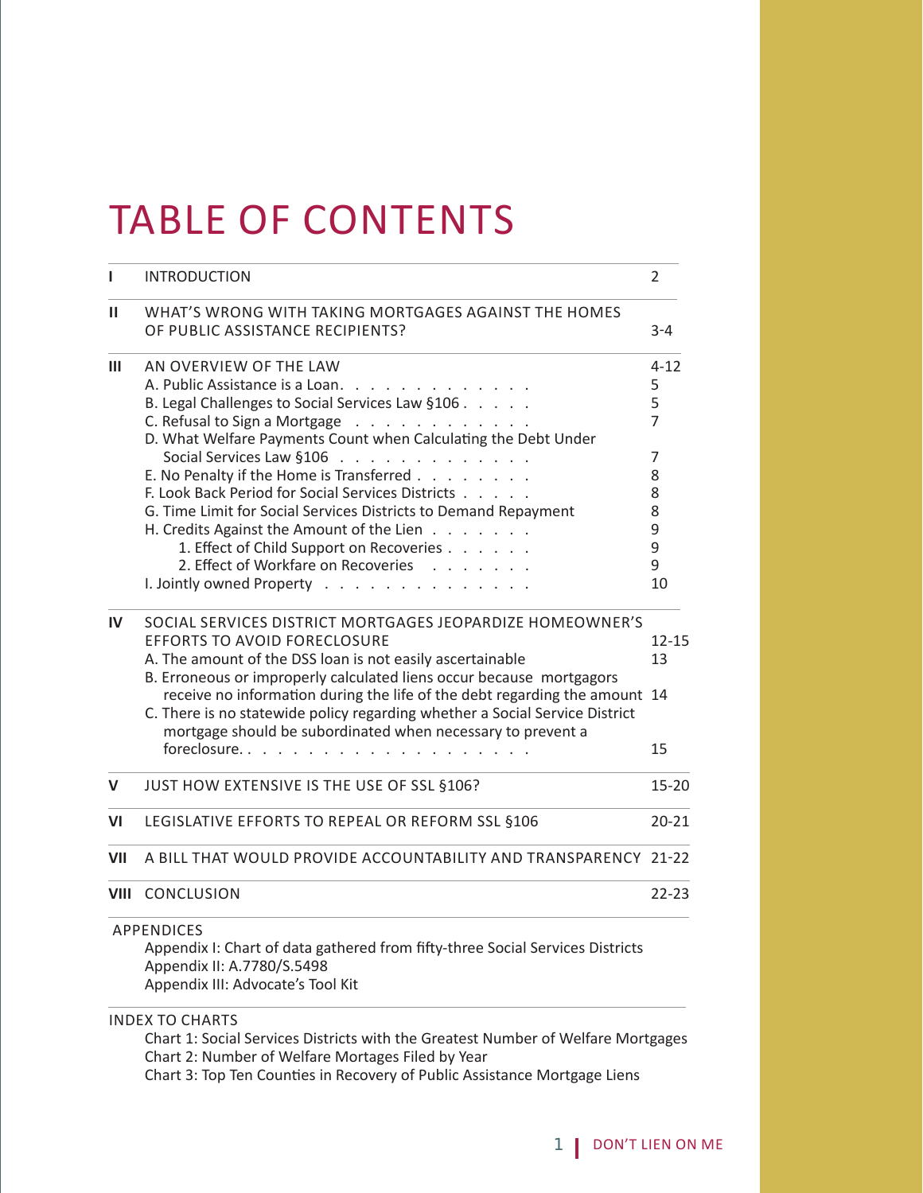# TABLE OF CONTENTS

| | | |
|---|---|---|
| I | INTRODUCTION | 2 |
| II | WHAT'S WRONG WITH TAKING MORTGAGES AGAINST THE HOMES OF PUBLIC ASSISTANCE RECIPIENTS? | 3-4 |
| III | AN OVERVIEW OF THE LAW | 4-12 |
| | A. Public Assistance is a Loan | 5 |
| | B. Legal Challenges to Social Services Law §106 | 5 |
| | C. Refusal to Sign a Mortgage | 7 |
| | D. What Welfare Payments Count when Calculating the Debt Under Social Services Law §106 | 7 |
| | E. No Penalty if the Home is Transferred | 8 |
| | F. Look Back Period for Social Services Districts | 8 |
| | G. Time Limit for Social Services Districts to Demand Repayment | 8 |
| | H. Credits Against the Amount of the Lien | 9 |
| | 1. Effect of Child Support on Recoveries | 9 |
| | 2. Effect of Workfare on Recoveries | 9 |
| | I. Jointly owned Property | 10 |
| IV | SOCIAL SERVICES DISTRICT MORTGAGES JEOPARDIZE HOMEOWNER'S EFFORTS TO AVOID FORECLOSURE | 12-15 |
| | A. The amount of the DSS loan is not easily ascertainable | 13 |
| | B. Erroneous or improperly calculated liens occur because mortgagors receive no information during the life of the debt regarding the amount | 14 |
| | C. There is no statewide policy regarding whether a Social Service District mortgage should be subordinated when necessary to prevent a foreclosure | 15 |
| V | JUST HOW EXTENSIVE IS THE USE OF SSL §106? | 15-20 |
| VI | LEGISLATIVE EFFORTS TO REPEAL OR REFORM SSL §106 | 20-21 |
| VII | A BILL THAT WOULD PROVIDE ACCOUNTABILITY AND TRANSPARENCY | 21-22 |
| VIII | CONCLUSION | 22-23 |

APPENDICES

- Appendix I: Chart of data gathered from fifty-three Social Services Districts
- Appendix II: A.7780/S.5498
- Appendix III: Advocate's Tool Kit

INDEX TO CHARTS

- Chart 1: Social Services Districts with the Greatest Number of Welfare Mortgages
- Chart 2: Number of Welfare Mortages Filed by Year
- Chart 3: Top Ten Counties in Recovery of Public Assistance Mortgage Liens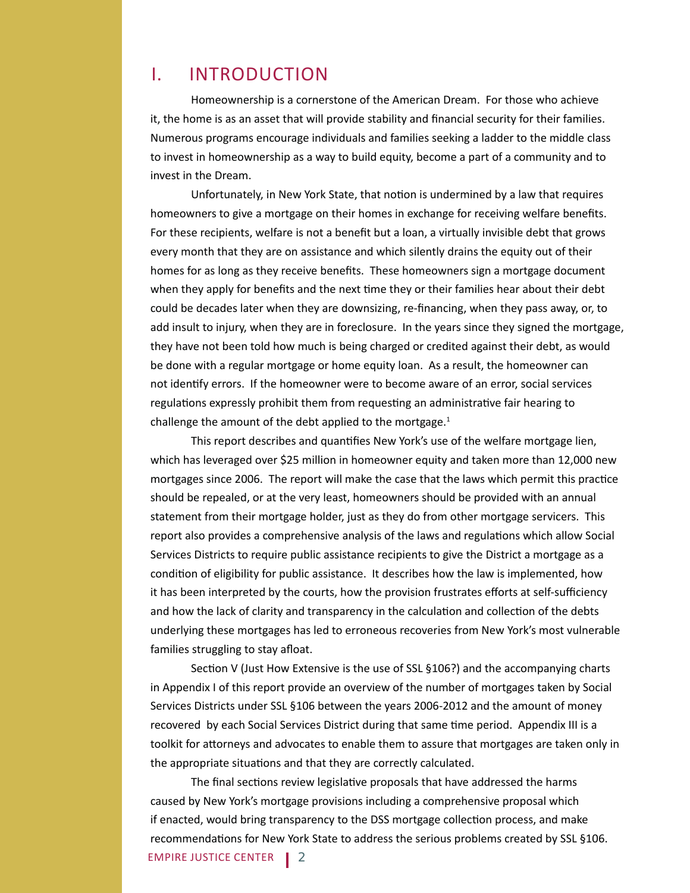# I. INTRODUCTION

Homeownership is a cornerstone of the American Dream. For those who achieve it, the home is as an asset that will provide stability and financial security for their families. Numerous programs encourage individuals and families seeking a ladder to the middle class to invest in homeownership as a way to build equity, become a part of a community and to invest in the Dream.

Unfortunately, in New York State, that notion is undermined by a law that requires homeowners to give a mortgage on their homes in exchange for receiving welfare benefits. For these recipients, welfare is not a benefit but a loan, a virtually invisible debt that grows every month that they are on assistance and which silently drains the equity out of their homes for as long as they receive benefits. These homeowners sign a mortgage document when they apply for benefits and the next time they or their families hear about their debt could be decades later when they are downsizing, re-financing, when they pass away, or, to add insult to injury, when they are in foreclosure. In the years since they signed the mortgage, they have not been told how much is being charged or credited against their debt, as would be done with a regular mortgage or home equity loan. As a result, the homeowner can not identify errors. If the homeowner were to become aware of an error, social services regulations expressly prohibit them from requesting an administrative fair hearing to challenge the amount of the debt applied to the mortgage.[1]

This report describes and quantifies New York's use of the welfare mortgage lien, which has leveraged over $25 million in homeowner equity and taken more than 12,000 new mortgages since 2006. The report will make the case that the laws which permit this practice should be repealed, or at the very least, homeowners should be provided with an annual statement from their mortgage holder, just as they do from other mortgage servicers. This report also provides a comprehensive analysis of the laws and regulations which allow Social Services Districts to require public assistance recipients to give the District a mortgage as a condition of eligibility for public assistance. It describes how the law is implemented, how it has been interpreted by the courts, how the provision frustrates efforts at self-sufficiency and how the lack of clarity and transparency in the calculation and collection of the debts underlying these mortgages has led to erroneous recoveries from New York's most vulnerable families struggling to stay afloat.

Section V (Just How Extensive is the use of SSL §106?) and the accompanying charts in Appendix I of this report provide an overview of the number of mortgages taken by Social Services Districts under SSL §106 between the years 2006-2012 and the amount of money recovered by each Social Services District during that same time period. Appendix III is a toolkit for attorneys and advocates to enable them to assure that mortgages are taken only in the appropriate situations and that they are correctly calculated.

The final sections review legislative proposals that have addressed the harms caused by New York's mortgage provisions including a comprehensive proposal which if enacted, would bring transparency to the DSS mortgage collection process, and make recommendations for New York State to address the serious problems created by SSL §106.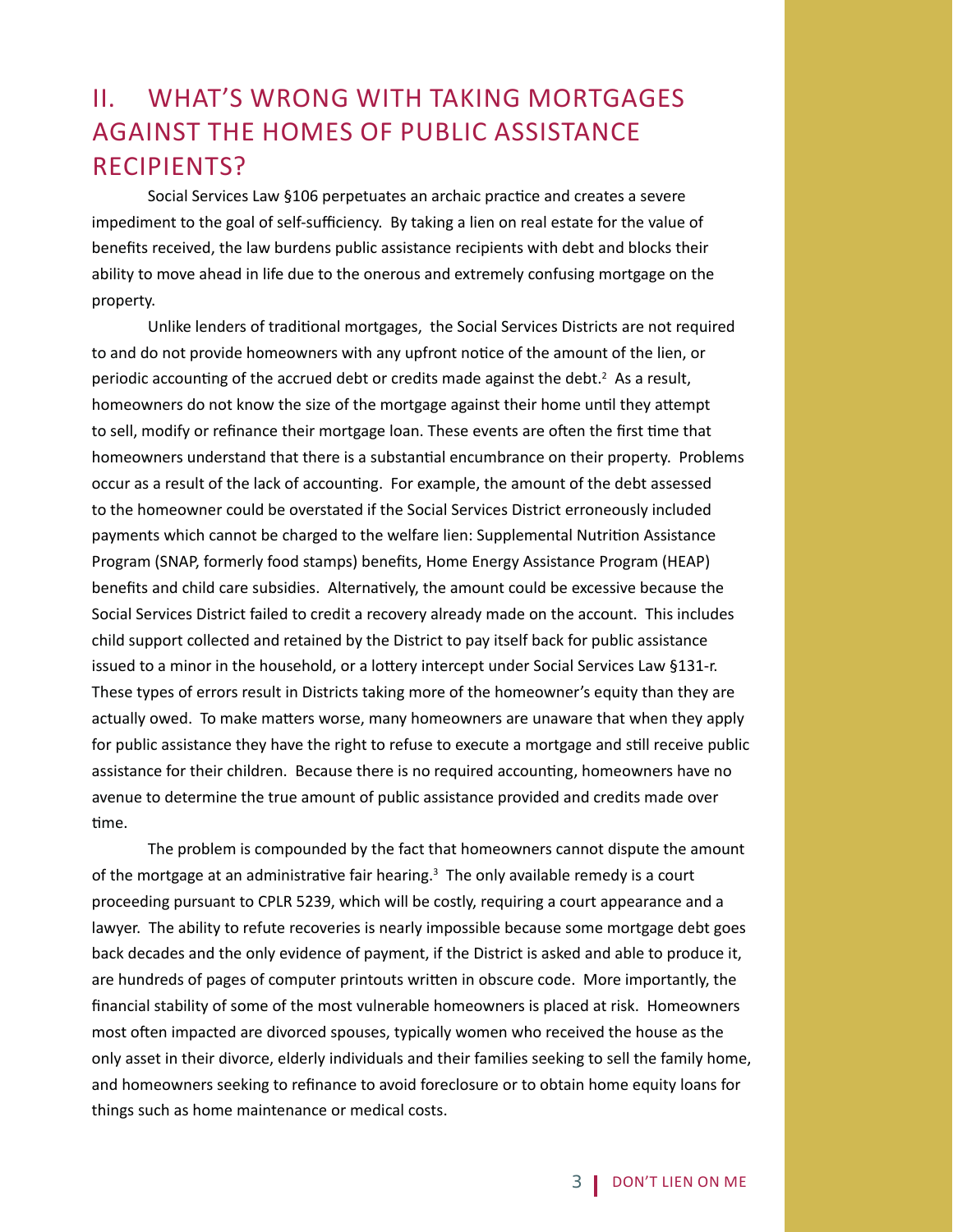## II. WHAT'S WRONG WITH TAKING MORTGAGES AGAINST THE HOMES OF PUBLIC ASSISTANCE RECIPIENTS?

Social Services Law §106 perpetuates an archaic practice and creates a severe impediment to the goal of self-sufficiency. By taking a lien on real estate for the value of benefits received, the law burdens public assistance recipients with debt and blocks their ability to move ahead in life due to the onerous and extremely confusing mortgage on the property.

Unlike lenders of traditional mortgages, the Social Services Districts are not required to and do not provide homeowners with any upfront notice of the amount of the lien, or periodic accounting of the accrued debt or credits made against the debt.[2] As a result, homeowners do not know the size of the mortgage against their home until they attempt to sell, modify or refinance their mortgage loan. These events are often the first time that homeowners understand that there is a substantial encumbrance on their property. Problems occur as a result of the lack of accounting. For example, the amount of the debt assessed to the homeowner could be overstated if the Social Services District erroneously included payments which cannot be charged to the welfare lien: Supplemental Nutrition Assistance Program (SNAP, formerly food stamps) benefits, Home Energy Assistance Program (HEAP) benefits and child care subsidies. Alternatively, the amount could be excessive because the Social Services District failed to credit a recovery already made on the account. This includes child support collected and retained by the District to pay itself back for public assistance issued to a minor in the household, or a lottery intercept under Social Services Law §131-r. These types of errors result in Districts taking more of the homeowner's equity than they are actually owed. To make matters worse, many homeowners are unaware that when they apply for public assistance they have the right to refuse to execute a mortgage and still receive public assistance for their children. Because there is no required accounting, homeowners have no avenue to determine the true amount of public assistance provided and credits made over time.

The problem is compounded by the fact that homeowners cannot dispute the amount of the mortgage at an administrative fair hearing.[3] The only available remedy is a court proceeding pursuant to CPLR 5239, which will be costly, requiring a court appearance and a lawyer. The ability to refute recoveries is nearly impossible because some mortgage debt goes back decades and the only evidence of payment, if the District is asked and able to produce it, are hundreds of pages of computer printouts written in obscure code. More importantly, the financial stability of some of the most vulnerable homeowners is placed at risk. Homeowners most often impacted are divorced spouses, typically women who received the house as the only asset in their divorce, elderly individuals and their families seeking to sell the family home, and homeowners seeking to refinance to avoid foreclosure or to obtain home equity loans for things such as home maintenance or medical costs.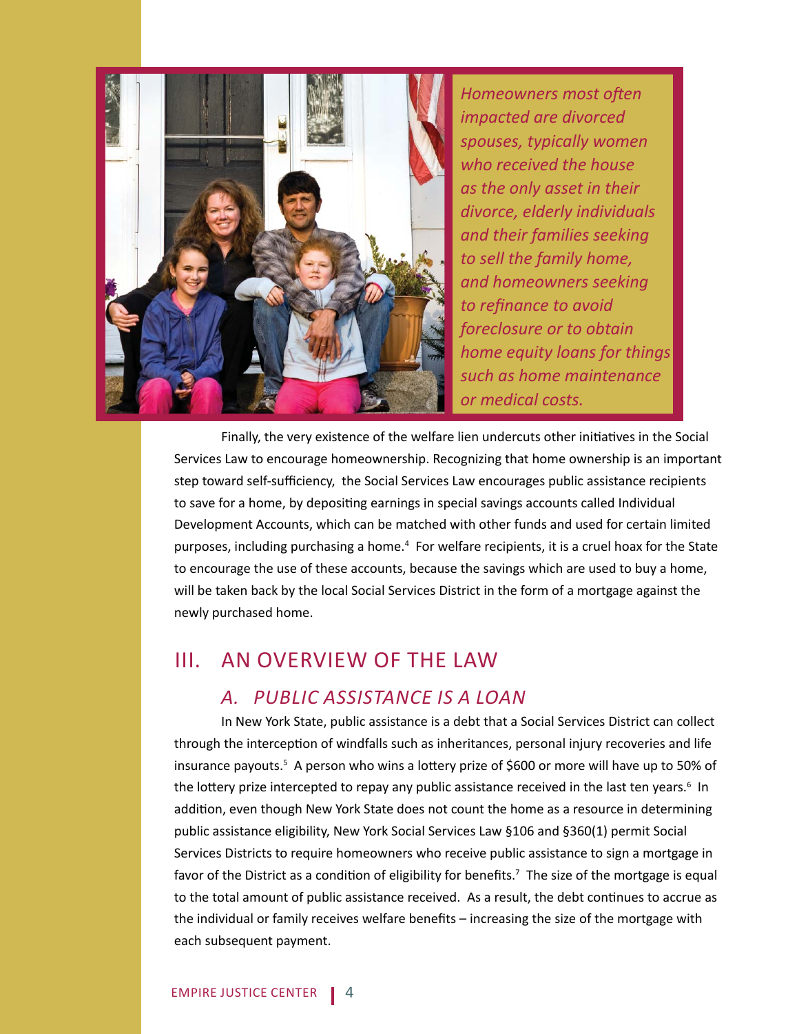*Homeowners most often impacted are divorced spouses, typically women who received the house as the only asset in their divorce, elderly individuals and their families seeking to sell the family home, and homeowners seeking to refinance to avoid foreclosure or to obtain home equity loans for things such as home maintenance or medical costs.*

Finally, the very existence of the welfare lien undercuts other initiatives in the Social Services Law to encourage homeownership. Recognizing that home ownership is an important step toward self-sufficiency, the Social Services Law encourages public assistance recipients to save for a home, by depositing earnings in special savings accounts called Individual Development Accounts, which can be matched with other funds and used for certain limited purposes, including purchasing a home.[4] For welfare recipients, it is a cruel hoax for the State to encourage the use of these accounts, because the savings which are used to buy a home, will be taken back by the local Social Services District in the form of a mortgage against the newly purchased home.

## III. AN OVERVIEW OF THE LAW

### *A. PUBLIC ASSISTANCE IS A LOAN*

In New York State, public assistance is a debt that a Social Services District can collect through the interception of windfalls such as inheritances, personal injury recoveries and life insurance payouts.[5] A person who wins a lottery prize of $600 or more will have up to 50% of the lottery prize intercepted to repay any public assistance received in the last ten years.[6] In addition, even though New York State does not count the home as a resource in determining public assistance eligibility, New York Social Services Law §106 and §360(1) permit Social Services Districts to require homeowners who receive public assistance to sign a mortgage in favor of the District as a condition of eligibility for benefits.[7] The size of the mortgage is equal to the total amount of public assistance received. As a result, the debt continues to accrue as the individual or family receives welfare benefits – increasing the size of the mortgage with each subsequent payment.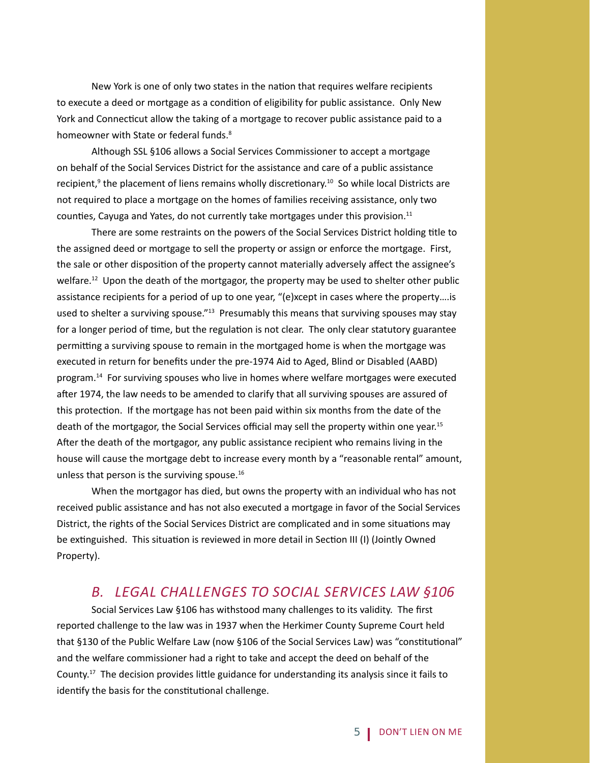New York is one of only two states in the nation that requires welfare recipients to execute a deed or mortgage as a condition of eligibility for public assistance. Only New York and Connecticut allow the taking of a mortgage to recover public assistance paid to a homeowner with State or federal funds.[8]

Although SSL §106 allows a Social Services Commissioner to accept a mortgage on behalf of the Social Services District for the assistance and care of a public assistance recipient,[9] the placement of liens remains wholly discretionary.[10] So while local Districts are not required to place a mortgage on the homes of families receiving assistance, only two counties, Cayuga and Yates, do not currently take mortgages under this provision.[11]

There are some restraints on the powers of the Social Services District holding title to the assigned deed or mortgage to sell the property or assign or enforce the mortgage. First, the sale or other disposition of the property cannot materially adversely affect the assignee's welfare.[12] Upon the death of the mortgagor, the property may be used to shelter other public assistance recipients for a period of up to one year, "(e)xcept in cases where the property….is used to shelter a surviving spouse."[13] Presumably this means that surviving spouses may stay for a longer period of time, but the regulation is not clear. The only clear statutory guarantee permitting a surviving spouse to remain in the mortgaged home is when the mortgage was executed in return for benefits under the pre-1974 Aid to Aged, Blind or Disabled (AABD) program.[14] For surviving spouses who live in homes where welfare mortgages were executed after 1974, the law needs to be amended to clarify that all surviving spouses are assured of this protection. If the mortgage has not been paid within six months from the date of the death of the mortgagor, the Social Services official may sell the property within one year.[15] After the death of the mortgagor, any public assistance recipient who remains living in the house will cause the mortgage debt to increase every month by a "reasonable rental" amount, unless that person is the surviving spouse.[16]

When the mortgagor has died, but owns the property with an individual who has not received public assistance and has not also executed a mortgage in favor of the Social Services District, the rights of the Social Services District are complicated and in some situations may be extinguished. This situation is reviewed in more detail in Section III (I) (Jointly Owned Property).

## *B. LEGAL CHALLENGES TO SOCIAL SERVICES LAW §106*

Social Services Law §106 has withstood many challenges to its validity. The first reported challenge to the law was in 1937 when the Herkimer County Supreme Court held that §130 of the Public Welfare Law (now §106 of the Social Services Law) was "constitutional" and the welfare commissioner had a right to take and accept the deed on behalf of the County.[17] The decision provides little guidance for understanding its analysis since it fails to identify the basis for the constitutional challenge.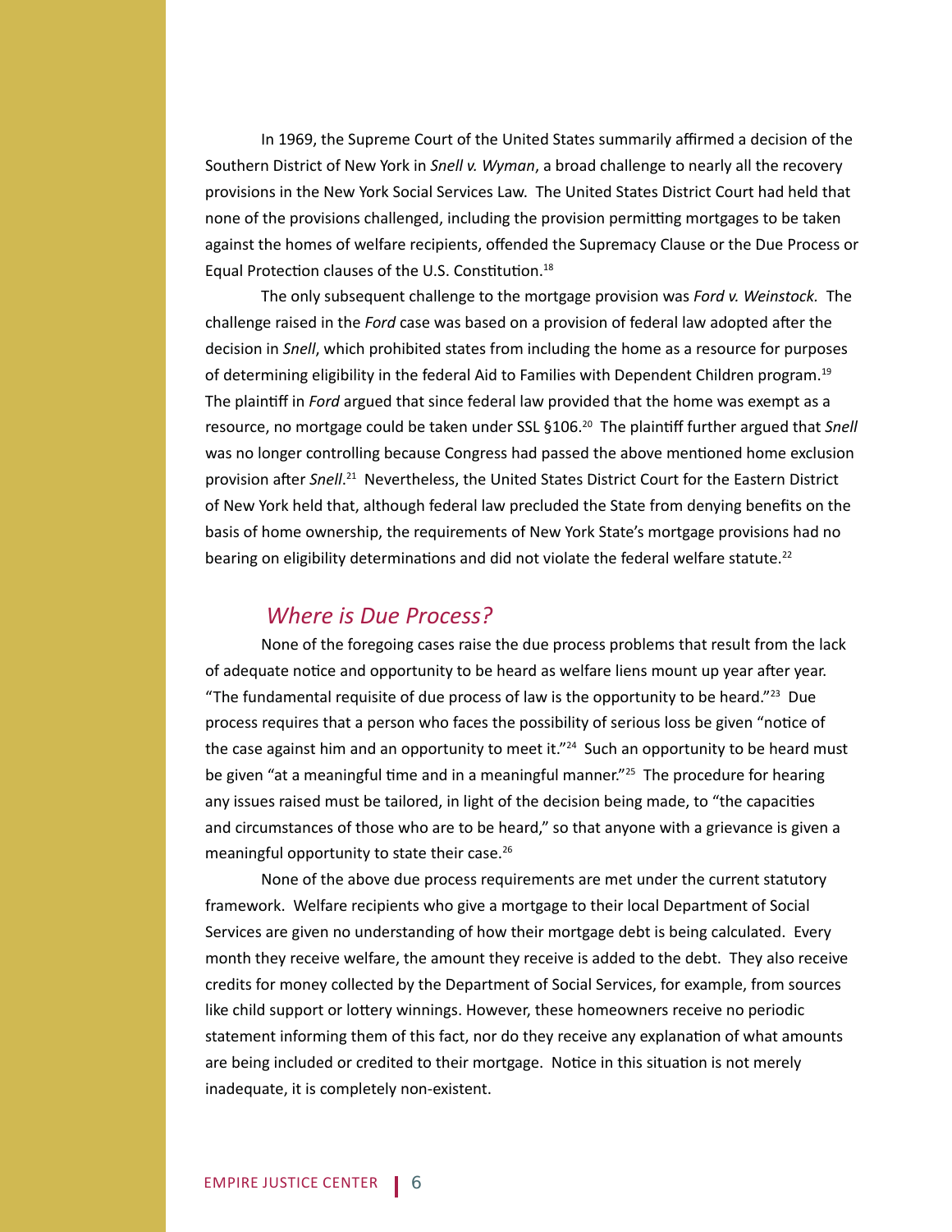In 1969, the Supreme Court of the United States summarily affirmed a decision of the Southern District of New York in *Snell v. Wyman*, a broad challenge to nearly all the recovery provisions in the New York Social Services Law. The United States District Court had held that none of the provisions challenged, including the provision permitting mortgages to be taken against the homes of welfare recipients, offended the Supremacy Clause or the Due Process or Equal Protection clauses of the U.S. Constitution.[18]

The only subsequent challenge to the mortgage provision was *Ford v. Weinstock*. The challenge raised in the *Ford* case was based on a provision of federal law adopted after the decision in *Snell*, which prohibited states from including the home as a resource for purposes of determining eligibility in the federal Aid to Families with Dependent Children program.[19] The plaintiff in *Ford* argued that since federal law provided that the home was exempt as a resource, no mortgage could be taken under SSL §106.[20] The plaintiff further argued that *Snell* was no longer controlling because Congress had passed the above mentioned home exclusion provision after *Snell*.[21] Nevertheless, the United States District Court for the Eastern District of New York held that, although federal law precluded the State from denying benefits on the basis of home ownership, the requirements of New York State's mortgage provisions had no bearing on eligibility determinations and did not violate the federal welfare statute.[22]

## *Where is Due Process?*

None of the foregoing cases raise the due process problems that result from the lack of adequate notice and opportunity to be heard as welfare liens mount up year after year. "The fundamental requisite of due process of law is the opportunity to be heard."[23] Due process requires that a person who faces the possibility of serious loss be given "notice of the case against him and an opportunity to meet it."[24] Such an opportunity to be heard must be given "at a meaningful time and in a meaningful manner."[25] The procedure for hearing any issues raised must be tailored, in light of the decision being made, to "the capacities and circumstances of those who are to be heard," so that anyone with a grievance is given a meaningful opportunity to state their case.[26]

None of the above due process requirements are met under the current statutory framework. Welfare recipients who give a mortgage to their local Department of Social Services are given no understanding of how their mortgage debt is being calculated. Every month they receive welfare, the amount they receive is added to the debt. They also receive credits for money collected by the Department of Social Services, for example, from sources like child support or lottery winnings. However, these homeowners receive no periodic statement informing them of this fact, nor do they receive any explanation of what amounts are being included or credited to their mortgage. Notice in this situation is not merely inadequate, it is completely non-existent.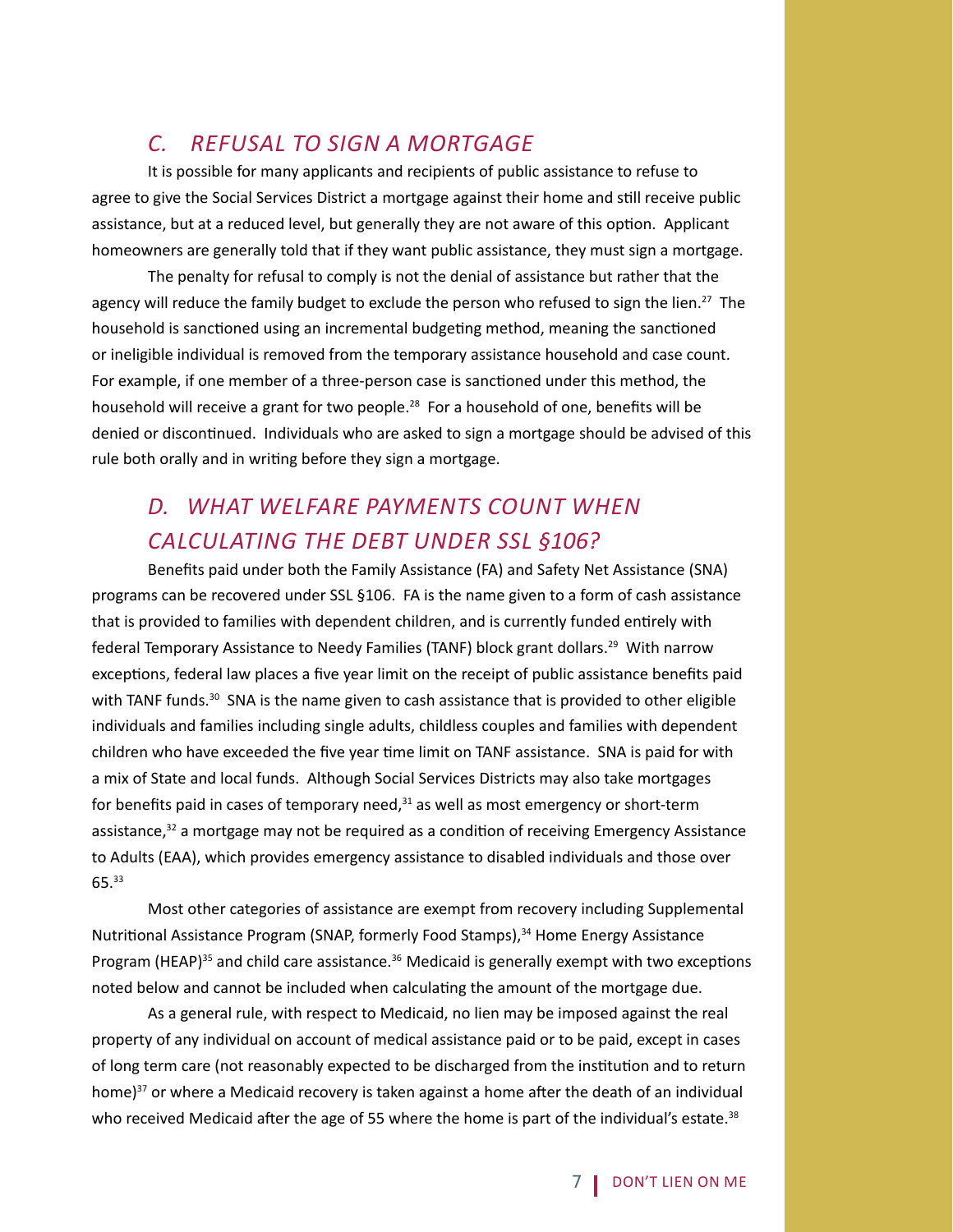## *C. REFUSAL TO SIGN A MORTGAGE*

It is possible for many applicants and recipients of public assistance to refuse to agree to give the Social Services District a mortgage against their home and still receive public assistance, but at a reduced level, but generally they are not aware of this option. Applicant homeowners are generally told that if they want public assistance, they must sign a mortgage.

The penalty for refusal to comply is not the denial of assistance but rather that the agency will reduce the family budget to exclude the person who refused to sign the lien.[27] The household is sanctioned using an incremental budgeting method, meaning the sanctioned or ineligible individual is removed from the temporary assistance household and case count. For example, if one member of a three-person case is sanctioned under this method, the household will receive a grant for two people.[28] For a household of one, benefits will be denied or discontinued. Individuals who are asked to sign a mortgage should be advised of this rule both orally and in writing before they sign a mortgage.

## *D. WHAT WELFARE PAYMENTS COUNT WHEN CALCULATING THE DEBT UNDER SSL §106?*

Benefits paid under both the Family Assistance (FA) and Safety Net Assistance (SNA) programs can be recovered under SSL §106. FA is the name given to a form of cash assistance that is provided to families with dependent children, and is currently funded entirely with federal Temporary Assistance to Needy Families (TANF) block grant dollars.[29] With narrow exceptions, federal law places a five year limit on the receipt of public assistance benefits paid with TANF funds.[30] SNA is the name given to cash assistance that is provided to other eligible individuals and families including single adults, childless couples and families with dependent children who have exceeded the five year time limit on TANF assistance. SNA is paid for with a mix of State and local funds. Although Social Services Districts may also take mortgages for benefits paid in cases of temporary need,[31] as well as most emergency or short-term assistance,[32] a mortgage may not be required as a condition of receiving Emergency Assistance to Adults (EAA), which provides emergency assistance to disabled individuals and those over 65.[33]

Most other categories of assistance are exempt from recovery including Supplemental Nutritional Assistance Program (SNAP, formerly Food Stamps),[34] Home Energy Assistance Program (HEAP)[35] and child care assistance.[36] Medicaid is generally exempt with two exceptions noted below and cannot be included when calculating the amount of the mortgage due.

As a general rule, with respect to Medicaid, no lien may be imposed against the real property of any individual on account of medical assistance paid or to be paid, except in cases of long term care (not reasonably expected to be discharged from the institution and to return home)[37] or where a Medicaid recovery is taken against a home after the death of an individual who received Medicaid after the age of 55 where the home is part of the individual's estate.[38]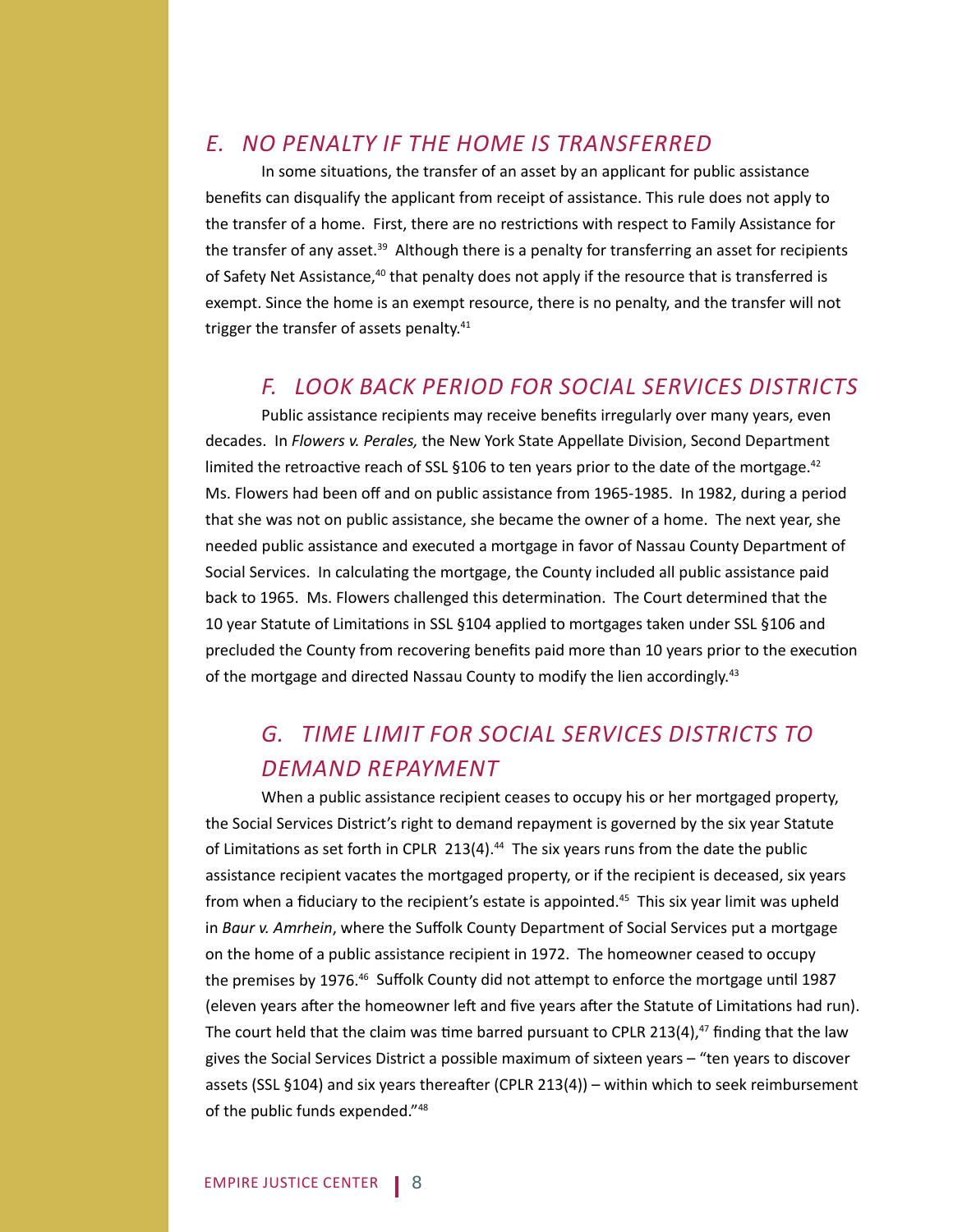## *E. NO PENALTY IF THE HOME IS TRANSFERRED*

In some situations, the transfer of an asset by an applicant for public assistance benefits can disqualify the applicant from receipt of assistance. This rule does not apply to the transfer of a home. First, there are no restrictions with respect to Family Assistance for the transfer of any asset.[39] Although there is a penalty for transferring an asset for recipients of Safety Net Assistance,[40] that penalty does not apply if the resource that is transferred is exempt. Since the home is an exempt resource, there is no penalty, and the transfer will not trigger the transfer of assets penalty.[41]

## *F. LOOK BACK PERIOD FOR SOCIAL SERVICES DISTRICTS*

Public assistance recipients may receive benefits irregularly over many years, even decades. In *Flowers v. Perales,* the New York State Appellate Division, Second Department limited the retroactive reach of SSL §106 to ten years prior to the date of the mortgage.[42] Ms. Flowers had been off and on public assistance from 1965-1985. In 1982, during a period that she was not on public assistance, she became the owner of a home. The next year, she needed public assistance and executed a mortgage in favor of Nassau County Department of Social Services. In calculating the mortgage, the County included all public assistance paid back to 1965. Ms. Flowers challenged this determination. The Court determined that the 10 year Statute of Limitations in SSL §104 applied to mortgages taken under SSL §106 and precluded the County from recovering benefits paid more than 10 years prior to the execution of the mortgage and directed Nassau County to modify the lien accordingly.[43]

## *G. TIME LIMIT FOR SOCIAL SERVICES DISTRICTS TO DEMAND REPAYMENT*

When a public assistance recipient ceases to occupy his or her mortgaged property, the Social Services District's right to demand repayment is governed by the six year Statute of Limitations as set forth in CPLR 213(4).[44] The six years runs from the date the public assistance recipient vacates the mortgaged property, or if the recipient is deceased, six years from when a fiduciary to the recipient's estate is appointed.[45] This six year limit was upheld in *Baur v. Amrhein*, where the Suffolk County Department of Social Services put a mortgage on the home of a public assistance recipient in 1972. The homeowner ceased to occupy the premises by 1976.[46] Suffolk County did not attempt to enforce the mortgage until 1987 (eleven years after the homeowner left and five years after the Statute of Limitations had run). The court held that the claim was time barred pursuant to CPLR 213(4),[47] finding that the law gives the Social Services District a possible maximum of sixteen years – "ten years to discover assets (SSL §104) and six years thereafter (CPLR 213(4)) – within which to seek reimbursement of the public funds expended."[48]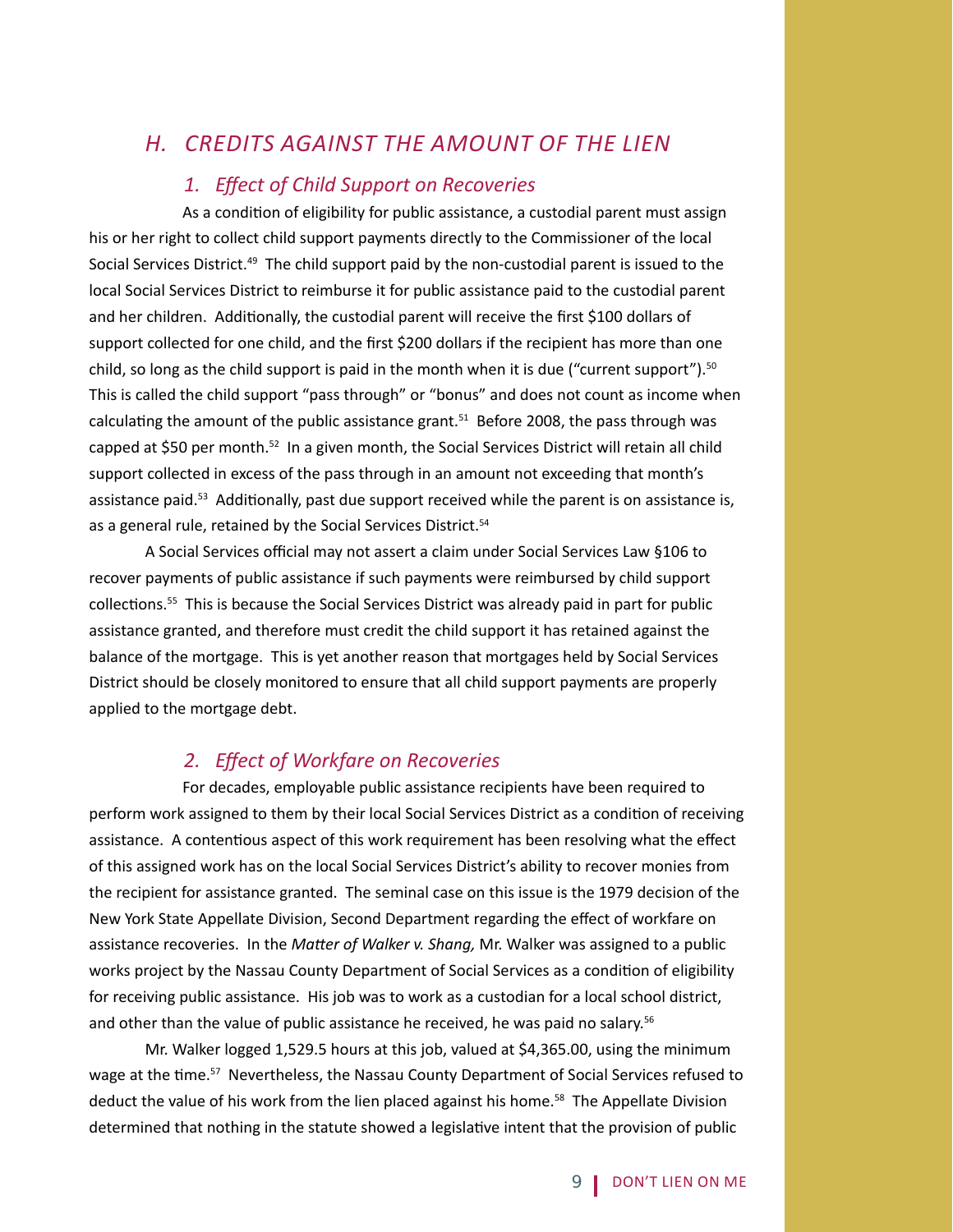## *H. CREDITS AGAINST THE AMOUNT OF THE LIEN*

### *1. Effect of Child Support on Recoveries*

As a condition of eligibility for public assistance, a custodial parent must assign his or her right to collect child support payments directly to the Commissioner of the local Social Services District.[49] The child support paid by the non-custodial parent is issued to the local Social Services District to reimburse it for public assistance paid to the custodial parent and her children. Additionally, the custodial parent will receive the first $100 dollars of support collected for one child, and the first $200 dollars if the recipient has more than one child, so long as the child support is paid in the month when it is due ("current support").[50] This is called the child support "pass through" or "bonus" and does not count as income when calculating the amount of the public assistance grant.[51] Before 2008, the pass through was capped at $50 per month.[52] In a given month, the Social Services District will retain all child support collected in excess of the pass through in an amount not exceeding that month's assistance paid.[53] Additionally, past due support received while the parent is on assistance is, as a general rule, retained by the Social Services District.[54]

A Social Services official may not assert a claim under Social Services Law §106 to recover payments of public assistance if such payments were reimbursed by child support collections.[55] This is because the Social Services District was already paid in part for public assistance granted, and therefore must credit the child support it has retained against the balance of the mortgage. This is yet another reason that mortgages held by Social Services District should be closely monitored to ensure that all child support payments are properly applied to the mortgage debt.

### *2. Effect of Workfare on Recoveries*

For decades, employable public assistance recipients have been required to perform work assigned to them by their local Social Services District as a condition of receiving assistance. A contentious aspect of this work requirement has been resolving what the effect of this assigned work has on the local Social Services District's ability to recover monies from the recipient for assistance granted. The seminal case on this issue is the 1979 decision of the New York State Appellate Division, Second Department regarding the effect of workfare on assistance recoveries. In the *Matter of Walker v. Shang,* Mr. Walker was assigned to a public works project by the Nassau County Department of Social Services as a condition of eligibility for receiving public assistance. His job was to work as a custodian for a local school district, and other than the value of public assistance he received, he was paid no salary.[56]

Mr. Walker logged 1,529.5 hours at this job, valued at $4,365.00, using the minimum wage at the time.[57] Nevertheless, the Nassau County Department of Social Services refused to deduct the value of his work from the lien placed against his home.[58] The Appellate Division determined that nothing in the statute showed a legislative intent that the provision of public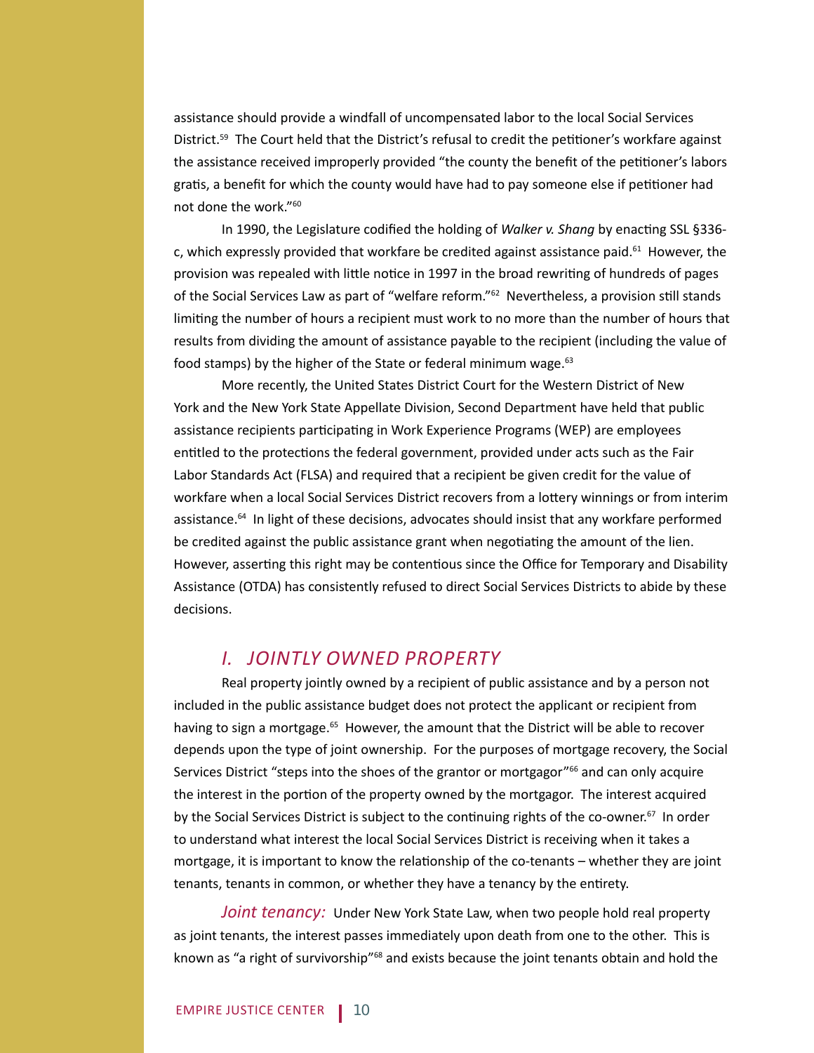assistance should provide a windfall of uncompensated labor to the local Social Services District.[59] The Court held that the District's refusal to credit the petitioner's workfare against the assistance received improperly provided "the county the benefit of the petitioner's labors gratis, a benefit for which the county would have had to pay someone else if petitioner had not done the work."[60]

In 1990, the Legislature codified the holding of *Walker v. Shang* by enacting SSL §336-c, which expressly provided that workfare be credited against assistance paid.[61] However, the provision was repealed with little notice in 1997 in the broad rewriting of hundreds of pages of the Social Services Law as part of "welfare reform."[62] Nevertheless, a provision still stands limiting the number of hours a recipient must work to no more than the number of hours that results from dividing the amount of assistance payable to the recipient (including the value of food stamps) by the higher of the State or federal minimum wage.[63]

More recently, the United States District Court for the Western District of New York and the New York State Appellate Division, Second Department have held that public assistance recipients participating in Work Experience Programs (WEP) are employees entitled to the protections the federal government, provided under acts such as the Fair Labor Standards Act (FLSA) and required that a recipient be given credit for the value of workfare when a local Social Services District recovers from a lottery winnings or from interim assistance.[64] In light of these decisions, advocates should insist that any workfare performed be credited against the public assistance grant when negotiating the amount of the lien. However, asserting this right may be contentious since the Office for Temporary and Disability Assistance (OTDA) has consistently refused to direct Social Services Districts to abide by these decisions.

## *I. JOINTLY OWNED PROPERTY*

Real property jointly owned by a recipient of public assistance and by a person not included in the public assistance budget does not protect the applicant or recipient from having to sign a mortgage.[65] However, the amount that the District will be able to recover depends upon the type of joint ownership. For the purposes of mortgage recovery, the Social Services District "steps into the shoes of the grantor or mortgagor"[66] and can only acquire the interest in the portion of the property owned by the mortgagor. The interest acquired by the Social Services District is subject to the continuing rights of the co-owner.[67] In order to understand what interest the local Social Services District is receiving when it takes a mortgage, it is important to know the relationship of the co-tenants – whether they are joint tenants, tenants in common, or whether they have a tenancy by the entirety.

*Joint tenancy:* Under New York State Law, when two people hold real property as joint tenants, the interest passes immediately upon death from one to the other. This is known as "a right of survivorship"[68] and exists because the joint tenants obtain and hold the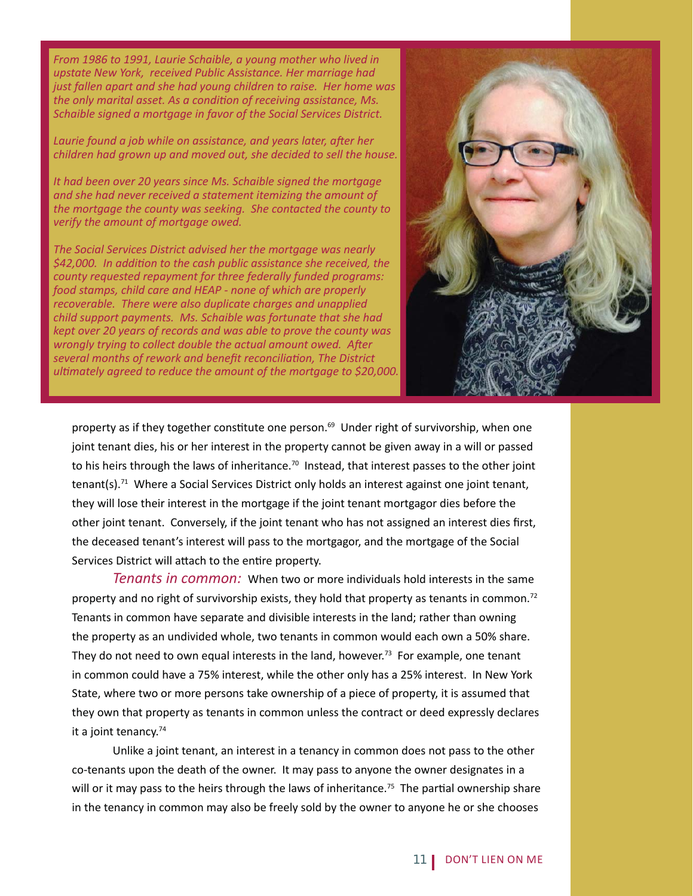*From 1986 to 1991, Laurie Schaible, a young mother who lived in upstate New York, received Public Assistance. Her marriage had just fallen apart and she had young children to raise. Her home was the only marital asset. As a condition of receiving assistance, Ms. Schaible signed a mortgage in favor of the Social Services District.*

*Laurie found a job while on assistance, and years later, after her children had grown up and moved out, she decided to sell the house.*

*It had been over 20 years since Ms. Schaible signed the mortgage and she had never received a statement itemizing the amount of the mortgage the county was seeking. She contacted the county to verify the amount of mortgage owed.*

*The Social Services District advised her the mortgage was nearly $42,000. In addition to the cash public assistance she received, the county requested repayment for three federally funded programs: food stamps, child care and HEAP - none of which are properly recoverable. There were also duplicate charges and unapplied child support payments. Ms. Schaible was fortunate that she had kept over 20 years of records and was able to prove the county was wrongly trying to collect double the actual amount owed. After several months of rework and benefit reconciliation, The District ultimately agreed to reduce the amount of the mortgage to $20,000.*

property as if they together constitute one person.[69] Under right of survivorship, when one joint tenant dies, his or her interest in the property cannot be given away in a will or passed to his heirs through the laws of inheritance.[70] Instead, that interest passes to the other joint tenant(s).[71] Where a Social Services District only holds an interest against one joint tenant, they will lose their interest in the mortgage if the joint tenant mortgagor dies before the other joint tenant. Conversely, if the joint tenant who has not assigned an interest dies first, the deceased tenant's interest will pass to the mortgagor, and the mortgage of the Social Services District will attach to the entire property.

*Tenants in common:* When two or more individuals hold interests in the same property and no right of survivorship exists, they hold that property as tenants in common.[72] Tenants in common have separate and divisible interests in the land; rather than owning the property as an undivided whole, two tenants in common would each own a 50% share. They do not need to own equal interests in the land, however.[73] For example, one tenant in common could have a 75% interest, while the other only has a 25% interest. In New York State, where two or more persons take ownership of a piece of property, it is assumed that they own that property as tenants in common unless the contract or deed expressly declares it a joint tenancy.[74]

Unlike a joint tenant, an interest in a tenancy in common does not pass to the other co-tenants upon the death of the owner. It may pass to anyone the owner designates in a will or it may pass to the heirs through the laws of inheritance.[75] The partial ownership share in the tenancy in common may also be freely sold by the owner to anyone he or she chooses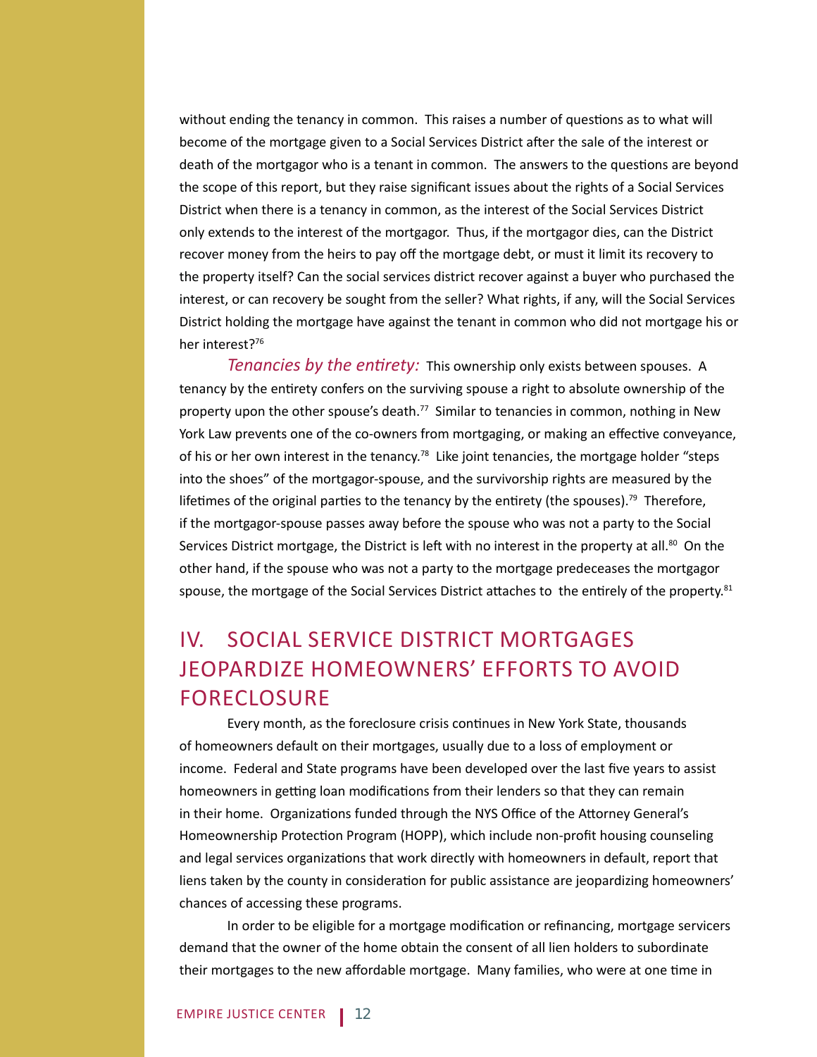without ending the tenancy in common. This raises a number of questions as to what will become of the mortgage given to a Social Services District after the sale of the interest or death of the mortgagor who is a tenant in common. The answers to the questions are beyond the scope of this report, but they raise significant issues about the rights of a Social Services District when there is a tenancy in common, as the interest of the Social Services District only extends to the interest of the mortgagor. Thus, if the mortgagor dies, can the District recover money from the heirs to pay off the mortgage debt, or must it limit its recovery to the property itself? Can the social services district recover against a buyer who purchased the interest, or can recovery be sought from the seller? What rights, if any, will the Social Services District holding the mortgage have against the tenant in common who did not mortgage his or her interest?[76]

*Tenancies by the entirety:* This ownership only exists between spouses. A tenancy by the entirety confers on the surviving spouse a right to absolute ownership of the property upon the other spouse's death.[77] Similar to tenancies in common, nothing in New York Law prevents one of the co-owners from mortgaging, or making an effective conveyance, of his or her own interest in the tenancy.[78] Like joint tenancies, the mortgage holder "steps into the shoes" of the mortgagor-spouse, and the survivorship rights are measured by the lifetimes of the original parties to the tenancy by the entirety (the spouses).[79] Therefore, if the mortgagor-spouse passes away before the spouse who was not a party to the Social Services District mortgage, the District is left with no interest in the property at all.[80] On the other hand, if the spouse who was not a party to the mortgage predeceases the mortgagor spouse, the mortgage of the Social Services District attaches to the entirely of the property.[81]

## IV. SOCIAL SERVICE DISTRICT MORTGAGES JEOPARDIZE HOMEOWNERS' EFFORTS TO AVOID FORECLOSURE

Every month, as the foreclosure crisis continues in New York State, thousands of homeowners default on their mortgages, usually due to a loss of employment or income. Federal and State programs have been developed over the last five years to assist homeowners in getting loan modifications from their lenders so that they can remain in their home. Organizations funded through the NYS Office of the Attorney General's Homeownership Protection Program (HOPP), which include non-profit housing counseling and legal services organizations that work directly with homeowners in default, report that liens taken by the county in consideration for public assistance are jeopardizing homeowners' chances of accessing these programs.

In order to be eligible for a mortgage modification or refinancing, mortgage servicers demand that the owner of the home obtain the consent of all lien holders to subordinate their mortgages to the new affordable mortgage. Many families, who were at one time in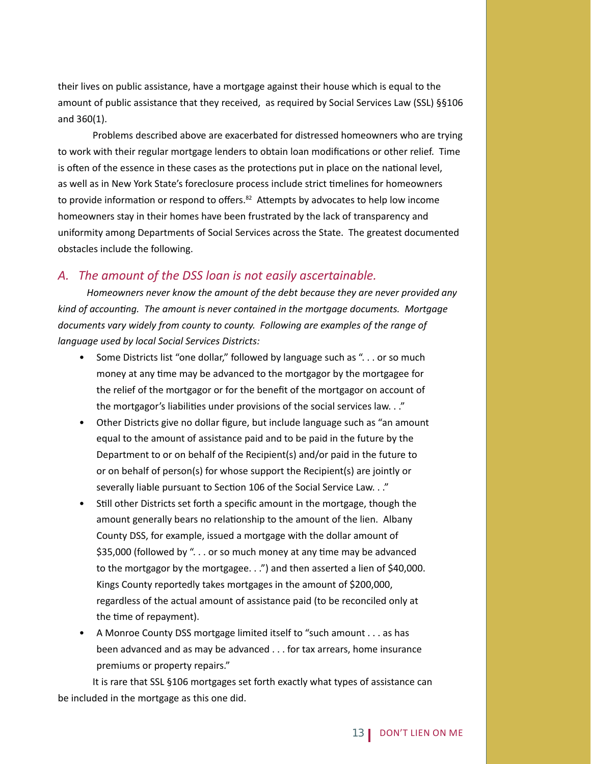their lives on public assistance, have a mortgage against their house which is equal to the amount of public assistance that they received, as required by Social Services Law (SSL) §§106 and 360(1).

Problems described above are exacerbated for distressed homeowners who are trying to work with their regular mortgage lenders to obtain loan modifications or other relief. Time is often of the essence in these cases as the protections put in place on the national level, as well as in New York State's foreclosure process include strict timelines for homeowners to provide information or respond to offers.[82] Attempts by advocates to help low income homeowners stay in their homes have been frustrated by the lack of transparency and uniformity among Departments of Social Services across the State. The greatest documented obstacles include the following.

## *A. The amount of the DSS loan is not easily ascertainable.*

*Homeowners never know the amount of the debt because they are never provided any kind of accounting. The amount is never contained in the mortgage documents. Mortgage documents vary widely from county to county. Following are examples of the range of language used by local Social Services Districts:*

- Some Districts list "one dollar," followed by language such as ". . . or so much money at any time may be advanced to the mortgagor by the mortgagee for the relief of the mortgagor or for the benefit of the mortgagor on account of the mortgagor's liabilities under provisions of the social services law. . ."
- Other Districts give no dollar figure, but include language such as "an amount equal to the amount of assistance paid and to be paid in the future by the Department to or on behalf of the Recipient(s) and/or paid in the future to or on behalf of person(s) for whose support the Recipient(s) are jointly or severally liable pursuant to Section 106 of the Social Service Law. . ."
- Still other Districts set forth a specific amount in the mortgage, though the amount generally bears no relationship to the amount of the lien. Albany County DSS, for example, issued a mortgage with the dollar amount of $35,000 (followed by ". . . or so much money at any time may be advanced to the mortgagor by the mortgagee. . .") and then asserted a lien of $40,000. Kings County reportedly takes mortgages in the amount of $200,000, regardless of the actual amount of assistance paid (to be reconciled only at the time of repayment).
- A Monroe County DSS mortgage limited itself to "such amount . . . as has been advanced and as may be advanced . . . for tax arrears, home insurance premiums or property repairs."

It is rare that SSL §106 mortgages set forth exactly what types of assistance can be included in the mortgage as this one did.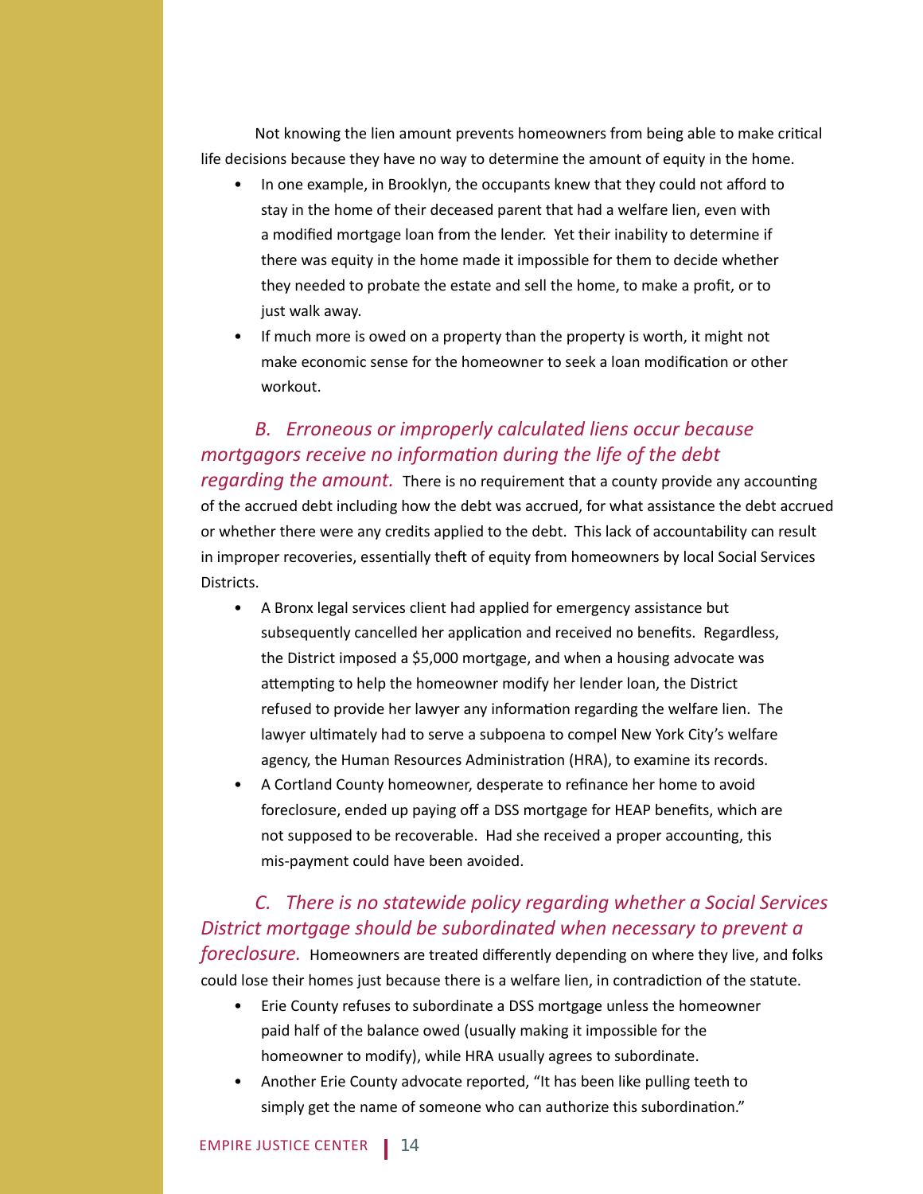Not knowing the lien amount prevents homeowners from being able to make critical life decisions because they have no way to determine the amount of equity in the home.

- In one example, in Brooklyn, the occupants knew that they could not afford to stay in the home of their deceased parent that had a welfare lien, even with a modified mortgage loan from the lender. Yet their inability to determine if there was equity in the home made it impossible for them to decide whether they needed to probate the estate and sell the home, to make a profit, or to just walk away.
- If much more is owed on a property than the property is worth, it might not make economic sense for the homeowner to seek a loan modification or other workout.

*B. Erroneous or improperly calculated liens occur because mortgagors receive no information during the life of the debt regarding the amount.* There is no requirement that a county provide any accounting of the accrued debt including how the debt was accrued, for what assistance the debt accrued or whether there were any credits applied to the debt. This lack of accountability can result in improper recoveries, essentially theft of equity from homeowners by local Social Services Districts.

- A Bronx legal services client had applied for emergency assistance but subsequently cancelled her application and received no benefits. Regardless, the District imposed a $5,000 mortgage, and when a housing advocate was attempting to help the homeowner modify her lender loan, the District refused to provide her lawyer any information regarding the welfare lien. The lawyer ultimately had to serve a subpoena to compel New York City's welfare agency, the Human Resources Administration (HRA), to examine its records.
- A Cortland County homeowner, desperate to refinance her home to avoid foreclosure, ended up paying off a DSS mortgage for HEAP benefits, which are not supposed to be recoverable. Had she received a proper accounting, this mis-payment could have been avoided.

*C. There is no statewide policy regarding whether a Social Services District mortgage should be subordinated when necessary to prevent a foreclosure.* Homeowners are treated differently depending on where they live, and folks could lose their homes just because there is a welfare lien, in contradiction of the statute.

- Erie County refuses to subordinate a DSS mortgage unless the homeowner paid half of the balance owed (usually making it impossible for the homeowner to modify), while HRA usually agrees to subordinate.
- Another Erie County advocate reported, "It has been like pulling teeth to simply get the name of someone who can authorize this subordination."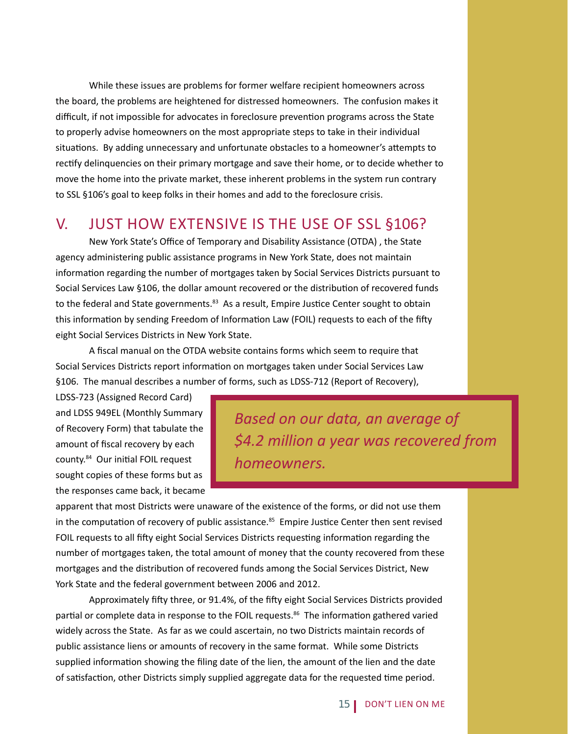While these issues are problems for former welfare recipient homeowners across the board, the problems are heightened for distressed homeowners. The confusion makes it difficult, if not impossible for advocates in foreclosure prevention programs across the State to properly advise homeowners on the most appropriate steps to take in their individual situations. By adding unnecessary and unfortunate obstacles to a homeowner's attempts to rectify delinquencies on their primary mortgage and save their home, or to decide whether to move the home into the private market, these inherent problems in the system run contrary to SSL §106's goal to keep folks in their homes and add to the foreclosure crisis.

## V. JUST HOW EXTENSIVE IS THE USE OF SSL §106?

New York State's Office of Temporary and Disability Assistance (OTDA) , the State agency administering public assistance programs in New York State, does not maintain information regarding the number of mortgages taken by Social Services Districts pursuant to Social Services Law §106, the dollar amount recovered or the distribution of recovered funds to the federal and State governments.[83] As a result, Empire Justice Center sought to obtain this information by sending Freedom of Information Law (FOIL) requests to each of the fifty eight Social Services Districts in New York State.

A fiscal manual on the OTDA website contains forms which seem to require that Social Services Districts report information on mortgages taken under Social Services Law §106. The manual describes a number of forms, such as LDSS-712 (Report of Recovery), LDSS-723 (Assigned Record Card) and LDSS 949EL (Monthly Summary of Recovery Form) that tabulate the amount of fiscal recovery by each county.[84] Our initial FOIL request sought copies of these forms but as the responses came back, it became apparent that most Districts were unaware of the existence of the forms, or did not use them in the computation of recovery of public assistance.[85] Empire Justice Center then sent revised FOIL requests to all fifty eight Social Services Districts requesting information regarding the number of mortgages taken, the total amount of money that the county recovered from these mortgages and the distribution of recovered funds among the Social Services District, New York State and the federal government between 2006 and 2012.

> *Based on our data, an average of $4.2 million a year was recovered from homeowners.*

Approximately fifty three, or 91.4%, of the fifty eight Social Services Districts provided partial or complete data in response to the FOIL requests.[86] The information gathered varied widely across the State. As far as we could ascertain, no two Districts maintain records of public assistance liens or amounts of recovery in the same format. While some Districts supplied information showing the filing date of the lien, the amount of the lien and the date of satisfaction, other Districts simply supplied aggregate data for the requested time period.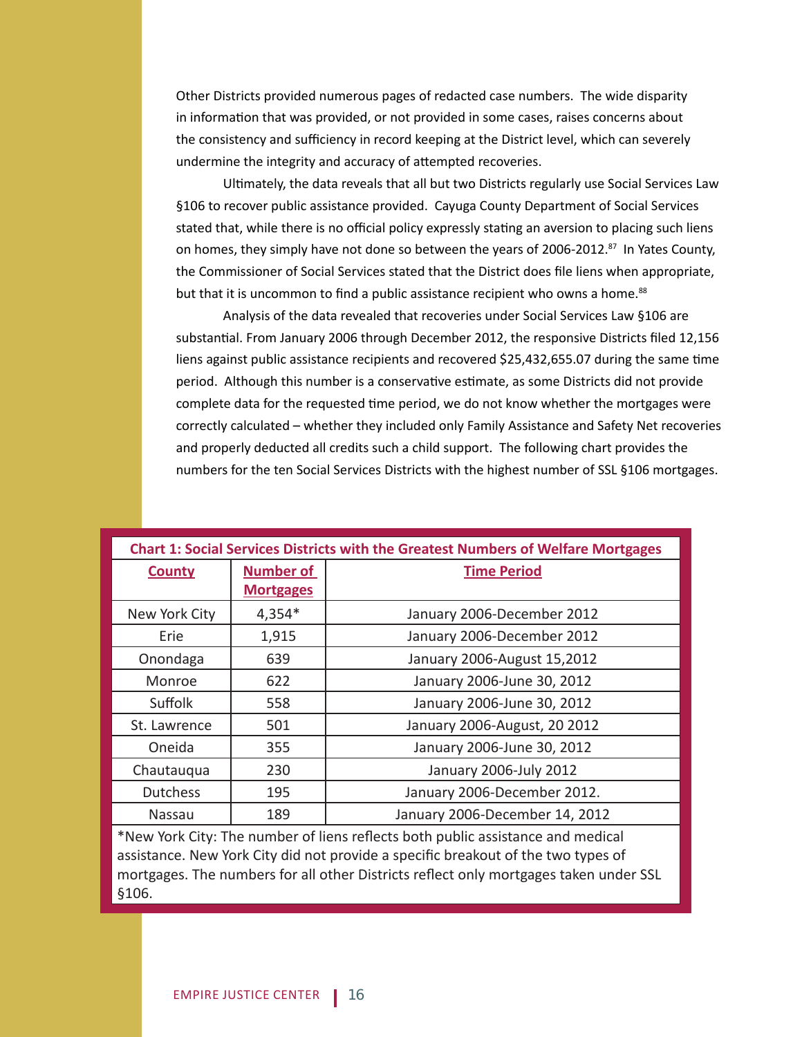Other Districts provided numerous pages of redacted case numbers. The wide disparity in information that was provided, or not provided in some cases, raises concerns about the consistency and sufficiency in record keeping at the District level, which can severely undermine the integrity and accuracy of attempted recoveries.

Ultimately, the data reveals that all but two Districts regularly use Social Services Law §106 to recover public assistance provided. Cayuga County Department of Social Services stated that, while there is no official policy expressly stating an aversion to placing such liens on homes, they simply have not done so between the years of 2006-2012.[87] In Yates County, the Commissioner of Social Services stated that the District does file liens when appropriate, but that it is uncommon to find a public assistance recipient who owns a home.[88]

Analysis of the data revealed that recoveries under Social Services Law §106 are substantial. From January 2006 through December 2012, the responsive Districts filed 12,156 liens against public assistance recipients and recovered $25,432,655.07 during the same time period. Although this number is a conservative estimate, as some Districts did not provide complete data for the requested time period, we do not know whether the mortgages were correctly calculated – whether they included only Family Assistance and Safety Net recoveries and properly deducted all credits such a child support. The following chart provides the numbers for the ten Social Services Districts with the highest number of SSL §106 mortgages.

**Chart 1: Social Services Districts with the Greatest Numbers of Welfare Mortgages**

| County | Number of Mortgages | Time Period |
|---|---|---|
| New York City | 4,354* | January 2006-December 2012 |
| Erie | 1,915 | January 2006-December 2012 |
| Onondaga | 639 | January 2006-August 15,2012 |
| Monroe | 622 | January 2006-June 30, 2012 |
| Suffolk | 558 | January 2006-June 30, 2012 |
| St. Lawrence | 501 | January 2006-August, 20 2012 |
| Oneida | 355 | January 2006-June 30, 2012 |
| Chautauqua | 230 | January 2006-July 2012 |
| Dutchess | 195 | January 2006-December 2012. |
| Nassau | 189 | January 2006-December 14, 2012 |

*New York City: The number of liens reflects both public assistance and medical assistance. New York City did not provide a specific breakout of the two types of mortgages. The numbers for all other Districts reflect only mortgages taken under SSL §106.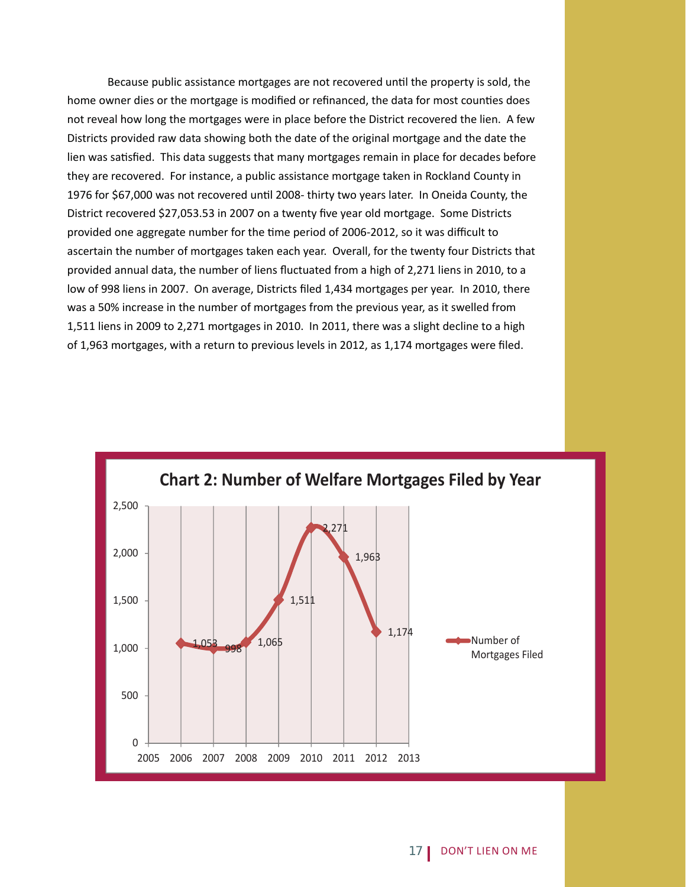Because public assistance mortgages are not recovered until the property is sold, the home owner dies or the mortgage is modified or refinanced, the data for most counties does not reveal how long the mortgages were in place before the District recovered the lien. A few Districts provided raw data showing both the date of the original mortgage and the date the lien was satisfied. This data suggests that many mortgages remain in place for decades before they are recovered. For instance, a public assistance mortgage taken in Rockland County in 1976 for $67,000 was not recovered until 2008- thirty two years later. In Oneida County, the District recovered $27,053.53 in 2007 on a twenty five year old mortgage. Some Districts provided one aggregate number for the time period of 2006-2012, so it was difficult to ascertain the number of mortgages taken each year. Overall, for the twenty four Districts that provided annual data, the number of liens fluctuated from a high of 2,271 liens in 2010, to a low of 998 liens in 2007. On average, Districts filed 1,434 mortgages per year. In 2010, there was a 50% increase in the number of mortgages from the previous year, as it swelled from 1,511 liens in 2009 to 2,271 mortgages in 2010. In 2011, there was a slight decline to a high of 1,963 mortgages, with a return to previous levels in 2012, as 1,174 mortgages were filed.

**Chart 2: Number of Welfare Mortgages Filed by Year**

| Year | Number of Mortgages Filed |
|---|---|
| 2006 | 1,053 |
| 2007 | 998 |
| 2008 | 1,065 |
| 2009 | 1,511 |
| 2010 | 2,271 |
| 2011 | 1,963 |
| 2012 | 1,174 |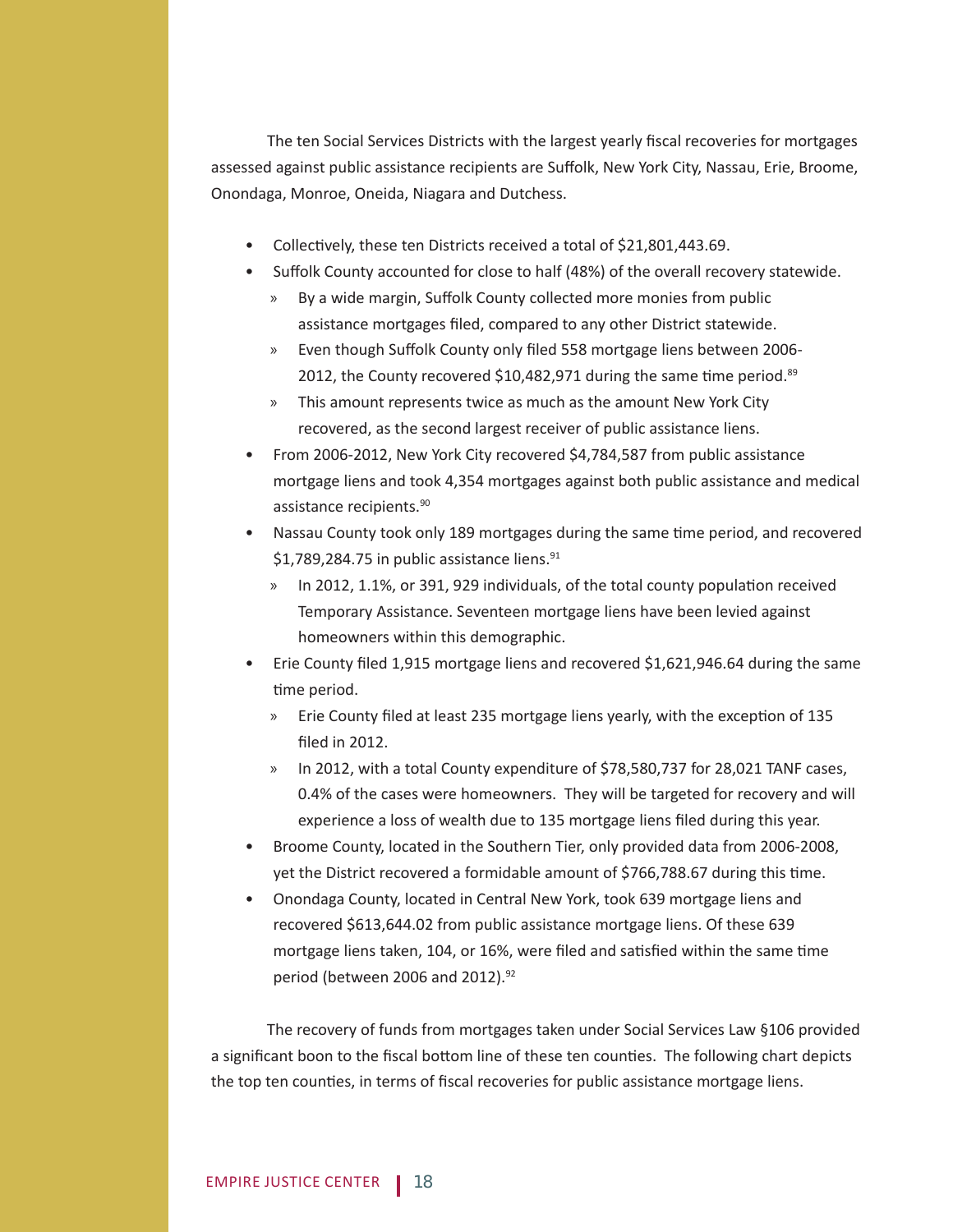The ten Social Services Districts with the largest yearly fiscal recoveries for mortgages assessed against public assistance recipients are Suffolk, New York City, Nassau, Erie, Broome, Onondaga, Monroe, Oneida, Niagara and Dutchess.

- Collectively, these ten Districts received a total of $21,801,443.69.
- Suffolk County accounted for close to half (48%) of the overall recovery statewide.
  - By a wide margin, Suffolk County collected more monies from public assistance mortgages filed, compared to any other District statewide.
  - Even though Suffolk County only filed 558 mortgage liens between 2006-2012, the County recovered $10,482,971 during the same time period.[89]
  - This amount represents twice as much as the amount New York City recovered, as the second largest receiver of public assistance liens.
- From 2006-2012, New York City recovered $4,784,587 from public assistance mortgage liens and took 4,354 mortgages against both public assistance and medical assistance recipients.[90]
- Nassau County took only 189 mortgages during the same time period, and recovered $1,789,284.75 in public assistance liens.[91]
  - In 2012, 1.1%, or 391, 929 individuals, of the total county population received Temporary Assistance. Seventeen mortgage liens have been levied against homeowners within this demographic.
- Erie County filed 1,915 mortgage liens and recovered $1,621,946.64 during the same time period.
  - Erie County filed at least 235 mortgage liens yearly, with the exception of 135 filed in 2012.
  - In 2012, with a total County expenditure of $78,580,737 for 28,021 TANF cases, 0.4% of the cases were homeowners. They will be targeted for recovery and will experience a loss of wealth due to 135 mortgage liens filed during this year.
- Broome County, located in the Southern Tier, only provided data from 2006-2008, yet the District recovered a formidable amount of $766,788.67 during this time.
- Onondaga County, located in Central New York, took 639 mortgage liens and recovered $613,644.02 from public assistance mortgage liens. Of these 639 mortgage liens taken, 104, or 16%, were filed and satisfied within the same time period (between 2006 and 2012).[92]

The recovery of funds from mortgages taken under Social Services Law §106 provided a significant boon to the fiscal bottom line of these ten counties. The following chart depicts the top ten counties, in terms of fiscal recoveries for public assistance mortgage liens.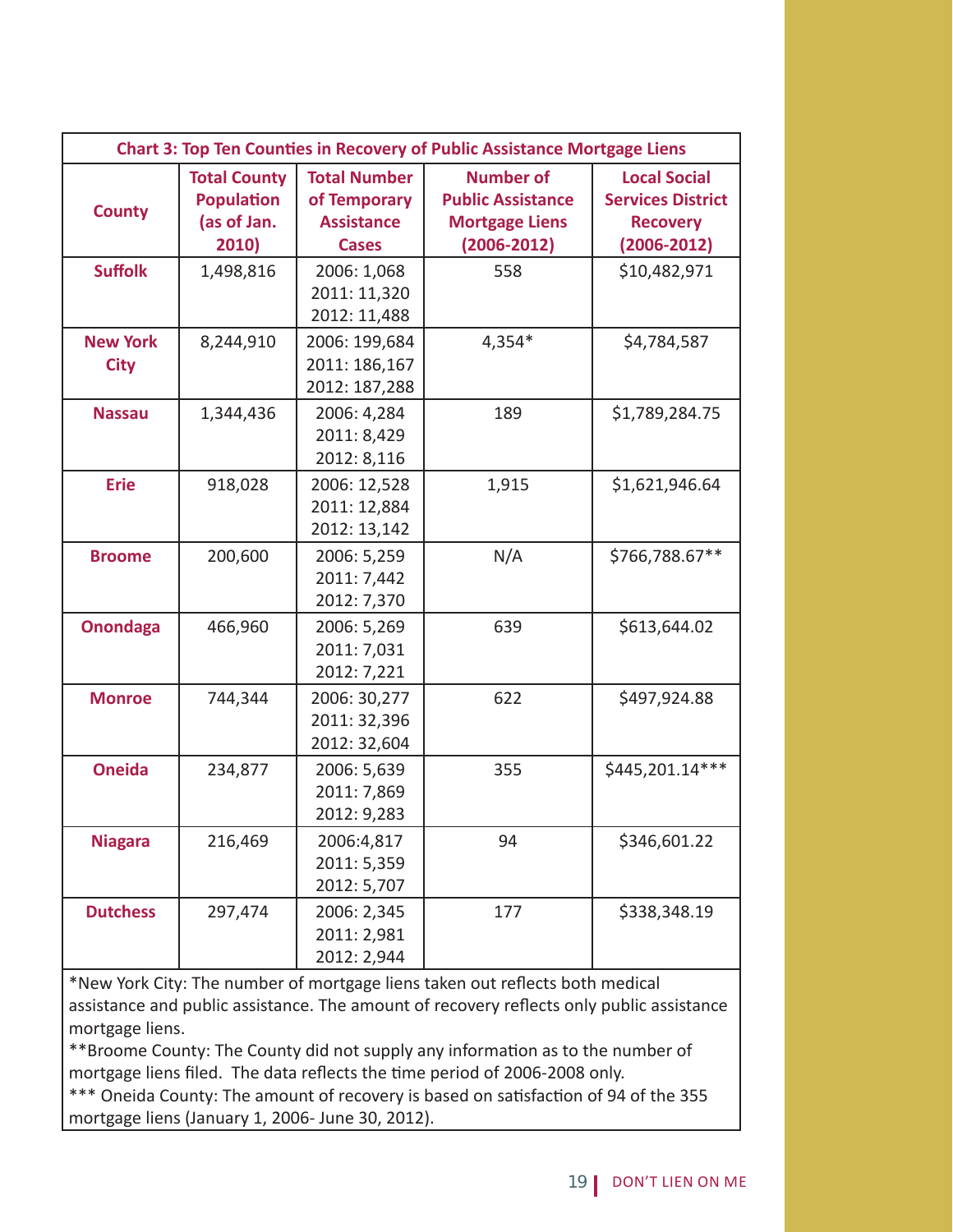**Chart 3: Top Ten Counties in Recovery of Public Assistance Mortgage Liens**

| County | Total County Population (as of Jan. 2010) | Total Number of Temporary Assistance Cases | Number of Public Assistance Mortgage Liens (2006-2012) | Local Social Services District Recovery (2006-2012) |
|---|---|---|---|---|
| Suffolk | 1,498,816 | 2006: 1,068<br>2011: 11,320<br>2012: 11,488 | 558 | $10,482,971 |
| New York City | 8,244,910 | 2006: 199,684<br>2011: 186,167<br>2012: 187,288 | 4,354* | $4,784,587 |
| Nassau | 1,344,436 | 2006: 4,284<br>2011: 8,429<br>2012: 8,116 | 189 | $1,789,284.75 |
| Erie | 918,028 | 2006: 12,528<br>2011: 12,884<br>2012: 13,142 | 1,915 | $1,621,946.64 |
| Broome | 200,600 | 2006: 5,259<br>2011: 7,442<br>2012: 7,370 | N/A | $766,788.67** |
| Onondaga | 466,960 | 2006: 5,269<br>2011: 7,031<br>2012: 7,221 | 639 | $613,644.02 |
| Monroe | 744,344 | 2006: 30,277<br>2011: 32,396<br>2012: 32,604 | 622 | $497,924.88 |
| Oneida | 234,877 | 2006: 5,639<br>2011: 7,869<br>2012: 9,283 | 355 | $445,201.14*** |
| Niagara | 216,469 | 2006:4,817<br>2011: 5,359<br>2012: 5,707 | 94 | $346,601.22 |
| Dutchess | 297,474 | 2006: 2,345<br>2011: 2,981<br>2012: 2,944 | 177 | $338,348.19 |

*New York City: The number of mortgage liens taken out reflects both medical assistance and public assistance. The amount of recovery reflects only public assistance mortgage liens.

**Broome County: The County did not supply any information as to the number of mortgage liens filed. The data reflects the time period of 2006-2008 only.

*** Oneida County: The amount of recovery is based on satisfaction of 94 of the 355 mortgage liens (January 1, 2006- June 30, 2012).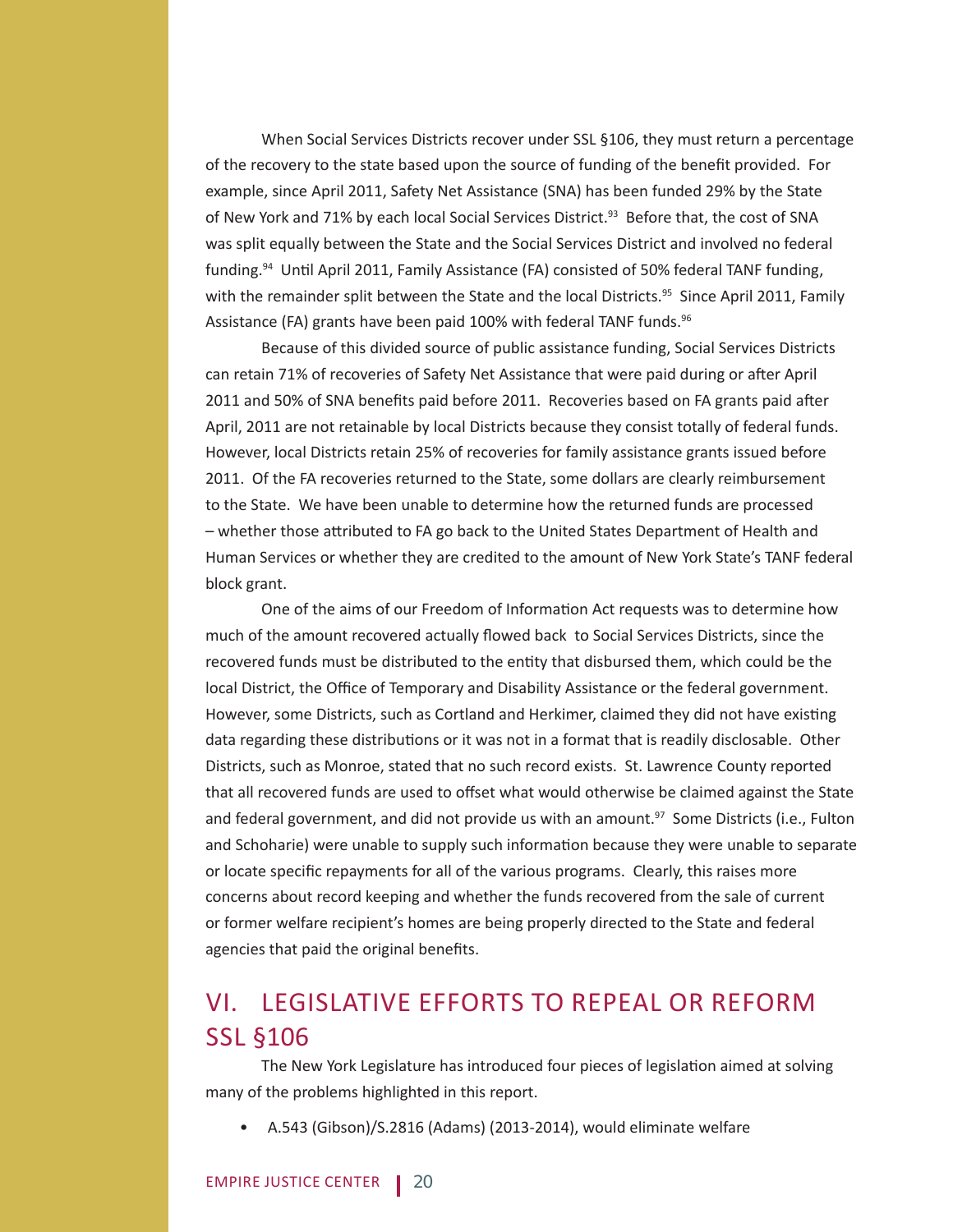When Social Services Districts recover under SSL §106, they must return a percentage of the recovery to the state based upon the source of funding of the benefit provided. For example, since April 2011, Safety Net Assistance (SNA) has been funded 29% by the State of New York and 71% by each local Social Services District.[93] Before that, the cost of SNA was split equally between the State and the Social Services District and involved no federal funding.[94] Until April 2011, Family Assistance (FA) consisted of 50% federal TANF funding, with the remainder split between the State and the local Districts.[95] Since April 2011, Family Assistance (FA) grants have been paid 100% with federal TANF funds.[96]

Because of this divided source of public assistance funding, Social Services Districts can retain 71% of recoveries of Safety Net Assistance that were paid during or after April 2011 and 50% of SNA benefits paid before 2011. Recoveries based on FA grants paid after April, 2011 are not retainable by local Districts because they consist totally of federal funds. However, local Districts retain 25% of recoveries for family assistance grants issued before 2011. Of the FA recoveries returned to the State, some dollars are clearly reimbursement to the State. We have been unable to determine how the returned funds are processed – whether those attributed to FA go back to the United States Department of Health and Human Services or whether they are credited to the amount of New York State's TANF federal block grant.

One of the aims of our Freedom of Information Act requests was to determine how much of the amount recovered actually flowed back to Social Services Districts, since the recovered funds must be distributed to the entity that disbursed them, which could be the local District, the Office of Temporary and Disability Assistance or the federal government. However, some Districts, such as Cortland and Herkimer, claimed they did not have existing data regarding these distributions or it was not in a format that is readily disclosable. Other Districts, such as Monroe, stated that no such record exists. St. Lawrence County reported that all recovered funds are used to offset what would otherwise be claimed against the State and federal government, and did not provide us with an amount.[97] Some Districts (i.e., Fulton and Schoharie) were unable to supply such information because they were unable to separate or locate specific repayments for all of the various programs. Clearly, this raises more concerns about record keeping and whether the funds recovered from the sale of current or former welfare recipient's homes are being properly directed to the State and federal agencies that paid the original benefits.

## VI. LEGISLATIVE EFFORTS TO REPEAL OR REFORM SSL §106

The New York Legislature has introduced four pieces of legislation aimed at solving many of the problems highlighted in this report.

- A.543 (Gibson)/S.2816 (Adams) (2013-2014), would eliminate welfare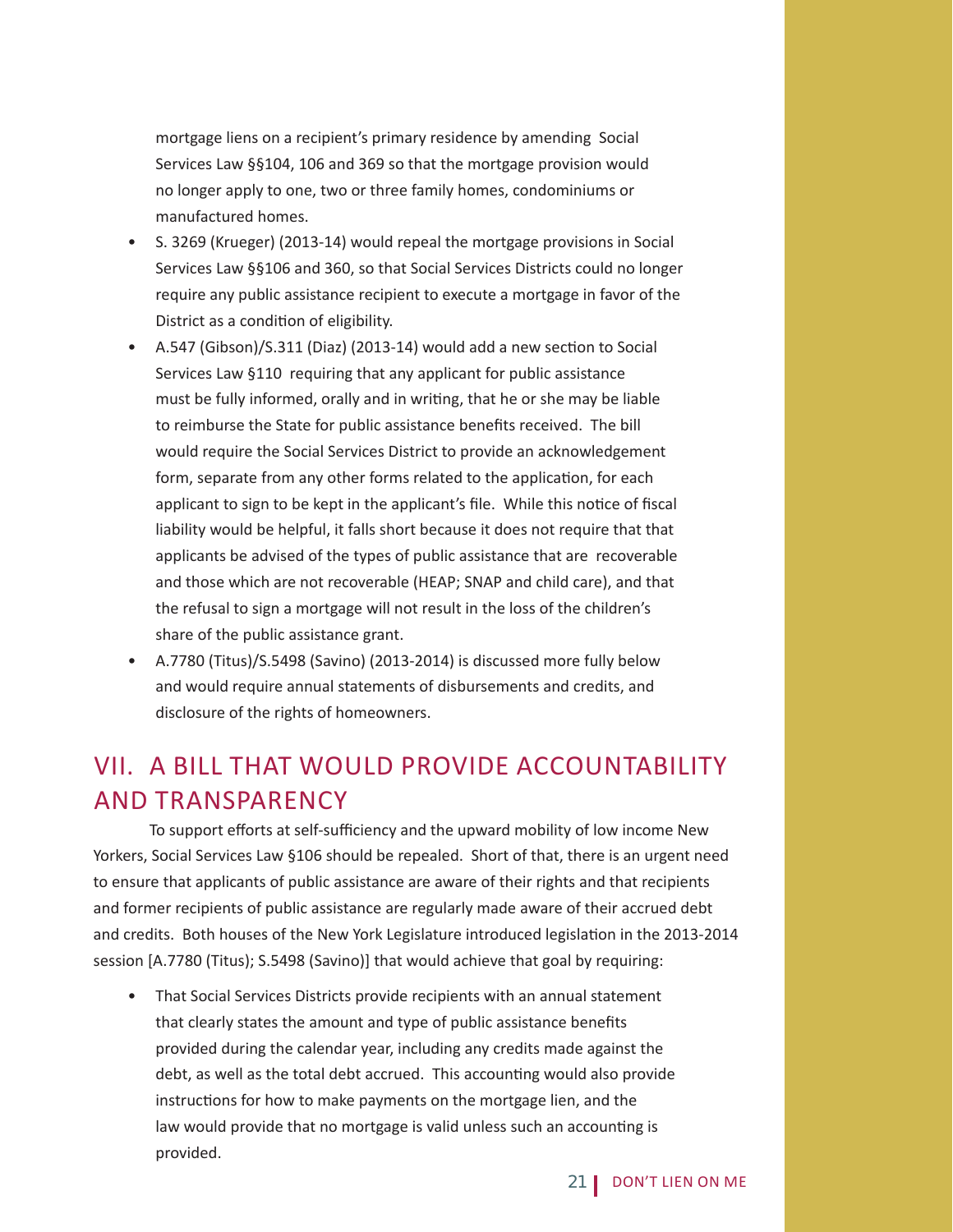mortgage liens on a recipient's primary residence by amending Social Services Law §§104, 106 and 369 so that the mortgage provision would no longer apply to one, two or three family homes, condominiums or manufactured homes.

- S. 3269 (Krueger) (2013-14) would repeal the mortgage provisions in Social Services Law §§106 and 360, so that Social Services Districts could no longer require any public assistance recipient to execute a mortgage in favor of the District as a condition of eligibility.
- A.547 (Gibson)/S.311 (Diaz) (2013-14) would add a new section to Social Services Law §110 requiring that any applicant for public assistance must be fully informed, orally and in writing, that he or she may be liable to reimburse the State for public assistance benefits received. The bill would require the Social Services District to provide an acknowledgement form, separate from any other forms related to the application, for each applicant to sign to be kept in the applicant's file. While this notice of fiscal liability would be helpful, it falls short because it does not require that that applicants be advised of the types of public assistance that are recoverable and those which are not recoverable (HEAP; SNAP and child care), and that the refusal to sign a mortgage will not result in the loss of the children's share of the public assistance grant.
- A.7780 (Titus)/S.5498 (Savino) (2013-2014) is discussed more fully below and would require annual statements of disbursements and credits, and disclosure of the rights of homeowners.

## VII. A BILL THAT WOULD PROVIDE ACCOUNTABILITY AND TRANSPARENCY

To support efforts at self-sufficiency and the upward mobility of low income New Yorkers, Social Services Law §106 should be repealed. Short of that, there is an urgent need to ensure that applicants of public assistance are aware of their rights and that recipients and former recipients of public assistance are regularly made aware of their accrued debt and credits. Both houses of the New York Legislature introduced legislation in the 2013-2014 session [A.7780 (Titus); S.5498 (Savino)] that would achieve that goal by requiring:

- That Social Services Districts provide recipients with an annual statement that clearly states the amount and type of public assistance benefits provided during the calendar year, including any credits made against the debt, as well as the total debt accrued. This accounting would also provide instructions for how to make payments on the mortgage lien, and the law would provide that no mortgage is valid unless such an accounting is provided.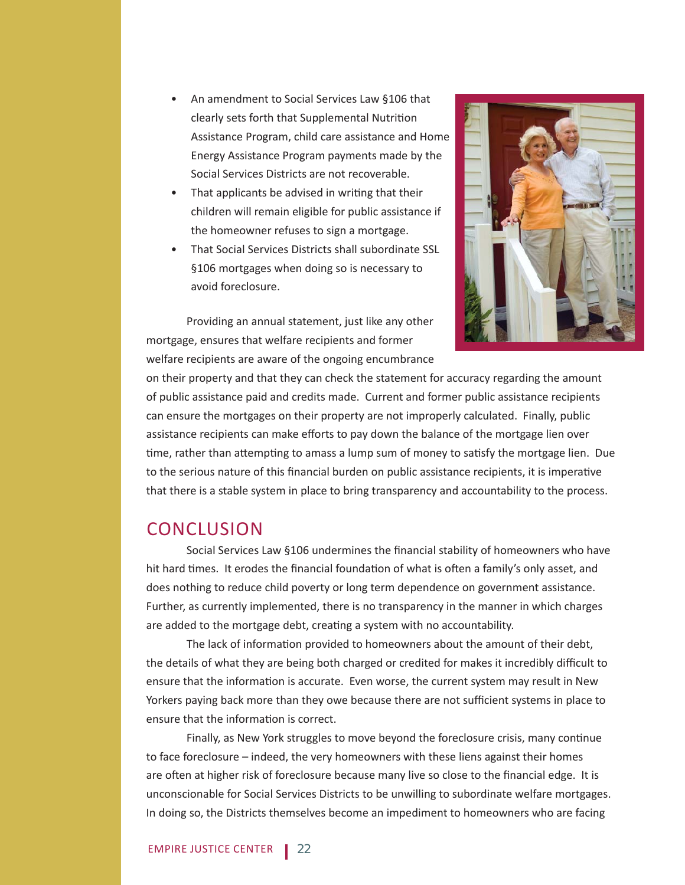- An amendment to Social Services Law §106 that clearly sets forth that Supplemental Nutrition Assistance Program, child care assistance and Home Energy Assistance Program payments made by the Social Services Districts are not recoverable.
- That applicants be advised in writing that their children will remain eligible for public assistance if the homeowner refuses to sign a mortgage.
- That Social Services Districts shall subordinate SSL §106 mortgages when doing so is necessary to avoid foreclosure.

Providing an annual statement, just like any other mortgage, ensures that welfare recipients and former welfare recipients are aware of the ongoing encumbrance on their property and that they can check the statement for accuracy regarding the amount of public assistance paid and credits made. Current and former public assistance recipients can ensure the mortgages on their property are not improperly calculated. Finally, public assistance recipients can make efforts to pay down the balance of the mortgage lien over time, rather than attempting to amass a lump sum of money to satisfy the mortgage lien. Due to the serious nature of this financial burden on public assistance recipients, it is imperative that there is a stable system in place to bring transparency and accountability to the process.

## CONCLUSION

Social Services Law §106 undermines the financial stability of homeowners who have hit hard times. It erodes the financial foundation of what is often a family's only asset, and does nothing to reduce child poverty or long term dependence on government assistance. Further, as currently implemented, there is no transparency in the manner in which charges are added to the mortgage debt, creating a system with no accountability.

The lack of information provided to homeowners about the amount of their debt, the details of what they are being both charged or credited for makes it incredibly difficult to ensure that the information is accurate. Even worse, the current system may result in New Yorkers paying back more than they owe because there are not sufficient systems in place to ensure that the information is correct.

Finally, as New York struggles to move beyond the foreclosure crisis, many continue to face foreclosure – indeed, the very homeowners with these liens against their homes are often at higher risk of foreclosure because many live so close to the financial edge. It is unconscionable for Social Services Districts to be unwilling to subordinate welfare mortgages. In doing so, the Districts themselves become an impediment to homeowners who are facing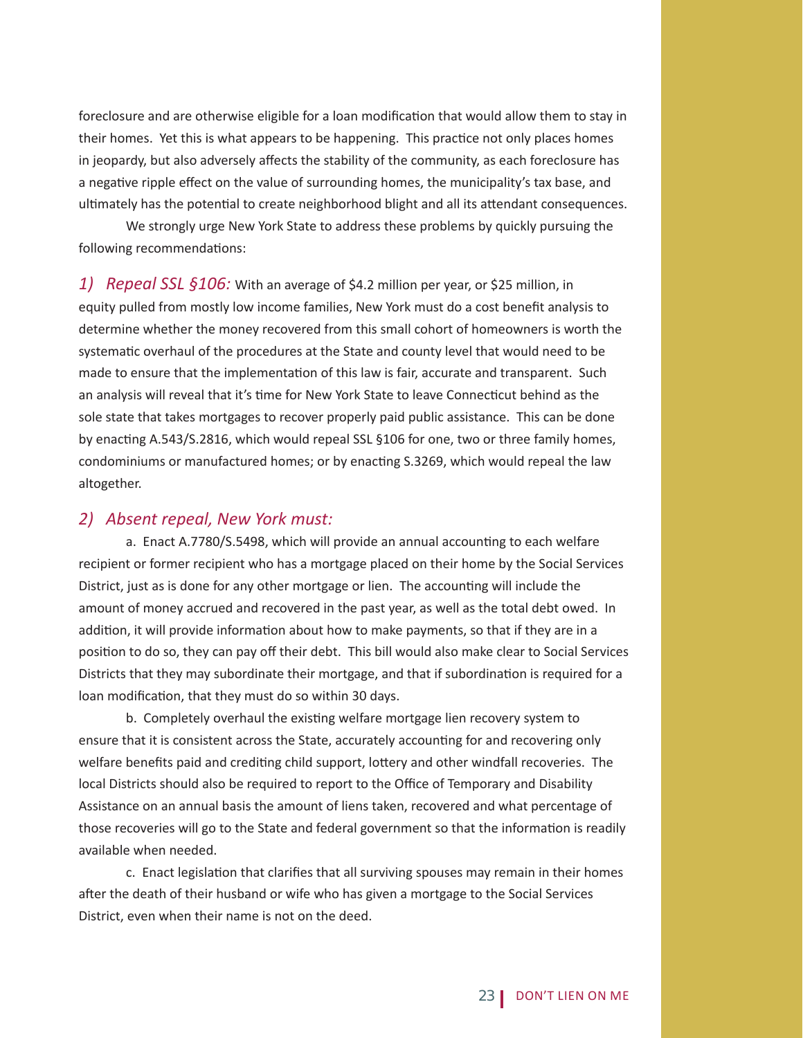foreclosure and are otherwise eligible for a loan modification that would allow them to stay in their homes. Yet this is what appears to be happening. This practice not only places homes in jeopardy, but also adversely affects the stability of the community, as each foreclosure has a negative ripple effect on the value of surrounding homes, the municipality's tax base, and ultimately has the potential to create neighborhood blight and all its attendant consequences.

We strongly urge New York State to address these problems by quickly pursuing the following recommendations:

*1) Repeal SSL §106:* With an average of $4.2 million per year, or $25 million, in equity pulled from mostly low income families, New York must do a cost benefit analysis to determine whether the money recovered from this small cohort of homeowners is worth the systematic overhaul of the procedures at the State and county level that would need to be made to ensure that the implementation of this law is fair, accurate and transparent. Such an analysis will reveal that it's time for New York State to leave Connecticut behind as the sole state that takes mortgages to recover properly paid public assistance. This can be done by enacting A.543/S.2816, which would repeal SSL §106 for one, two or three family homes, condominiums or manufactured homes; or by enacting S.3269, which would repeal the law altogether.

### *2) Absent repeal, New York must:*

a. Enact A.7780/S.5498, which will provide an annual accounting to each welfare recipient or former recipient who has a mortgage placed on their home by the Social Services District, just as is done for any other mortgage or lien. The accounting will include the amount of money accrued and recovered in the past year, as well as the total debt owed. In addition, it will provide information about how to make payments, so that if they are in a position to do so, they can pay off their debt. This bill would also make clear to Social Services Districts that they may subordinate their mortgage, and that if subordination is required for a loan modification, that they must do so within 30 days.

b. Completely overhaul the existing welfare mortgage lien recovery system to ensure that it is consistent across the State, accurately accounting for and recovering only welfare benefits paid and crediting child support, lottery and other windfall recoveries. The local Districts should also be required to report to the Office of Temporary and Disability Assistance on an annual basis the amount of liens taken, recovered and what percentage of those recoveries will go to the State and federal government so that the information is readily available when needed.

c. Enact legislation that clarifies that all surviving spouses may remain in their homes after the death of their husband or wife who has given a mortgage to the Social Services District, even when their name is not on the deed.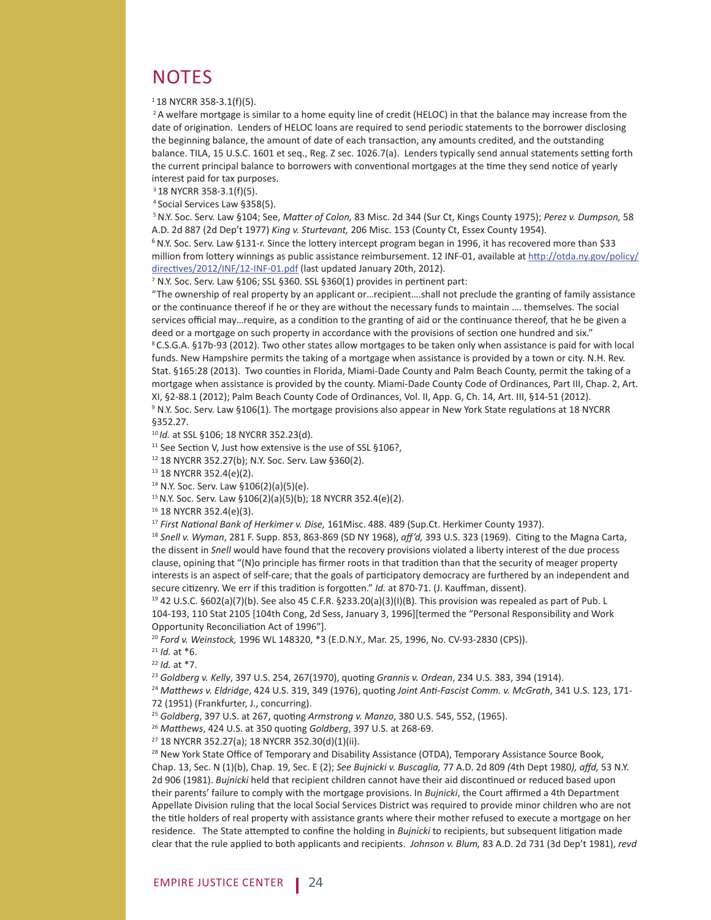## NOTES

[1] 18 NYCRR 358-3.1(f)(5).

[2] A welfare mortgage is similar to a home equity line of credit (HELOC) in that the balance may increase from the date of origination. Lenders of HELOC loans are required to send periodic statements to the borrower disclosing the beginning balance, the amount of date of each transaction, any amounts credited, and the outstanding balance. TILA, 15 U.S.C. 1601 et seq., Reg. Z sec. 1026.7(a). Lenders typically send annual statements setting forth the current principal balance to borrowers with conventional mortgages at the time they send notice of yearly interest paid for tax purposes.

[3] 18 NYCRR 358-3.1(f)(5).

[4] Social Services Law §358(5).

[5] N.Y. Soc. Serv. Law §104; See, *Matter of Colon,* 83 Misc. 2d 344 (Sur Ct, Kings County 1975); *Perez v. Dumpson,* 58 A.D. 2d 887 (2d Dep't 1977) *King v. Sturtevant,* 206 Misc. 153 (County Ct, Essex County 1954).

[6] N.Y. Soc. Serv. Law §131-r. Since the lottery intercept program began in 1996, it has recovered more than $33 million from lottery winnings as public assistance reimbursement. 12 INF-01, available at http://otda.ny.gov/policy/directives/2012/INF/12-INF-01.pdf (last updated January 20th, 2012).

[7] N.Y. Soc. Serv. Law §106; SSL §360. SSL §360(1) provides in pertinent part:

"The ownership of real property by an applicant or….recipient….shall not preclude the granting of family assistance or the continuance thereof if he or they are without the necessary funds to maintain …. themselves. The social services official may…require, as a condition to the granting of aid or the continuance thereof, that he be given a deed or a mortgage on such property in accordance with the provisions of section one hundred and six."

[8] C.S.G.A. §17b-93 (2012). Two other states allow mortgages to be taken only when assistance is paid for with local funds. New Hampshire permits the taking of a mortgage when assistance is provided by a town or city. N.H. Rev. Stat. §165:28 (2013). Two counties in Florida, Miami-Dade County and Palm Beach County, permit the taking of a mortgage when assistance is provided by the county. Miami-Dade County Code of Ordinances, Part III, Chap. 2, Art. XI, §2-88.1 (2012); Palm Beach County Code of Ordinances, Vol. II, App. G, Ch. 14, Art. III, §14-51 (2012).

[9] N.Y. Soc. Serv. Law §106(1). The mortgage provisions also appear in New York State regulations at 18 NYCRR §352.27.

[10] *Id.* at SSL §106; 18 NYCRR 352.23(d).

[11] See Section V, Just how extensive is the use of SSL §106?,

[12] 18 NYCRR 352.27(b); N.Y. Soc. Serv. Law §360(2).

[13] 18 NYCRR 352.4(e)(2).

[14] N.Y. Soc. Serv. Law §106(2)(a)(5)(e).

[15] N.Y. Soc. Serv. Law §106(2)(a)(5)(b); 18 NYCRR 352.4(e)(2).

[16] 18 NYCRR 352.4(e)(3).

[17] *First National Bank of Herkimer v. Dise,* 161Misc. 488. 489 (Sup.Ct. Herkimer County 1937).

[18] *Snell v. Wyman*, 281 F. Supp. 853, 863-869 (SD NY 1968), *aff'd,* 393 U.S. 323 (1969). Citing to the Magna Carta, the dissent in *Snell* would have found that the recovery provisions violated a liberty interest of the due process clause, opining that "(N)o principle has firmer roots in that tradition than that the security of meager property interests is an aspect of self-care; that the goals of participatory democracy are furthered by an independent and secure citizenry. We err if this tradition is forgotten." *Id.* at 870-71. (J. Kauffman, dissent).

[19] 42 U.S.C. §602(a)(7)(b). See also 45 C.F.R. §233.20(a)(3)(I)(B). This provision was repealed as part of Pub. L 104-193, 110 Stat 2105 [104th Cong, 2d Sess, January 3, 1996][termed the "Personal Responsibility and Work Opportunity Reconciliation Act of 1996"].

[20] *Ford v. Weinstock,* 1996 WL 148320, *3 (E.D.N.Y., Mar. 25, 1996, No. CV-93-2830 (CPS)).

[21] *Id.* at *6.

[22] *Id.* at *7.

[23] *Goldberg v. Kelly*, 397 U.S. 254, 267(1970), quoting *Grannis v. Ordean*, 234 U.S. 383, 394 (1914).

[24] *Matthews v. Eldridge*, 424 U.S. 319, 349 (1976), quoting *Joint Anti-Fascist Comm. v. McGrath*, 341 U.S. 123, 171-72 (1951) (Frankfurter, J., concurring).

[25] *Goldberg*, 397 U.S. at 267, quoting *Armstrong v. Manzo*, 380 U.S. 545, 552, (1965).

[26] *Matthews*, 424 U.S. at 350 quoting *Goldberg*, 397 U.S. at 268-69.

[27] 18 NYCRR 352.27(a); 18 NYCRR 352.30(d)(1)(ii).

[28] New York State Office of Temporary and Disability Assistance (OTDA), Temporary Assistance Source Book, Chap. 13, Sec. N (1)(b), Chap. 19, Sec. E (2); *See Bujnicki v. Buscaglia,* 77 A.D. 2d 809 *(*4th Dept 1980*), affd,* 53 N.Y. 2d 906 (1981). *Bujnicki* held that recipient children cannot have their aid discontinued or reduced based upon their parents' failure to comply with the mortgage provisions. In *Bujnicki*, the Court affirmed a 4th Department Appellate Division ruling that the local Social Services District was required to provide minor children who are not the title holders of real property with assistance grants where their mother refused to execute a mortgage on her residence. The State attempted to confine the holding in *Bujnicki* to recipients, but subsequent litigation made clear that the rule applied to both applicants and recipients. *Johnson v. Blum,* 83 A.D. 2d 731 (3d Dep't 1981), *revd*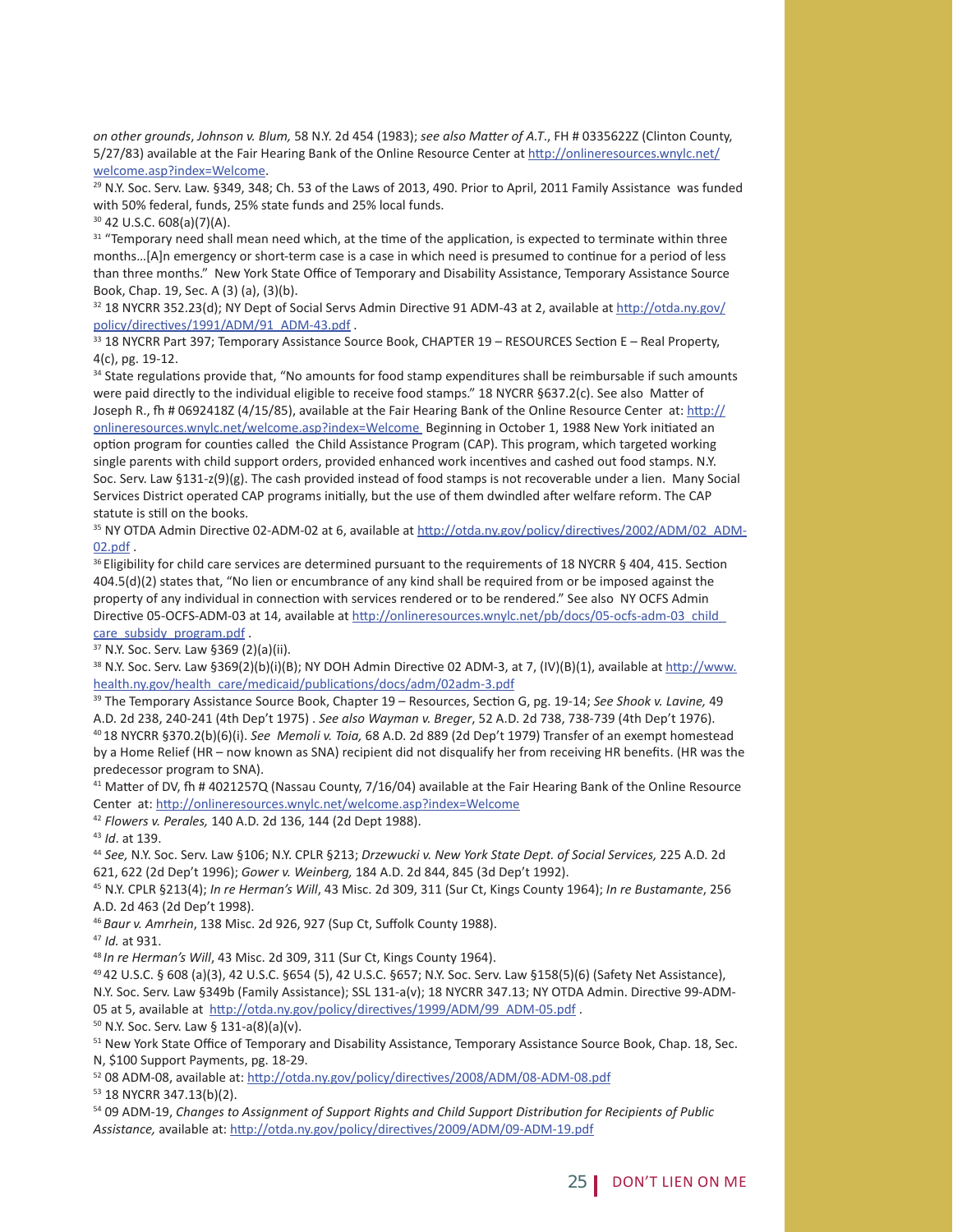*on other grounds*, *Johnson v. Blum,* 58 N.Y. 2d 454 (1983); *see also Matter of A.T.*, FH # 0335622Z (Clinton County, 5/27/83) available at the Fair Hearing Bank of the Online Resource Center at http://onlineresources.wnylc.net/welcome.asp?index=Welcome.

[29] N.Y. Soc. Serv. Law. §349, 348; Ch. 53 of the Laws of 2013, 490. Prior to April, 2011 Family Assistance was funded with 50% federal, funds, 25% state funds and 25% local funds.

[30] 42 U.S.C. 608(a)(7)(A).

[31] "Temporary need shall mean need which, at the time of the application, is expected to terminate within three months…[A]n emergency or short-term case is a case in which need is presumed to continue for a period of less than three months." New York State Office of Temporary and Disability Assistance, Temporary Assistance Source Book, Chap. 19, Sec. A (3) (a), (3)(b).

[32] 18 NYCRR 352.23(d); NY Dept of Social Servs Admin Directive 91 ADM-43 at 2, available at http://otda.ny.gov/policy/directives/1991/ADM/91_ADM-43.pdf .

[33] 18 NYCRR Part 397; Temporary Assistance Source Book, CHAPTER 19 – RESOURCES Section E – Real Property, 4(c), pg. 19-12.

[34] State regulations provide that, "No amounts for food stamp expenditures shall be reimbursable if such amounts were paid directly to the individual eligible to receive food stamps." 18 NYCRR §637.2(c). See also Matter of Joseph R., fh # 0692418Z (4/15/85), available at the Fair Hearing Bank of the Online Resource Center at: http://onlineresources.wnylc.net/welcome.asp?index=Welcome Beginning in October 1, 1988 New York initiated an option program for counties called the Child Assistance Program (CAP). This program, which targeted working single parents with child support orders, provided enhanced work incentives and cashed out food stamps. N.Y. Soc. Serv. Law §131-z(9)(g). The cash provided instead of food stamps is not recoverable under a lien. Many Social Services District operated CAP programs initially, but the use of them dwindled after welfare reform. The CAP statute is still on the books.

[35] NY OTDA Admin Directive 02-ADM-02 at 6, available at http://otda.ny.gov/policy/directives/2002/ADM/02_ADM-02.pdf .

[36] Eligibility for child care services are determined pursuant to the requirements of 18 NYCRR § 404, 415. Section 404.5(d)(2) states that, "No lien or encumbrance of any kind shall be required from or be imposed against the property of any individual in connection with services rendered or to be rendered." See also NY OCFS Admin Directive 05-OCFS-ADM-03 at 14, available at http://onlineresources.wnylc.net/pb/docs/05-ocfs-adm-03_child_care_subsidy_program.pdf .

[37] N.Y. Soc. Serv. Law §369 (2)(a)(ii).

[38] N.Y. Soc. Serv. Law §369(2)(b)(i)(B); NY DOH Admin Directive 02 ADM-3, at 7, (IV)(B)(1), available at http://www.health.ny.gov/health_care/medicaid/publications/docs/adm/02adm-3.pdf

[39] The Temporary Assistance Source Book, Chapter 19 – Resources, Section G, pg. 19-14; *See Shook v. Lavine,* 49 A.D. 2d 238, 240-241 (4th Dep't 1975) . *See also Wayman v. Breger*, 52 A.D. 2d 738, 738-739 (4th Dep't 1976).

[40] 18 NYCRR §370.2(b)(6)(i). *See Memoli v. Toia,* 68 A.D. 2d 889 (2d Dep't 1979) Transfer of an exempt homestead by a Home Relief (HR – now known as SNA) recipient did not disqualify her from receiving HR benefits. (HR was the predecessor program to SNA).

[41] Matter of DV, fh # 4021257Q (Nassau County, 7/16/04) available at the Fair Hearing Bank of the Online Resource Center at: http://onlineresources.wnylc.net/welcome.asp?index=Welcome

[42] *Flowers v. Perales,* 140 A.D. 2d 136, 144 (2d Dept 1988).

[43] *Id*. at 139.

[44] *See,* N.Y. Soc. Serv. Law §106; N.Y. CPLR §213; *Drzewucki v. New York State Dept. of Social Services,* 225 A.D. 2d 621, 622 (2d Dep't 1996); *Gower v. Weinberg,* 184 A.D. 2d 844, 845 (3d Dep't 1992).

[45] N.Y. CPLR §213(4); *In re Herman's Will*, 43 Misc. 2d 309, 311 (Sur Ct, Kings County 1964); *In re Bustamante*, 256 A.D. 2d 463 (2d Dep't 1998).

[46] *Baur v. Amrhein*, 138 Misc. 2d 926, 927 (Sup Ct, Suffolk County 1988).

[47] *Id.* at 931.

[48] *In re Herman's Will*, 43 Misc. 2d 309, 311 (Sur Ct, Kings County 1964).

[49] 42 U.S.C. § 608 (a)(3), 42 U.S.C. §654 (5), 42 U.S.C. §657; N.Y. Soc. Serv. Law §158(5)(6) (Safety Net Assistance), N.Y. Soc. Serv. Law §349b (Family Assistance); SSL 131-a(v); 18 NYCRR 347.13; NY OTDA Admin. Directive 99-ADM-05 at 5, available at http://otda.ny.gov/policy/directives/1999/ADM/99_ADM-05.pdf .

[50] N.Y. Soc. Serv. Law § 131-a(8)(a)(v).

[51] New York State Office of Temporary and Disability Assistance, Temporary Assistance Source Book, Chap. 18, Sec. N, $100 Support Payments, pg. 18-29.

[52] 08 ADM-08, available at: http://otda.ny.gov/policy/directives/2008/ADM/08-ADM-08.pdf

[53] 18 NYCRR 347.13(b)(2).

[54] 09 ADM-19, *Changes to Assignment of Support Rights and Child Support Distribution for Recipients of Public Assistance,* available at: http://otda.ny.gov/policy/directives/2009/ADM/09-ADM-19.pdf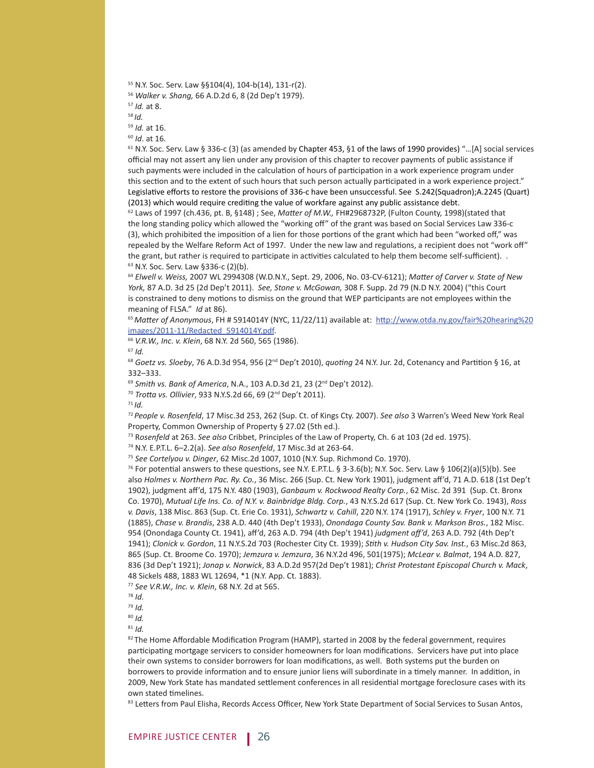[55] N.Y. Soc. Serv. Law §§104(4), 104-b(14), 131-r(2).

[56] *Walker v. Shang,* 66 A.D.2d 6, 8 (2d Dep't 1979).

[57] *Id.* at 8.

[58] *Id.*

[59] *Id.* at 16.

[60] *Id*. at 16.

[61] N.Y. Soc. Serv. Law § 336-c (3) (as amended by Chapter 453, §1 of the laws of 1990 provides) "…[A] social services official may not assert any lien under any provision of this chapter to recover payments of public assistance if such payments were included in the calculation of hours of participation in a work experience program under this section and to the extent of such hours that such person actually participated in a work experience project." Legislative efforts to restore the provisions of 336-c have been unsuccessful. See S.242(Squadron);A.2245 (Quart) (2013) which would require crediting the value of workfare against any public assistance debt.

[62] Laws of 1997 (ch.436, pt. B, §148) ; See, *Matter of M.W.,* FH#2968732P, (Fulton County, 1998)(stated that the long standing policy which allowed the "working off" of the grant was based on Social Services Law 336-c (3), which prohibited the imposition of a lien for those portions of the grant which had been "worked off," was repealed by the Welfare Reform Act of 1997. Under the new law and regulations, a recipient does not "work off" the grant, but rather is required to participate in activities calculated to help them become self-sufficient). .

[63] N.Y. Soc. Serv. Law §336-c (2)(b).

[64] *Elwell v. Weiss,* 2007 WL 2994308 (W.D.N.Y., Sept. 29, 2006, No. 03-CV-6121); *Matter of Carver v. State of New York,* 87 A.D. 3d 25 (2d Dep't 2011). *See, Stone v. McGowan,* 308 F. Supp. 2d 79 (N.D N.Y. 2004) ("this Court is constrained to deny motions to dismiss on the ground that WEP participants are not employees within the meaning of FLSA." *Id* at 86).

[65] *Matter of Anonymous*, FH # 5914014Y (NYC, 11/22/11) available at: http://www.otda.ny.gov/fair%20hearing%20images/2011-11/Redacted_5914014Y.pdf.

[66] *V.R.W., Inc. v. Klein*, 68 N.Y. 2d 560, 565 (1986).

[67] *Id.*

[68] *Goetz vs. Sloeby*, 76 A.D.3d 954, 956 (2nd Dep't 2010), *quoting* 24 N.Y. Jur. 2d, Cotenancy and Partition § 16, at 332–333.

[69] *Smith vs. Bank of America*, N.A., 103 A.D.3d 21, 23 (2nd Dep't 2012).

[70] *Trotta vs. Ollivier*, 933 N.Y.S.2d 66, 69 (2nd Dep't 2011).

[71] *Id.*

[72] *People v. Rosenfeld*, 17 Misc.3d 253, 262 (Sup. Ct. of Kings Cty. 2007). *See also* 3 Warren's Weed New York Real Property, Common Ownership of Property § 27.02 (5th ed.).

[73] Rosenfeld at 263. *See also* Cribbet, Principles of the Law of Property, Ch. 6 at 103 (2d ed. 1975).

[74] N.Y. E.P.T.L. 6–2.2(a). *See also Rosenfeld*, 17 Misc.3d at 263-64.

[75] *See Cortelyou v. Dinger*, 62 Misc.2d 1007, 1010 (N.Y. Sup. Richmond Co. 1970).

[76] For potential answers to these questions, see N.Y. E.P.T.L. § 3-3.6(b); N.Y. Soc. Serv. Law § 106(2)(a)(5)(b). See also *Holmes v. Northern Pac. Ry. Co.*, 36 Misc. 266 (Sup. Ct. New York 1901), judgment aff'd, 71 A.D. 618 (1st Dep't 1902), judgment aff'd, 175 N.Y. 480 (1903), *Ganbaum v. Rockwood Realty Corp.*, 62 Misc. 2d 391 (Sup. Ct. Bronx Co. 1970), *Mutual Life Ins. Co. of N.Y. v. Bainbridge Bldg. Corp.*, 43 N.Y.S.2d 617 (Sup. Ct. New York Co. 1943), *Ross v. Davis*, 138 Misc. 863 (Sup. Ct. Erie Co. 1931), *Schwartz v. Cahill*, 220 N.Y. 174 (1917), *Schley v. Fryer*, 100 N.Y. 71 (1885), *Chase v. Brandis*, 238 A.D. 440 (4th Dep't 1933), *Onondaga County Sav. Bank v. Markson Bros.*, 182 Misc. 954 (Onondaga County Ct. 1941), aff'd, 263 A.D. 794 (4th Dep't 1941) *judgment aff'd*, 263 A.D. 792 (4th Dep't 1941); *Clonick v. Gordon*, 11 N.Y.S.2d 703 (Rochester City Ct. 1939); *Stith v. Hudson City Sav. Inst.*, 63 Misc.2d 863, 865 (Sup. Ct. Broome Co. 1970); *Jemzura v. Jemzura*, 36 N.Y.2d 496, 501(1975); *McLear v. Balmat*, 194 A.D. 827, 836 (3d Dep't 1921); *Jonap v. Norwick*, 83 A.D.2d 957(2d Dep't 1981); *Christ Protestant Episcopal Church v. Mack*, 48 Sickels 488, 1883 WL 12694, *1 (N.Y. App. Ct. 1883).

[77] *See V.R.W., Inc. v. Klein*, 68 N.Y. 2d at 565.

[78] *Id.*

[79] *Id.*

[80] *Id.*

[81] *Id.*

[82] The Home Affordable Modification Program (HAMP), started in 2008 by the federal government, requires participating mortgage servicers to consider homeowners for loan modifications. Servicers have put into place their own systems to consider borrowers for loan modifications, as well. Both systems put the burden on borrowers to provide information and to ensure junior liens will subordinate in a timely manner. In addition, in 2009, New York State has mandated settlement conferences in all residential mortgage foreclosure cases with its own stated timelines.

[83] Letters from Paul Elisha, Records Access Officer, New York State Department of Social Services to Susan Antos,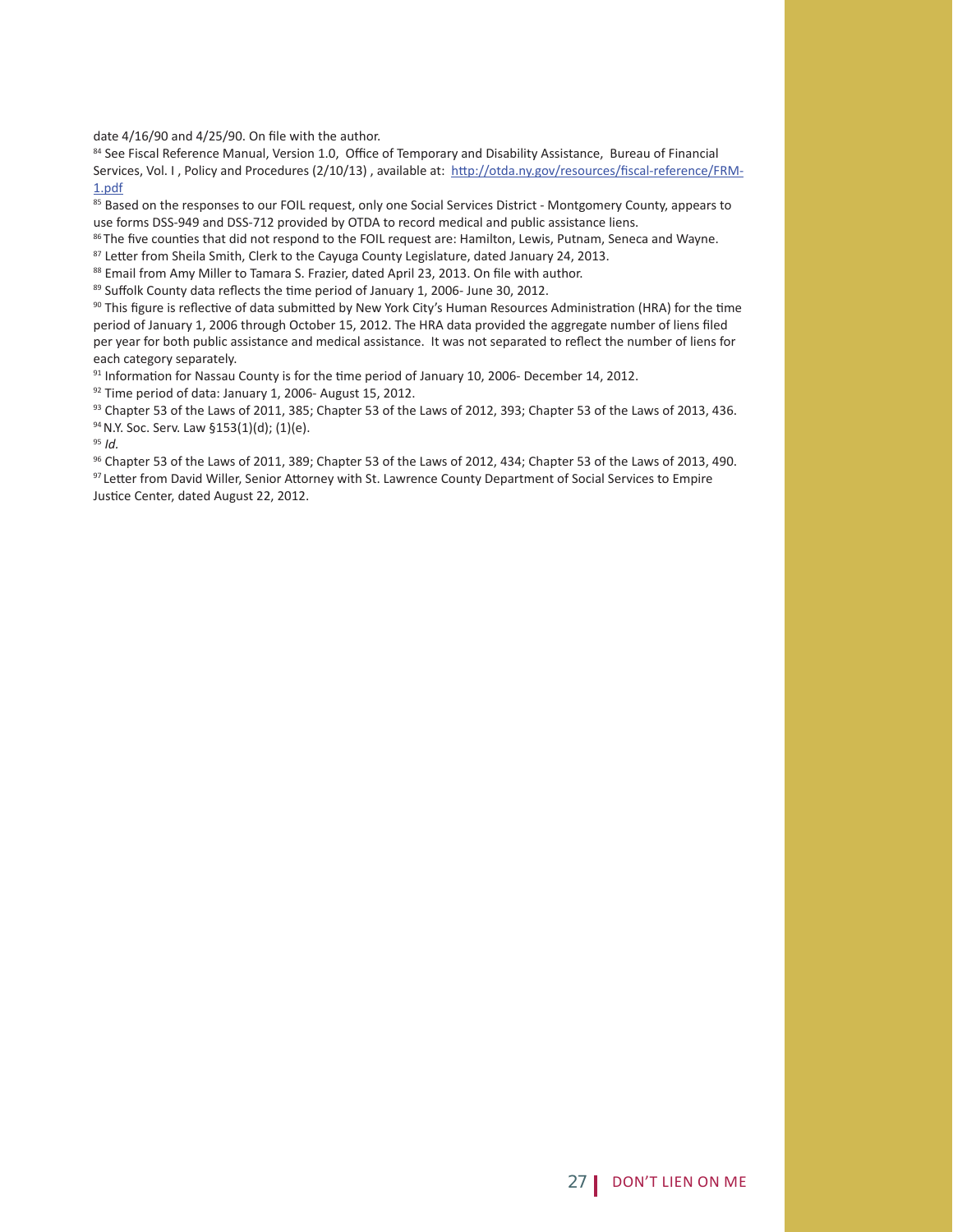date 4/16/90 and 4/25/90. On file with the author.

[84] See Fiscal Reference Manual, Version 1.0, Office of Temporary and Disability Assistance, Bureau of Financial Services, Vol. I , Policy and Procedures (2/10/13) , available at: http://otda.ny.gov/resources/fiscal-reference/FRM-1.pdf

[85] Based on the responses to our FOIL request, only one Social Services District - Montgomery County, appears to use forms DSS-949 and DSS-712 provided by OTDA to record medical and public assistance liens.

[86] The five counties that did not respond to the FOIL request are: Hamilton, Lewis, Putnam, Seneca and Wayne.

[87] Letter from Sheila Smith, Clerk to the Cayuga County Legislature, dated January 24, 2013.

[88] Email from Amy Miller to Tamara S. Frazier, dated April 23, 2013. On file with author.

[89] Suffolk County data reflects the time period of January 1, 2006- June 30, 2012.

[90] This figure is reflective of data submitted by New York City's Human Resources Administration (HRA) for the time period of January 1, 2006 through October 15, 2012. The HRA data provided the aggregate number of liens filed per year for both public assistance and medical assistance. It was not separated to reflect the number of liens for each category separately.

[91] Information for Nassau County is for the time period of January 10, 2006- December 14, 2012.

[92] Time period of data: January 1, 2006- August 15, 2012.

[93] Chapter 53 of the Laws of 2011, 385; Chapter 53 of the Laws of 2012, 393; Chapter 53 of the Laws of 2013, 436.

[94] N.Y. Soc. Serv. Law §153(1)(d); (1)(e).

[95] *Id.*

[96] Chapter 53 of the Laws of 2011, 389; Chapter 53 of the Laws of 2012, 434; Chapter 53 of the Laws of 2013, 490.

[97] Letter from David Willer, Senior Attorney with St. Lawrence County Department of Social Services to Empire Justice Center, dated August 22, 2012.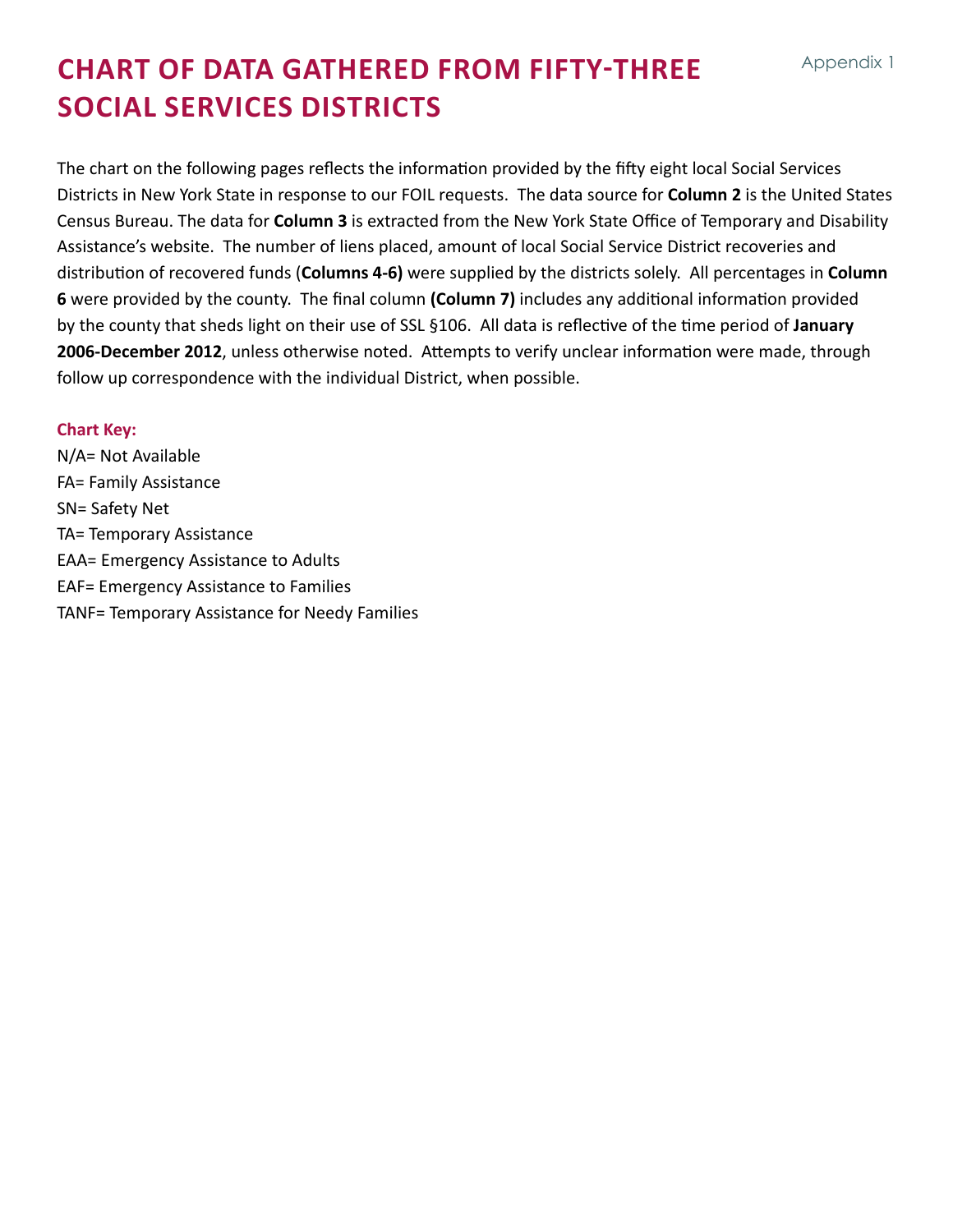Appendix 1

# CHART OF DATA GATHERED FROM FIFTY-THREE SOCIAL SERVICES DISTRICTS

The chart on the following pages reflects the information provided by the fifty eight local Social Services Districts in New York State in response to our FOIL requests. The data source for **Column 2** is the United States Census Bureau. The data for **Column 3** is extracted from the New York State Office of Temporary and Disability Assistance's website. The number of liens placed, amount of local Social Service District recoveries and distribution of recovered funds (**Columns 4-6)** were supplied by the districts solely. All percentages in **Column 6** were provided by the county. The final column **(Column 7)** includes any additional information provided by the county that sheds light on their use of SSL §106. All data is reflective of the time period of **January 2006-December 2012**, unless otherwise noted. Attempts to verify unclear information were made, through follow up correspondence with the individual District, when possible.

**Chart Key:**

N/A= Not Available
FA= Family Assistance
SN= Safety Net
TA= Temporary Assistance
EAA= Emergency Assistance to Adults
EAF= Emergency Assistance to Families
TANF= Temporary Assistance for Needy Families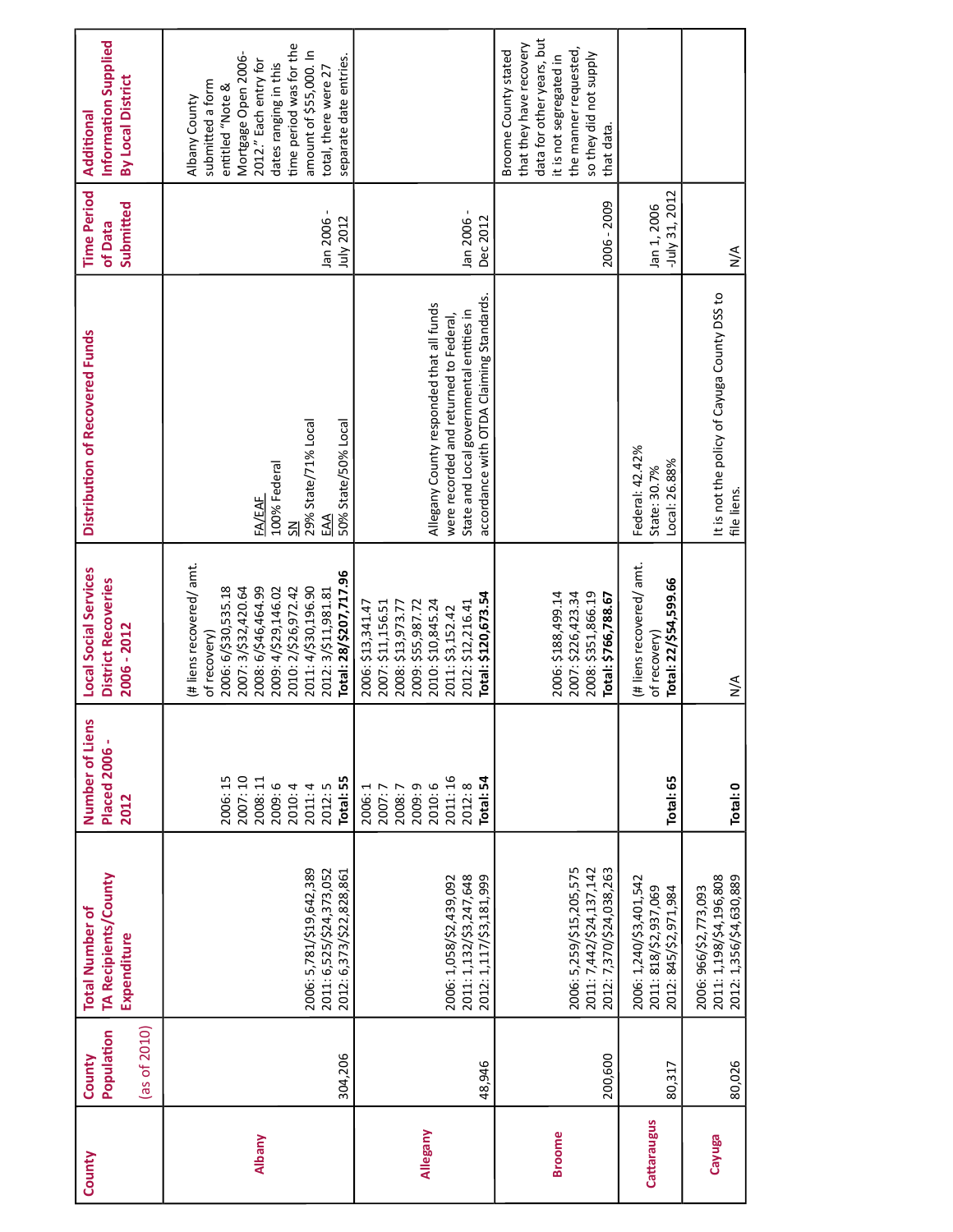| County | County Population (as of 2010) | Total Number of TA Recipients/County Expenditure | Number of Liens Placed 2006 - 2012 | Local Social Services District Recoveries 2006 - 2012 | Distribution of Recovered Funds | Time Period of Data Submitted | Additional Information Supplied By Local District |
|---|---|---|---|---|---|---|---|
| **Albany** | 304,206 | 2006: 5,781/$19,642,389<br>2011: 6,525/$24,373,052<br>2012: 6,373/$22,828,861 | 2006: 15<br>2007: 10<br>2008: 11<br>2009: 6<br>2010: 4<br>2011: 4<br>2012: 5<br>**Total: 55** | (# liens recovered/ amt. of recovery)<br>2006: 6/$30,535.18<br>2007: 3/$32,420.64<br>2008: 6/$46,464.99<br>2009: 4/$29,146.02<br>2010: 2/$26,972.42<br>2011: 4/$30,196.90<br>2012: 3/$11,981.81<br>**Total: 28/$207,717.96** | FA/EAF<br>100% Federal<br>SN<br>29% State/71% Local<br>EAA<br>50% State/50% Local | Jan 2006 - July 2012 | Albany County submitted a form entitled "Note & Mortgage Open 2006-2012." Each entry for dates ranging in this time period was for the amount of $55,000. In total, there were 27 separate date entries. |
| **Allegany** | 48,946 | 2006: 1,058/$2,439,092<br>2011: 1,132/$3,247,648<br>2012: 1,117/$3,181,999 | 2006: 1<br>2007: 7<br>2008: 7<br>2009: 9<br>2010: 6<br>2011: 16<br>2012: 8<br>**Total: 54** | 2006: $13,341.47<br>2007: $11,156.51<br>2008: $13,973.77<br>2009: $55,987.72<br>2010: $10,845.24<br>2011: $3,152.42<br>2012: $12,216.41<br>**Total: $120,673.54** | Allegany County responded that all funds were recorded and returned to Federal, State and Local governmental entities in accordance with OTDA Claiming Standards. | Jan 2006 - Dec 2012 | |
| **Broome** | 200,600 | 2006: 5,259/$15,205,575<br>2011: 7,442/$24,137,142<br>2012: 7,370/$24,038,263 | | 2006: $188,499.14<br>2007: $226,423.34<br>2008: $351,866.19<br>**Total: $766,788.67** | | 2006 - 2009 | Broome County stated that they have recovery data for other years, but it is not segregated in the manner requested, so they did not supply that data. |
| **Cattaraugus** | 80,317 | 2006: 1,240/$3,401,542<br>2011: 818/$2,937,069<br>2012: 845/$2,971,984 | **Total: 65** | (# liens recovered/ amt. of recovery)<br>**Total: 22/$54,599.66** | Federal: 42.42%<br>State: 30.7%<br>Local: 26.88% | Jan 1, 2006 -July 31, 2012 | |
| **Cayuga** | 80,026 | 2006: 966/$2,773,093<br>2011: 1,198/$4,196,808<br>2012: 1,356/$4,630,889 | **Total: 0** | N/A | It is not the policy of Cayuga County DSS to file liens. | N/A | |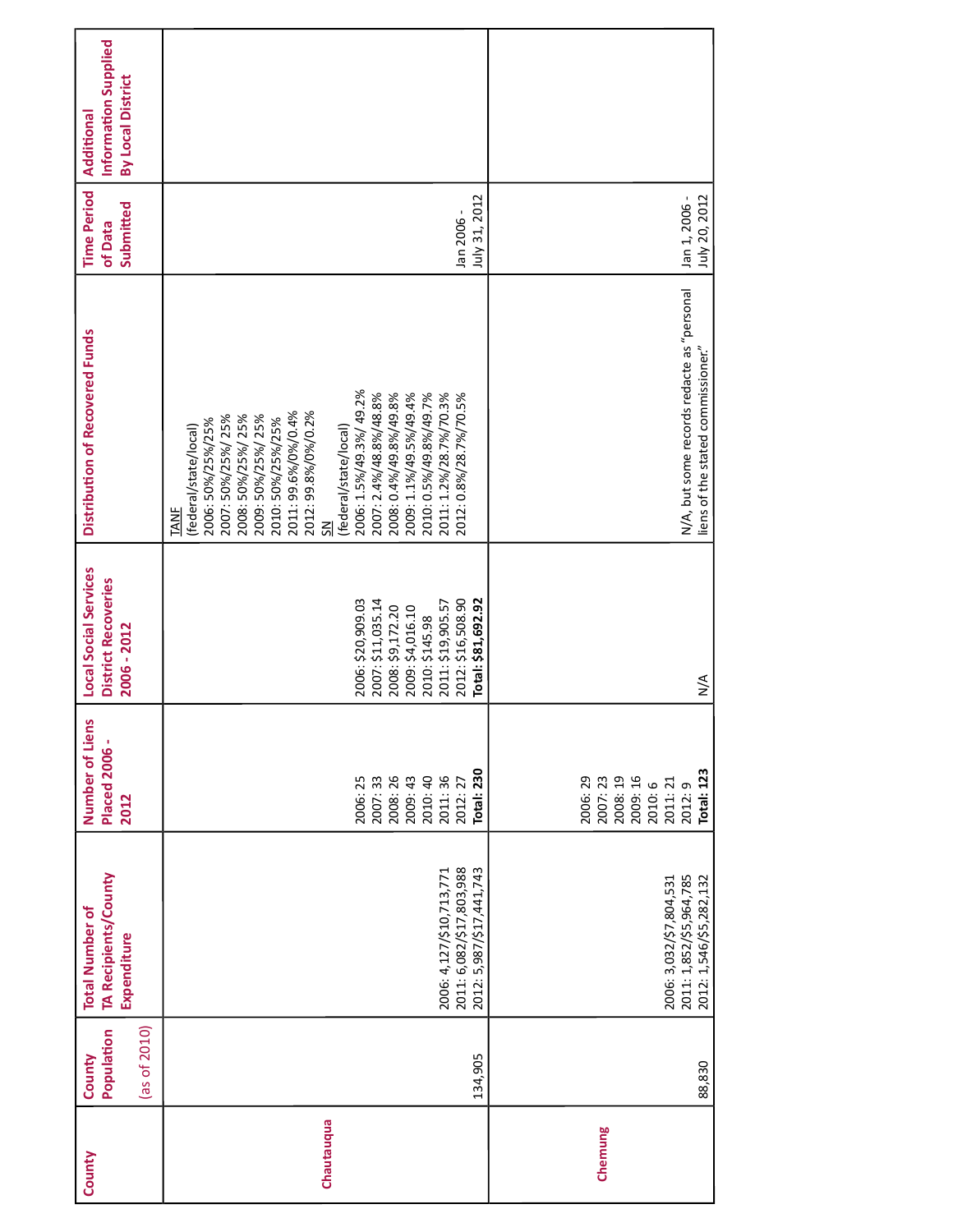| County | County Population (as of 2010) | Total Number of TA Recipients/County Expenditure | Number of Liens Placed 2006 - 2012 | Local Social Services District Recoveries 2006 - 2012 | Distribution of Recovered Funds | Time Period of Data Submitted | Additional Information Supplied By Local District |
|---|---|---|---|---|---|---|---|
| Chautauqua | 134,905 | 2006: 4,127/$10,713,771<br>2011: 6,082/$17,803,988<br>2012: 5,987/$17,441,743 | 2006: 25<br>2007: 33<br>2008: 26<br>2009: 43<br>2010: 40<br>2011: 36<br>2012: 27<br>**Total: 230** | 2006: $20,909.03<br>2007: $11,035.14<br>2008: $9,172.20<br>2009: $4,016.10<br>2010: $145.98<br>2011: $19,905.57<br>2012: $16,508.90<br>**Total: $81,692.92** | TANF<br>(federal/state/local)<br>2006: 50%/25%/25%<br>2007: 50%/25%/ 25%<br>2008: 50%/25%/ 25%<br>2009: 50%/25%/ 25%<br>2010: 50%/25%/25%<br>2011: 99.6%/0%/0.4%<br>2012: 99.8%/0%/0.2%<br>SN<br>(federal/state/local)<br>2006: 1.5%/49.3%/ 49.2%<br>2007: 2.4%/48.8%/48.8%<br>2008: 0.4%/49.8%/49.8%<br>2009: 1.1%/49.5%/49.4%<br>2010: 0.5%/49.8%/49.7%<br>2011: 1.2%/28.7%/70.3%<br>2012: 0.8%/28.7%/70.5% | Jan 2006 - July 31, 2012 | |
| Chemung | 88,830 | 2006: 3,032/$7,804,531<br>2011: 1,852/$5,964,785<br>2012: 1,546/$5,282,132 | 2006: 29<br>2007: 23<br>2008: 19<br>2009: 16<br>2010: 6<br>2011: 21<br>2012: 9<br>**Total: 123** | N/A | N/A, but some records redacte as "personal liens of the stated commissioner." | Jan 1, 2006 - July 20, 2012 | |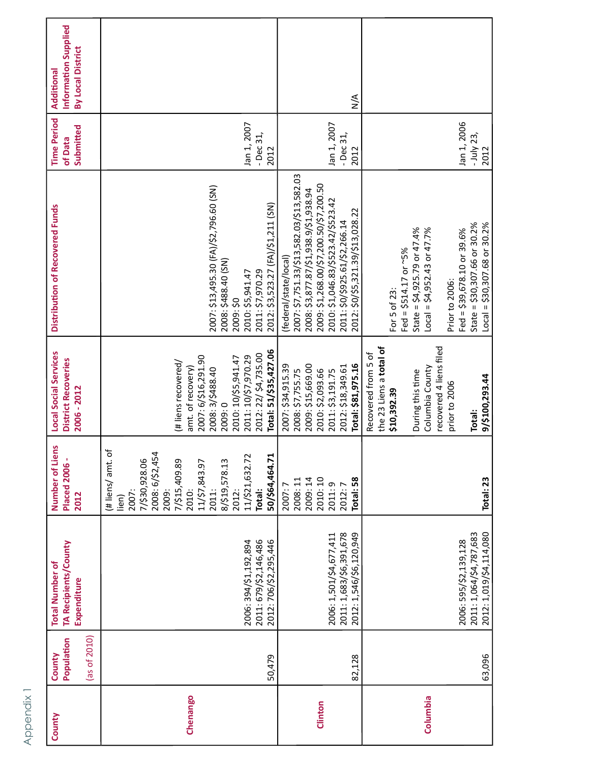Appendix 1

| County | County Population (as of 2010) | Total Number of TA Recipients/County Expenditure | Number of Liens Placed 2006 - 2012 | Local Social Services District Recoveries 2006 - 2012 | Distribution of Recovered Funds | Time Period of Data Submitted | Additional Information Supplied By Local District |
|---|---|---|---|---|---|---|---|
| Chenango | 50,479 | 2006: 394/$1,192,894<br>2011: 679/$2,146,486<br>2012: 706/$2,295,446 | (# liens/ amt. of lien)<br>2007: 7/$30,928.06<br>2008: 6/$2,454<br>2009: 7/$15,409.89<br>2010: 11/$7,843.97<br>2011: 8/$19,578.13<br>2012: 11/$21,632.72<br>**Total: 50/$64,464.71** | (# liens recovered/ amt. of recovery)<br>2007: 6/$16,291.90<br>2008: 3/$488.40<br>2009: 0<br>2010: 10/$5,941.47<br>2011: 10/$7,970.29<br>2012: 22/ $4,735.00<br>**Total: 51/$35,427.06** | 2007: $13,495.30 (FA)/$2,796.60 (SN)<br>2008: $488.40 (SN)<br>2009: $0<br>2010: $5,941.47<br>2011: $7,970.29<br>2012: $3,523.27 (FA)/$1,211 (SN) | Jan 1, 2007 - Dec 31, 2012 | |
| Clinton | 82,128 | 2006: 1,501/$4,677,411<br>2011: 1,683/$6,391,678<br>2012: 1,546/$6,120,949 | 2007: 7<br>2008: 11<br>2009: 14<br>2010: 10<br>2011: 9<br>2012: 7<br>**Total: 58** | 2007: $34,915.39<br>2008: $7,755.75<br>2009: $15,669.00<br>2010: $2,093.66<br>2011: $3,191.75<br>2012: $18,349.61<br>**Total: $81,975.16** | (federal/state/local)<br>2007: $7,751.33/$13,582.03/$13,582.03<br>2008: $3,877.87/$1,938.9/$1,938.94<br>2009: $1,268.00/$7,200.50/$7,200.50<br>2010: $1,046.83/$523.42/$523.42<br>2011: $0/$925.61/$2,266.14<br>2012: $0/$5,321.39/$13,028.22 | Jan 1, 2007 - Dec 31, 2012 | N/A |
| Columbia | 63,096 | 2006: 595/$2,139,128<br>2011: 1,064/$4,787,683<br>2012: 1,019/$4,114,080 | **Total: 23** | Recovered from 5 of the 23 Liens a **total of $10,392.39**<br><br>During this time Columbia County recovered 4 liens filed prior to 2006<br><br>**Total: 9/$100,293.44** | For 5 of 23:<br>Fed = $514.17 or ~5%<br>State = $4,925.79 or 47.4%<br>Local = $4,952.43 or 47.7%<br><br>Prior to 2006:<br>Fed = $39,678.10 or 39.6%<br>State = $30,307.66 or 30.2%<br>Local = $30,307.68 or 30.2% | Jan 1, 2006 - July 23, 2012 | |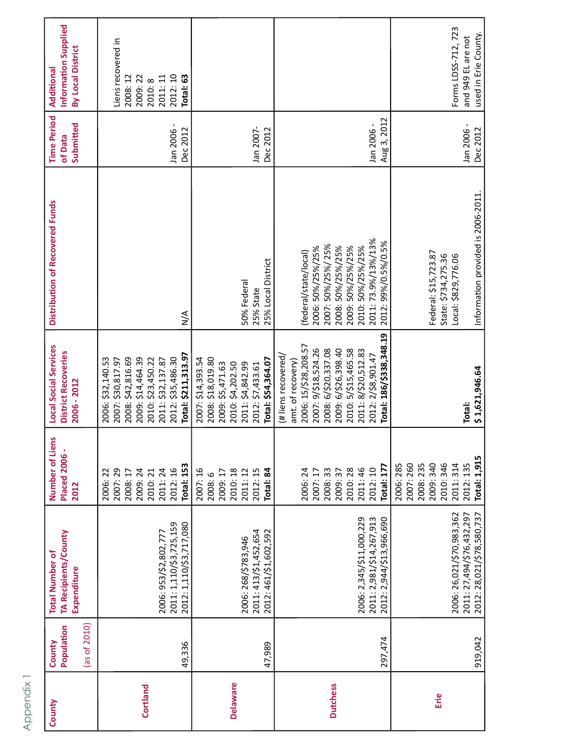Appendix 1

| County | County Population (as of 2010) | Total Number of TA Recipients/County Expenditure | Number of Liens Placed 2006 - 2012 | Local Social Services District Recoveries 2006 - 2012 | Distribution of Recovered Funds | Time Period of Data Submitted | Additional Information Supplied By Local District |
|---|---|---|---|---|---|---|---|
| **Cortland** | 49,336 | 2006: 953/$2,802,777<br>2011: 1,110/$3,725,159<br>2012: 1,110/$3,717,080 | 2006: 22<br>2007: 29<br>2008: 17<br>2009: 24<br>2010: 21<br>2011: 24<br>2012: 16<br>**Total: 153** | 2006: $32,140.53<br>2007: $30,817.97<br>2008: $42,816.69<br>2009: $14,464.39<br>2010: $23,450.22<br>2011: $32,137.87<br>2012: $35,486.30<br>**Total: $211,313.97** | N/A | Jan 2006 - Dec 2012 | Liens recovered in<br>2008: 12<br>2009: 22<br>2010: 8<br>2011: 11<br>2012: 10<br>**Total: 63** |
| **Delaware** | 47,989 | 2006: 268/$783,946<br>2011: 413/$1,452,654<br>2012: 461/$1,602,592 | 2007: 16<br>2008: 6<br>2009: 17<br>2010: 18<br>2011: 12<br>2012: 15<br>**Total: 84** | 2007: $14,393.54<br>2008: $18,019.80<br>2009: $5,471.63<br>2010: $4,202.50<br>2011: $4,842.99<br>2012: $7,433.61<br>**Total: $54,364.07** | 50% Federal<br>25% State<br>25% Local District | Jan 2007- Dec 2012 | |
| **Dutchess** | 297,474 | 2006: 2,345/$11,000,229<br>2011: 2,981/$14,267,913<br>2012: 2,944/$13,966,690 | 2006: 24<br>2007: 17<br>2008: 33<br>2009: 37<br>2010: 28<br>2011: 46<br>2012: 10<br>**Total: 177** | (# liens recovered/ amt. of recovery)<br>2006: 15/$28,208.57<br>2007: 9/$18,524.26<br>2008: 6/$20,337.08<br>2009: 6/$26,398.40<br>2010: 5/$15,465.58<br>2011: 8/$20,512.83<br>2012: 2/$8,901.47<br>**Total: 186/$338,348.19** | (federal/state/local)<br>2006: 50%/25%/25%<br>2007: 50%/25%/ 25%<br>2008: 50%/25%/25%<br>2009: 50%/25%/25%<br>2010: 50%/25%/25%<br>2011: 73.9%/13%/13%<br>2012: 99%/0.5%/0.5% | Jan 2006 - Aug 3, 2012 | |
| **Erie** | 919,042 | 2006: 26,021/$70,983,362<br>2011: 27,494/$76,432,297<br>2012: 28,021/$78,580,737 | 2006: 285<br>2007: 260<br>2008: 235<br>2009: 340<br>2010: 346<br>2011: 314<br>2012: 135<br>**Total: 1,915** | **Total: $ 1,621,946.64** | Federal: $15,723.87<br>State: $734,275.36<br>Local: $829,776.06<br><br>Information provided is 2006-2011. | Jan 2006 - Dec 2012 | Forms LDSS-712, 723 and 949 EL are not used in Erie County. |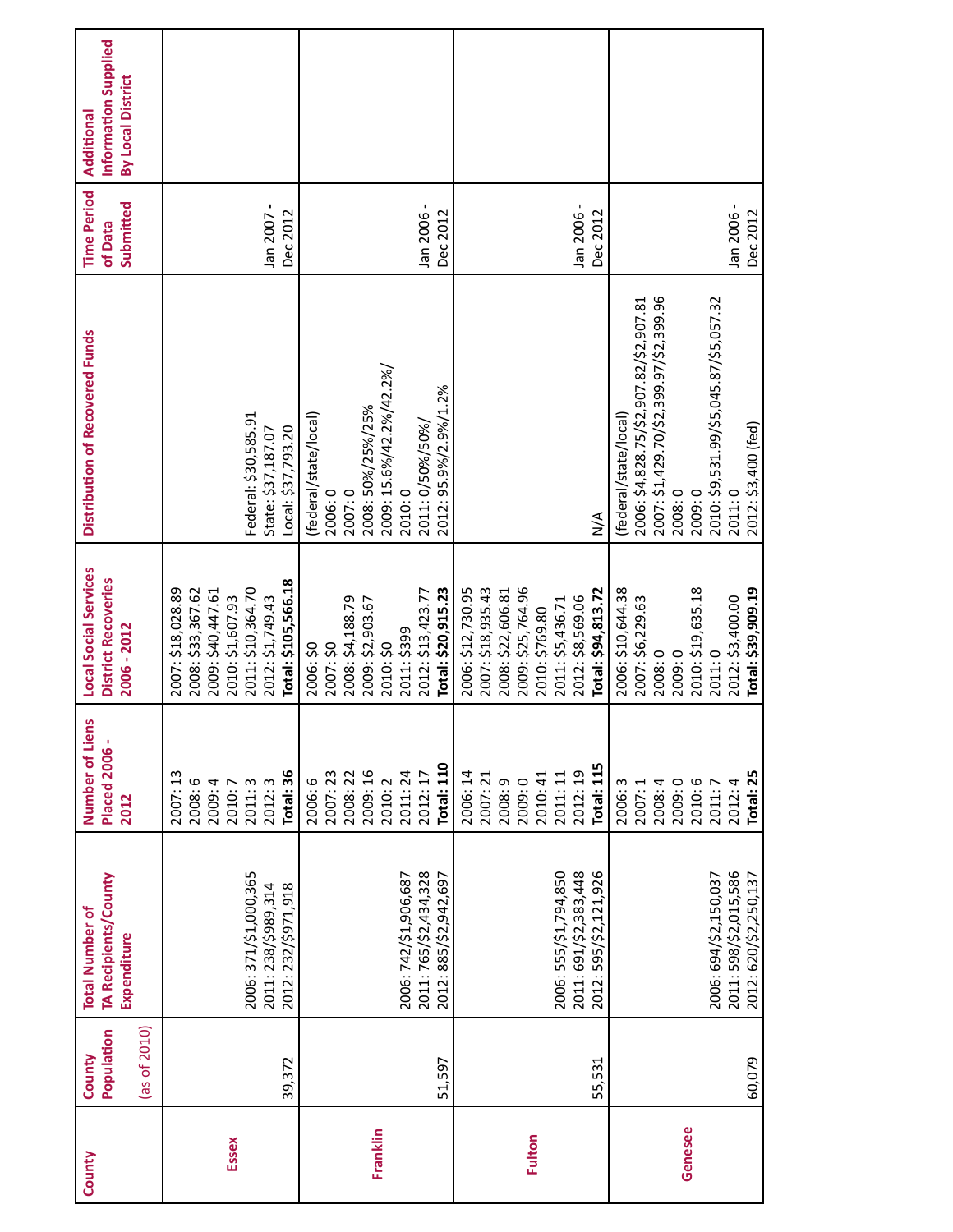| County | County Population (as of 2010) | Total Number of TA Recipients/County Expenditure | Number of Liens Placed 2006 - 2012 | Local Social Services District Recoveries 2006 - 2012 | Distribution of Recovered Funds | Time Period of Data Submitted | Additional Information Supplied By Local District |
|---|---|---|---|---|---|---|---|
| **Essex** | 39,372 | 2006: 371/$1,000,365<br>2011: 238/$989,314<br>2012: 232/$971,918 | 2007: 13<br>2008: 6<br>2009: 4<br>2010: 7<br>2011: 3<br>2012: 3<br>**Total: 36** | 2007: $18,028.89<br>2008: $33,367.62<br>2009: $40,447.61<br>2010: $1,607.93<br>2011: $10,364.70<br>2012: $1,749.43<br>**Total: $105,566.18** | Federal: $30,585.91<br>State: $37,187.07<br>Local: $37,793.20 | Jan 2007 - Dec 2012 | |
| **Franklin** | 51,597 | 2006: 742/$1,906,687<br>2011: 765/$2,434,328<br>2012: 885/$2,942,697 | 2006: 6<br>2007: 23<br>2008: 22<br>2009: 16<br>2010: 2<br>2011: 24<br>2012: 17<br>**Total: 110** | 2006: $0<br>2007: $0<br>2008: $4,188.79<br>2009: $2,903.67<br>2010: $0<br>2011: $399<br>2012: $13,423.77<br>**Total: $20,915.23** | (federal/state/local)<br>2006: 0<br>2007: 0<br>2008: 50%/25%/25%<br>2009: 15.6%/42.2%/42.2%/<br>2010: 0<br>2011: 0/50%/50%/<br>2012: 95.9%/2.9%/1.2% | Jan 2006 - Dec 2012 | |
| **Fulton** | 55,531 | 2006: 555/$1,794,850<br>2011: 691/$2,383,448<br>2012: 595/$2,121,926 | 2006: 14<br>2007: 21<br>2008: 9<br>2009: 0<br>2010: 41<br>2011: 11<br>2012: 19<br>**Total: 115** | 2006: $12,730.95<br>2007: $18,935.43<br>2008: $22,606.81<br>2009: $25,764.96<br>2010: $769.80<br>2011: $5,436.71<br>2012: $8,569.06<br>**Total: $94,813.72** | N/A | Jan 2006 - Dec 2012 | |
| **Genesee** | 60,079 | 2006: 694/$2,150,037<br>2011: 598/$2,015,586<br>2012: 620/$2,250,137 | 2006: 3<br>2007: 1<br>2008: 4<br>2009: 0<br>2010: 6<br>2011: 7<br>2012: 4<br>**Total: 25** | 2006: $10,644.38<br>2007: $6,229.63<br>2008: 0<br>2009: 0<br>2010: $19,635.18<br>2011: 0<br>2012: $3,400.00<br>**Total: $39,909.19** | (federal/state/local)<br>2006: $4,828.75/$2,907.82/$2,907.81<br>2007: $1,429.70/$2,399.97/$2,399.96<br>2008: 0<br>2009: 0<br>2010: $9,531.99/$5,045.87/$5,057.32<br>2011: 0<br>2012: $3,400 (fed) | Jan 2006 - Dec 2012 | |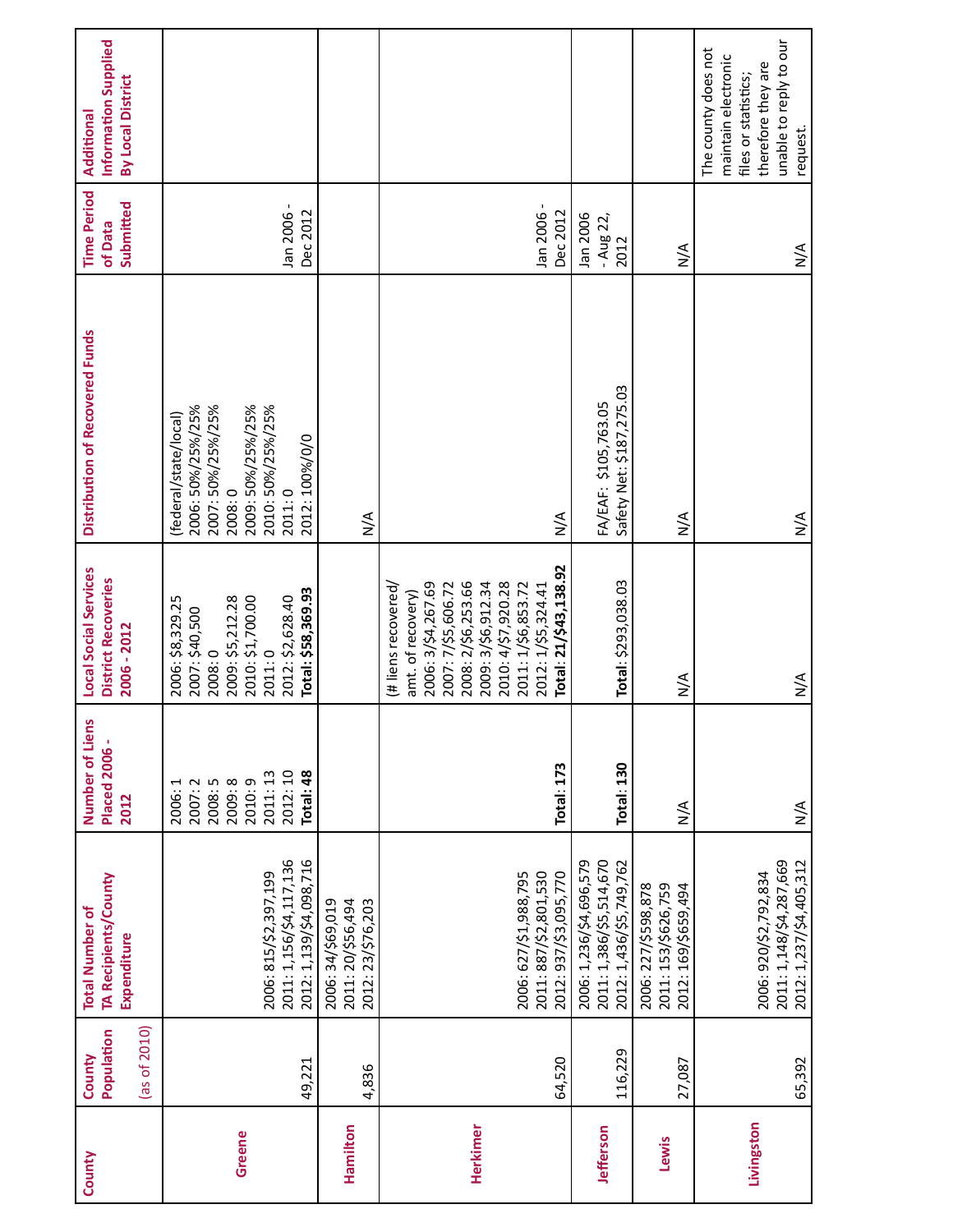| County | County Population (as of 2010) | Total Number of TA Recipients/County Expenditure | Number of Liens Placed 2006 - 2012 | Local Social Services District Recoveries 2006 - 2012 | Distribution of Recovered Funds | Time Period of Data Submitted | Additional Information Supplied By Local District |
|---|---|---|---|---|---|---|---|
| **Greene** | 49,221 | 2006: 815/$2,397,199<br>2011: 1,156/$4,117,136<br>2012: 1,139/$4,098,716 | 2006: 1<br>2007: 2<br>2008: 5<br>2009: 8<br>2010: 9<br>2011: 13<br>2012: 10<br>**Total: 48** | 2006: $8,329.25<br>2007: $40,500<br>2008: 0<br>2009: $5,212.28<br>2010: $1,700.00<br>2011: 0<br>2012: $2,628.40<br>**Total: $58,369.93** | (federal/state/local)<br>2006: 50%/25%/25%<br>2007: 50%/25%/25%<br>2008: 0<br>2009: 50%/25%/25%<br>2010: 50%/25%/25%<br>2011: 0<br>2012: 100%/0/0 | Jan 2006 - Dec 2012 | |
| **Hamilton** | 4,836 | 2006: 34/$69,019<br>2011: 20/$56,494<br>2012: 23/$76,203 | | | N/A | | |
| **Herkimer** | 64,520 | 2006: 627/$1,988,795<br>2011: 887/$2,801,530<br>2012: 937/$3,095,770 | **Total: 173** | (# liens recovered/ amt. of recovery)<br>2006: 3/$4,267.69<br>2007: 7/$5,606.72<br>2008: 2/$6,253.66<br>2009: 3/$6,912.34<br>2010: 4/$7,920.28<br>2011: 1/$6,853.72<br>2012: 1/$5,324.41<br>**Total: 21/$43,138.92** | N/A | Jan 2006 - Dec 2012 | |
| **Jefferson** | 116,229 | 2006: 1,236/$4,696,579<br>2011: 1,386/$5,514,670<br>2012: 1,436/$5,749,762 | **Total: 130** | **Total: $293,038.03** | FA/EAF: $105,763.05<br>Safety Net: $187,275.03 | Jan 2006 - Aug 22, 2012 | |
| **Lewis** | 27,087 | 2006: 227/$598,878<br>2011: 153/$626,759<br>2012: 169/$659,494 | N/A | N/A | N/A | N/A | |
| **Livingston** | 65,392 | 2006: 920/$2,792,834<br>2011: 1,148/$4,287,669<br>2012: 1,237/$4,405,312 | N/A | N/A | N/A | N/A | The county does not maintain electronic files or statistics; therefore they are unable to reply to our request. |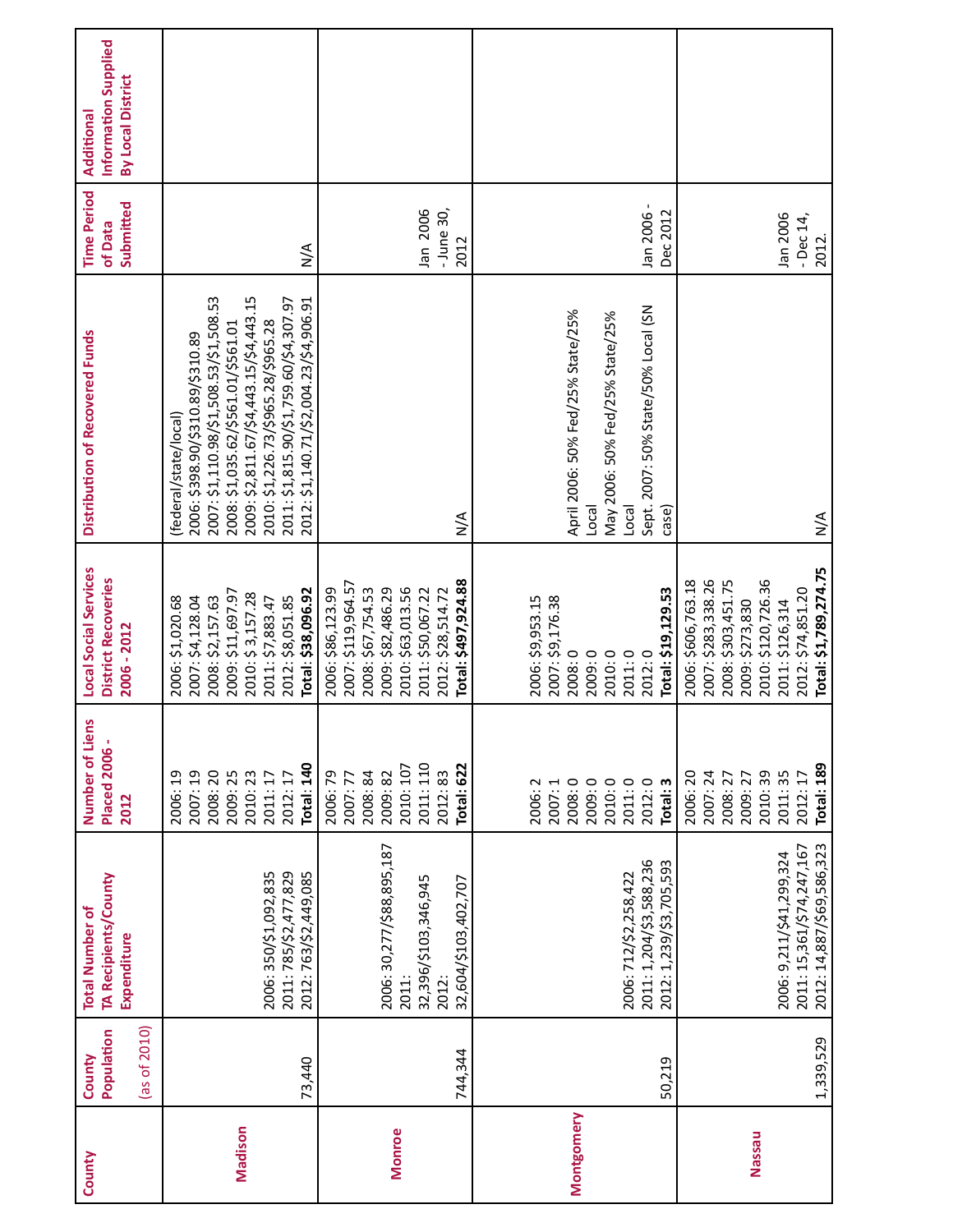| County | County Population (as of 2010) | Total Number of TA Recipients/County Expenditure | Number of Liens Placed 2006 - 2012 | Local Social Services District Recoveries 2006 - 2012 | Distribution of Recovered Funds | Time Period of Data Submitted | Additional Information Supplied By Local District |
|---|---|---|---|---|---|---|---|
| Madison | 73,440 | 2006: 350/$1,092,835<br>2011: 785/$2,477,829<br>2012: 763/$2,449,085 | 2006: 19<br>2007: 19<br>2008: 20<br>2009: 25<br>2010: 23<br>2011: 17<br>2012: 17<br>**Total: 140** | 2006: $1,020.68<br>2007: $4,128.04<br>2008: $2,157.63<br>2009: $11,697.97<br>2010: $ 3,157.28<br>2011: $7,883.47<br>2012: $8,051.85<br>**Total: $38,096.92** | (federal/state/local)<br>2006: $398.90/$310.89/$310.89<br>2007: $1,110.98/$1,508.53/$1,508.53<br>2008: $1,035.62/$561.01/$561.01<br>2009: $2,811.67/$4,443.15/$4,443.15<br>2010: $1,226.73/$965.28/$965.28<br>2011: $1,815.90/$1,759.60/$4,307.97<br>2012: $1,140.71/$2,004.23/$4,906.91 | N/A | |
| Monroe | 744,344 | 2006: 30,277/$88,895,187<br>2011: 32,396/$103,346,945<br>2012: 32,604/$103,402,707 | 2006: 79<br>2007: 77<br>2008: 84<br>2009: 82<br>2010: 107<br>2011: 110<br>2012: 83<br>**Total: 622** | 2006: $86,123.99<br>2007: $119,964.57<br>2008: $67,754.53<br>2009: $82,486.29<br>2010: $63,013.56<br>2011: $50,067.22<br>2012: $28,514.72<br>**Total: $497,924.88** | N/A | Jan 2006 - June 30, 2012 | |
| Montgomery | 50,219 | 2006: 712/$2,258,422<br>2011: 1,204/$3,588,236<br>2012: 1,239/$3,705,593 | 2006: 2<br>2007: 1<br>2008: 0<br>2009: 0<br>2010: 0<br>2011: 0<br>2012: 0<br>**Total: 3** | 2006: $9,953.15<br>2007: $9,176.38<br>2008: 0<br>2009: 0<br>2010: 0<br>2011: 0<br>2012: 0<br>**Total: $19,129.53** | April 2006: 50% Fed/25% State/25% Local<br>May 2006: 50% Fed/25% State/25% Local<br>Sept. 2007: 50% State/50% Local (SN case) | Jan 2006 - Dec 2012 | |
| Nassau | 1,339,529 | 2006: 9,211/$41,299,324<br>2011: 15,361/$74,247,167<br>2012: 14,887/$69,586,323 | 2006: 20<br>2007: 24<br>2008: 27<br>2009: 27<br>2010: 39<br>2011: 35<br>2012: 17<br>**Total: 189** | 2006: $606,763.18<br>2007: $283,338.26<br>2008: $303,451.75<br>2009: $273,830<br>2010: $120,726.36<br>2011: $126,314<br>2012: $74,851.20<br>**Total: $1,789,274.75** | N/A | Jan 2006 - Dec 14, 2012. | |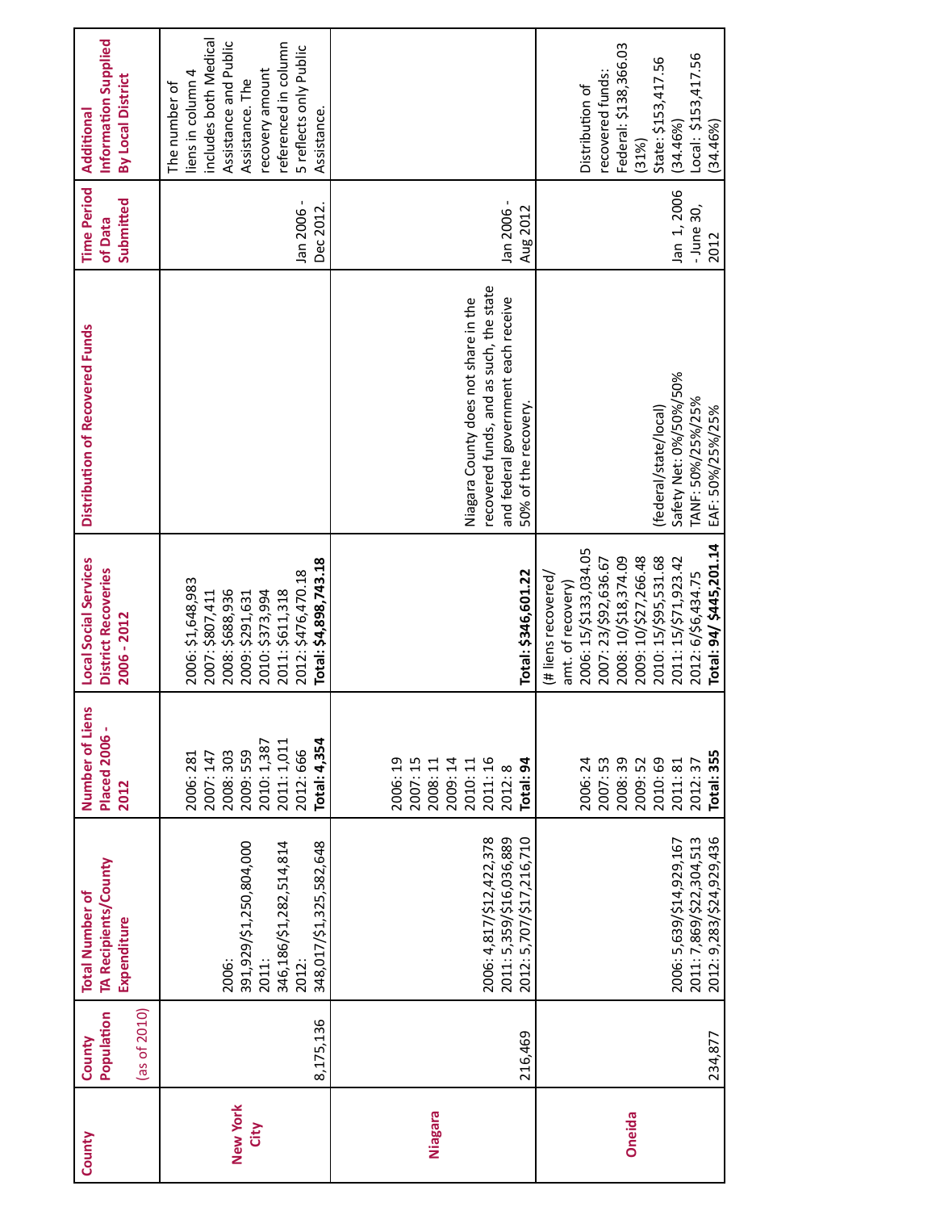| County | County Population (as of 2010) | Total Number of TA Recipients/County Expenditure | Number of Liens Placed 2006 - 2012 | Local Social Services District Recoveries 2006 - 2012 | Distribution of Recovered Funds | Time Period of Data Submitted | Additional Information Supplied By Local District |
|---|---|---|---|---|---|---|---|
| **New York City** | 8,175,136 | 2006: 391,929/$1,250,804,000<br>2011: 346,186/$1,282,514,814<br>2012: 348,017/$1,325,582,648 | 2006: 281<br>2007: 147<br>2008: 303<br>2009: 559<br>2010: 1,387<br>2011: 1,011<br>2012: 666<br>**Total: 4,354** | 2006: $1,648,983<br>2007: $807,411<br>2008: $688,936<br>2009: $291,631<br>2010: $373,994<br>2011: $611,318<br>2012: $476,470.18<br>**Total: $4,898,743.18** | | Jan 2006 - Dec 2012. | The number of liens in column 4 includes both Medical Assistance and Public Assistance. The recovery amount referenced in column 5 reflects only Public Assistance. |
| **Niagara** | 216,469 | 2006: 4,817/$12,422,378<br>2011: 5,359/$16,036,889<br>2012: 5,707/$17,216,710 | 2006: 19<br>2007: 15<br>2008: 11<br>2009: 14<br>2010: 11<br>2011: 16<br>2012: 8<br>**Total: 94** | **Total: $346,601.22** | Niagara County does not share in the recovered funds, and as such, the state and federal government each receive 50% of the recovery. | Jan 2006 - Aug 2012 | |
| **Oneida** | 234,877 | 2006: 5,639/$14,929,167<br>2011: 7,869/$22,304,513<br>2012: 9,283/$24,929,436 | 2006: 24<br>2007: 53<br>2008: 39<br>2009: 52<br>2010: 69<br>2011: 81<br>2012: 37<br>**Total: 355** | (# liens recovered/ amt. of recovery)<br>2006: 15/$133,034.05<br>2007: 23/$92,636.67<br>2008: 10/$18,374.09<br>2009: 10/$27,266.48<br>2010: 15/$95,531.68<br>2011: 15/$71,923.42<br>2012: 6/$6,434.75<br>**Total: 94/ $445,201.14** | (federal/state/local)<br>Safety Net: 0%/50%/50%<br>TANF: 50%/25%/25%<br>EAF: 50%/25%/25% | Jan 1, 2006 - June 30, 2012 | Distribution of recovered funds:<br>Federal: $138,366.03 (31%)<br>State: $153,417.56 (34.46%)<br>Local: $153,417.56 (34.46%) |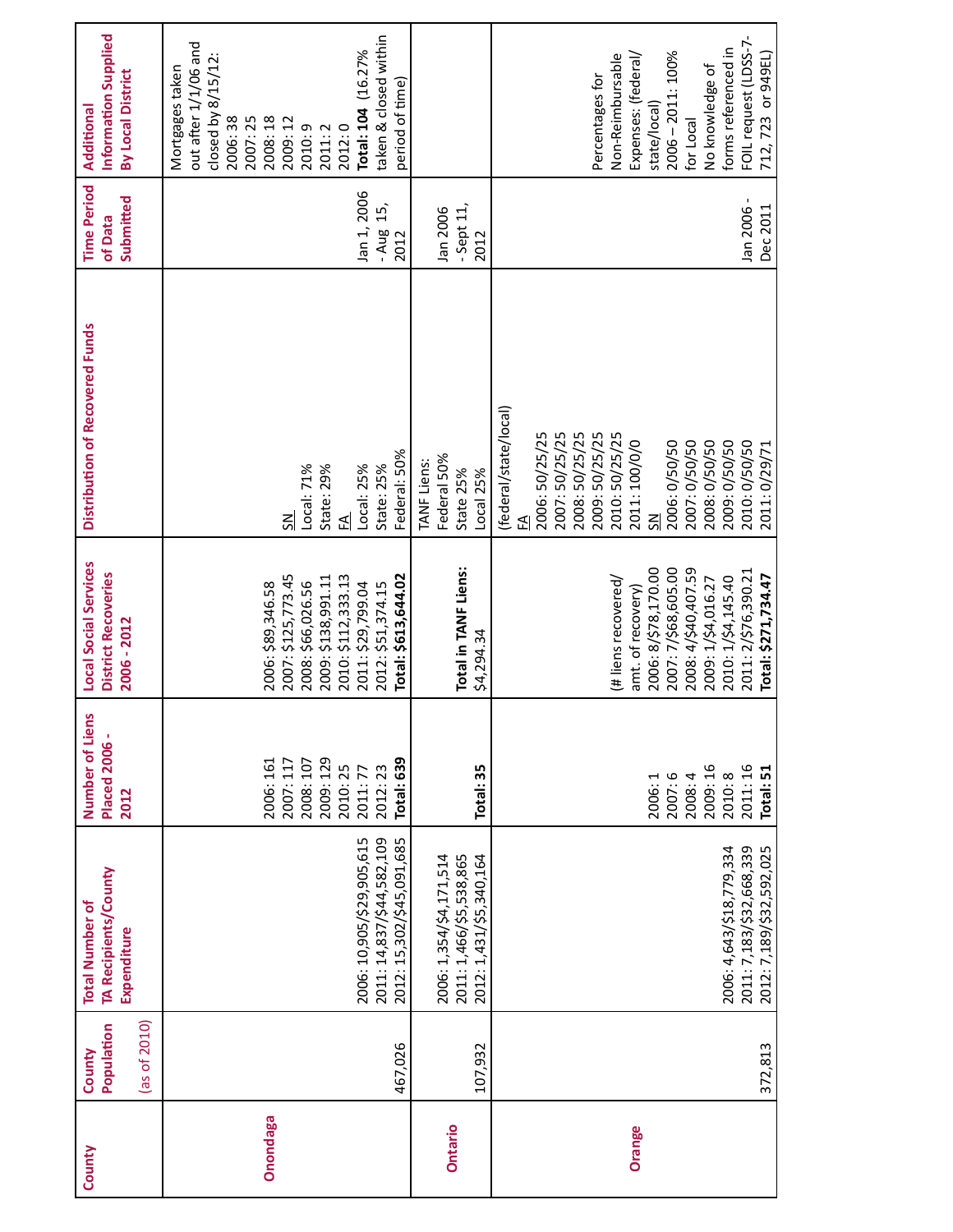| County | County Population (as of 2010) | Total Number of TA Recipients/County Expenditure | Number of Liens Placed 2006 - 2012 | Local Social Services District Recoveries 2006 - 2012 | Distribution of Recovered Funds | Time Period of Data Submitted | Additional Information Supplied By Local District |
|---|---|---|---|---|---|---|---|
| **Onondaga** | 467,026 | 2006: 10,905/$29,905,615<br>2011: 14,837/$44,582,109<br>2012: 15,302/$45,091,685 | 2006: 161<br>2007: 117<br>2008: 107<br>2009: 129<br>2010: 25<br>2011: 77<br>2012: 23<br>**Total: 639** | 2006: $89,346.58<br>2007: $125,773.45<br>2008: $66,026.56<br>2009: $138,991.11<br>2010: $112,333.13<br>2011: $29,799.04<br>2012: $51,374.15<br>**Total: $613,644.02** | SN<br>Local: 71%<br>State: 29%<br>FA<br>Local: 25%<br>State: 25%<br>Federal: 50% | Jan 1, 2006 - Aug 15, 2012 | Mortgages taken out after 1/1/06 and closed by 8/15/12:<br>2006: 38<br>2007: 25<br>2008: 18<br>2009: 12<br>2010: 9<br>2011: 2<br>2012: 0<br>**Total: 104** (16.27% taken & closed within period of time) |
| **Ontario** | 107,932 | 2006: 1,354/$4,171,514<br>2011: 1,466/$5,538,865<br>2012: 1,431/$5,340,164 | **Total: 35** | **Total in TANF Liens:**<br>$4,294.34 | TANF Liens:<br>Federal 50%<br>State 25%<br>Local 25% | Jan 2006 - Sept 11, 2012 | |
| **Orange** | 372,813 | 2006: 4,643/$18,779,334<br>2011: 7,183/$32,668,339<br>2012: 7,189/$32,592,025 | 2006: 1<br>2007: 6<br>2008: 4<br>2009: 16<br>2010: 8<br>2011: 16<br>**Total: 51** | (# liens recovered/ amt. of recovery)<br>2006: 8/$78,170.00<br>2007: 7/$68,605.00<br>2008: 4/$40,407.59<br>2009: 1/$4,016.27<br>2010: 1/$4,145.40<br>2011: 2/$76,390.21<br>**Total: $271,734.47** | (federal/state/local)<br>FA<br>2006: 50/25/25<br>2007: 50/25/25<br>2008: 50/25/25<br>2009: 50/25/25<br>2010: 50/25/25<br>2011: 100/0/0<br>SN<br>2006: 0/50/50<br>2007: 0/50/50<br>2008: 0/50/50<br>2009: 0/50/50<br>2010: 0/50/50<br>2011: 0/29/71 | Jan 2006 - Dec 2011 | Percentages for Non-Reimbursable Expenses: (federal/ state/local)<br>2006 – 2011: 100% for Local<br>No knowledge of forms referenced in FOIL request (LDSS-7-712, 723 or 949EL) |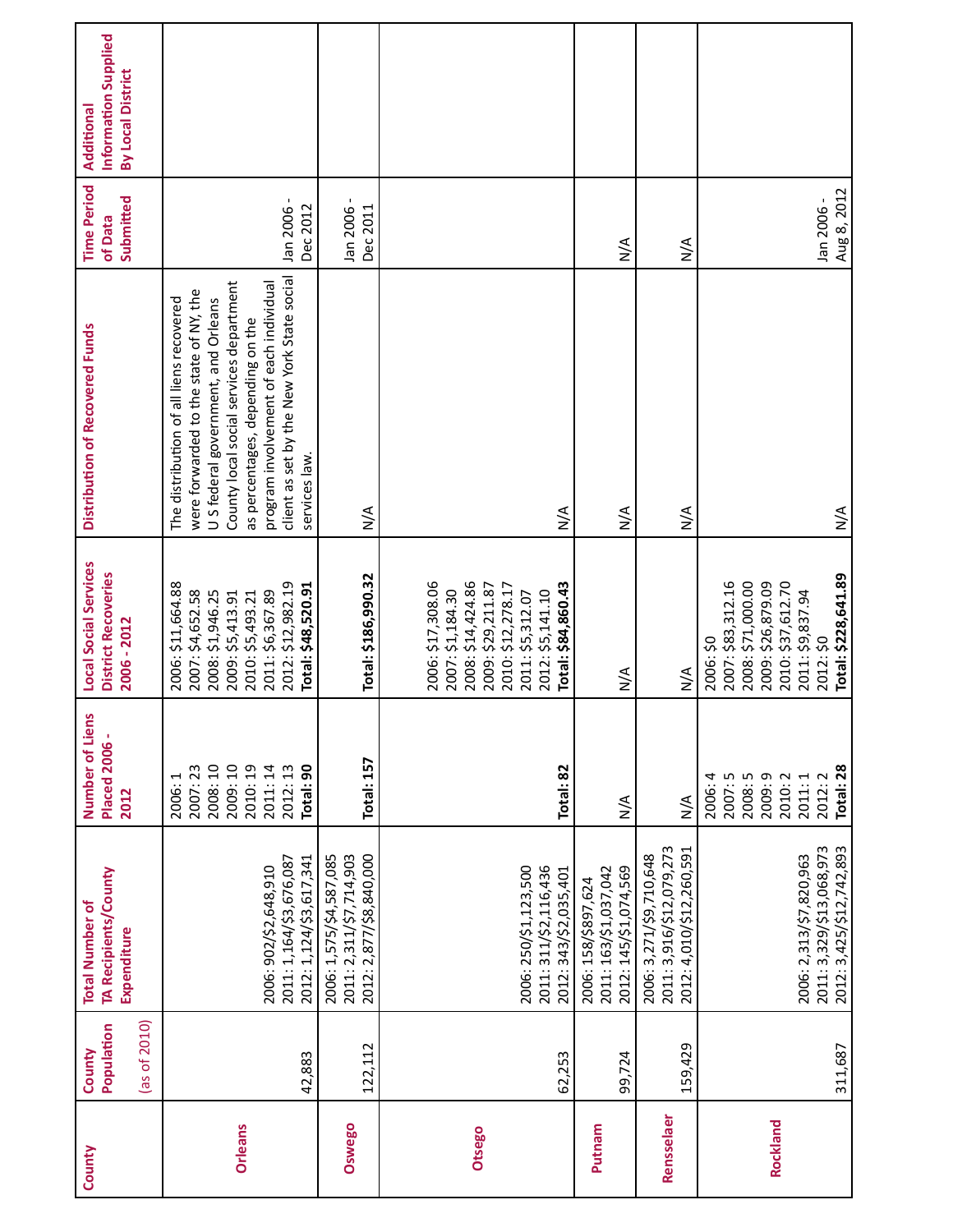| County | County Population (as of 2010) | Total Number of TA Recipients/County Expenditure | Number of Liens Placed 2006 - 2012 | Local Social Services District Recoveries 2006 - 2012 | Distribution of Recovered Funds | Time Period of Data Submitted | Additional Information Supplied By Local District |
|---|---|---|---|---|---|---|---|
| **Orleans** | 42,883 | 2006: 902/$2,648,910<br>2011: 1,164/$3,676,087<br>2012: 1,124/$3,617,341 | 2006: 1<br>2007: 23<br>2008: 10<br>2009: 10<br>2010: 19<br>2011: 14<br>2012: 13<br>**Total: 90** | 2006: $11,664.88<br>2007: $4,652.58<br>2008: $1,946.25<br>2009: $5,413.91<br>2010: $5,493.21<br>2011: $6,367.89<br>2012: $12,982.19<br>**Total: $48,520.91** | The distribution of all liens recovered were forwarded to the state of NY, the U S federal government, and Orleans County local social services department as percentages, depending on the program involvement of each individual client as set by the New York State social services law. | Jan 2006 - Dec 2012 | |
| **Oswego** | 122,112 | 2006: 1,575/$4,587,085<br>2011: 2,311/$7,714,903<br>2012: 2,877/$8,840,000 | **Total: 157** | **Total: $186,990.32** | N/A | Jan 2006 - Dec 2011 | |
| **Otsego** | 62,253 | 2006: 250/$1,123,500<br>2011: 311/$2,116,436<br>2012: 343/$2,035,401 | **Total: 82** | 2006: $17,308.06<br>2007: $1,184.30<br>2008: $14,424.86<br>2009: $29,211.87<br>2010: $12,278.17<br>2011: $5,312.07<br>2012: $5,141.10<br>**Total: $84,860.43** | N/A | | |
| **Putnam** | 99,724 | 2006: 158/$897,624<br>2011: 163/$1,037,042<br>2012: 145/$1,074,569 | N/A | N/A | N/A | N/A | |
| **Rensselaer** | 159,429 | 2006: 3,271/$9,710,648<br>2011: 3,916/$12,079,273<br>2012: 4,010/$12,260,591 | N/A | N/A | N/A | N/A | |
| **Rockland** | 311,687 | 2006: 2,313/$7,820,963<br>2011: 3,329/$13,068,973<br>2012: 3,425/$12,742,893 | 2006: 4<br>2007: 5<br>2008: 5<br>2009: 9<br>2010: 2<br>2011: 1<br>2012: 2<br>**Total: 28** | 2006: $0<br>2007: $83,312.16<br>2008: $71,000.00<br>2009: $26,879.09<br>2010: $37,612.70<br>2011: $9,837.94<br>2012: $0<br>**Total: $228,641.89** | N/A | Jan 2006 - Aug 8, 2012 | |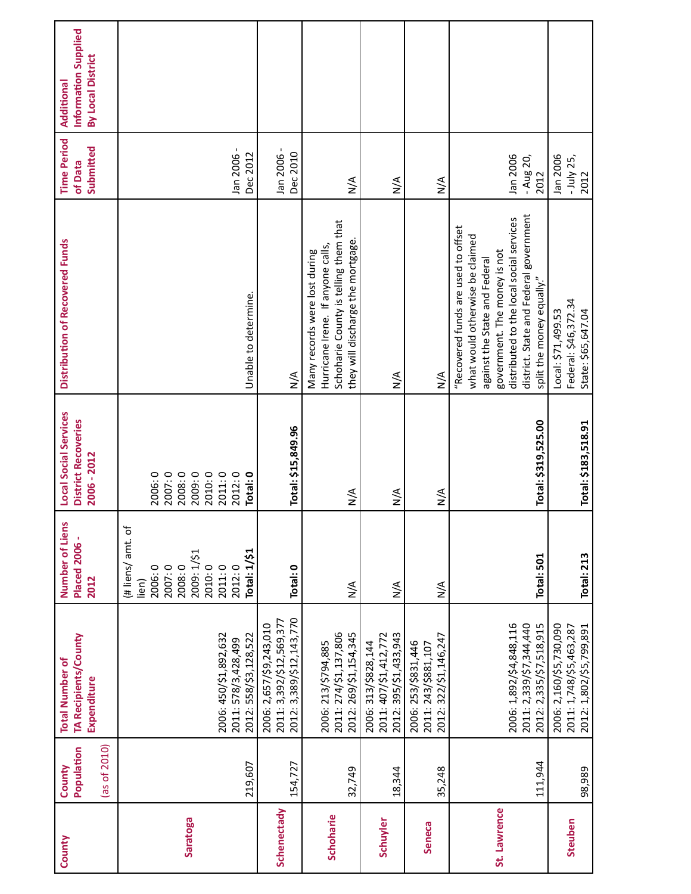| County | County Population (as of 2010) | Total Number of TA Recipients/County Expenditure | Number of Liens Placed 2006 - 2012 | Local Social Services District Recoveries 2006 - 2012 | Distribution of Recovered Funds | Time Period of Data Submitted | Additional Information Supplied By Local District |
|---|---|---|---|---|---|---|---|
| Saratoga | 219,607 | 2006: 450/$1,892,632<br>2011: 578/3,428,499<br>2012: 558/$3,128,522 | (# liens/ amt. of lien)<br>2006: 0<br>2007: 0<br>2008: 0<br>2009: 1/$1<br>2010: 0<br>2011: 0<br>2012: 0<br>**Total: 1/$1** | 2006: 0<br>2007: 0<br>2008: 0<br>2009: 0<br>2010: 0<br>2011: 0<br>2012: 0<br>**Total: 0** | Unable to determine. | Jan 2006 - Dec 2012 | |
| Schenectady | 154,727 | 2006: 2,657/$9,243,010<br>2011: 3,392/$12,569,377<br>2012: 3,389/$12,143,770 | **Total: 0** | **Total: $15,849.96** | N/A | Jan 2006 - Dec 2010 | |
| Schoharie | 32,749 | 2006: 213/$794,885<br>2011: 274/$1,137,806<br>2012: 269/$1,154,345 | N/A | N/A | Many records were lost during Hurricane Irene. If anyone calls, Schoharie County is telling them that they will discharge the mortgage. | N/A | |
| Schuyler | 18,344 | 2006: 313/$828,144<br>2011: 407/$1,412,772<br>2012: 395/$1,433,943 | N/A | N/A | N/A | N/A | |
| Seneca | 35,248 | 2006: 253/$831,446<br>2011: 243/$881,107<br>2012: 322/$1,146,247 | N/A | N/A | N/A | N/A | |
| St. Lawrence | 111,944 | 2006: 1,892/$4,848,116<br>2011: 2,339/$7,344,440<br>2012: 2,335/$7,518,915 | **Total: 501** | **Total: $319,525.00** | "Recovered funds are used to offset what would otherwise be claimed against the State and Federal government. The money is not distributed to the local social services district. State and Federal government split the money equally." | Jan 2006 - Aug 20, 2012 | |
| Steuben | 98,989 | 2006: 2,160/$5,730,090<br>2011: 1,748/$5,463,287<br>2012: 1,802/$5,799,891 | **Total: 213** | **Total: $183,518.91** | Local: $71,499.53<br>Federal: $46,372.34<br>State: $65,647.04 | Jan 2006 - July 25, 2012 | |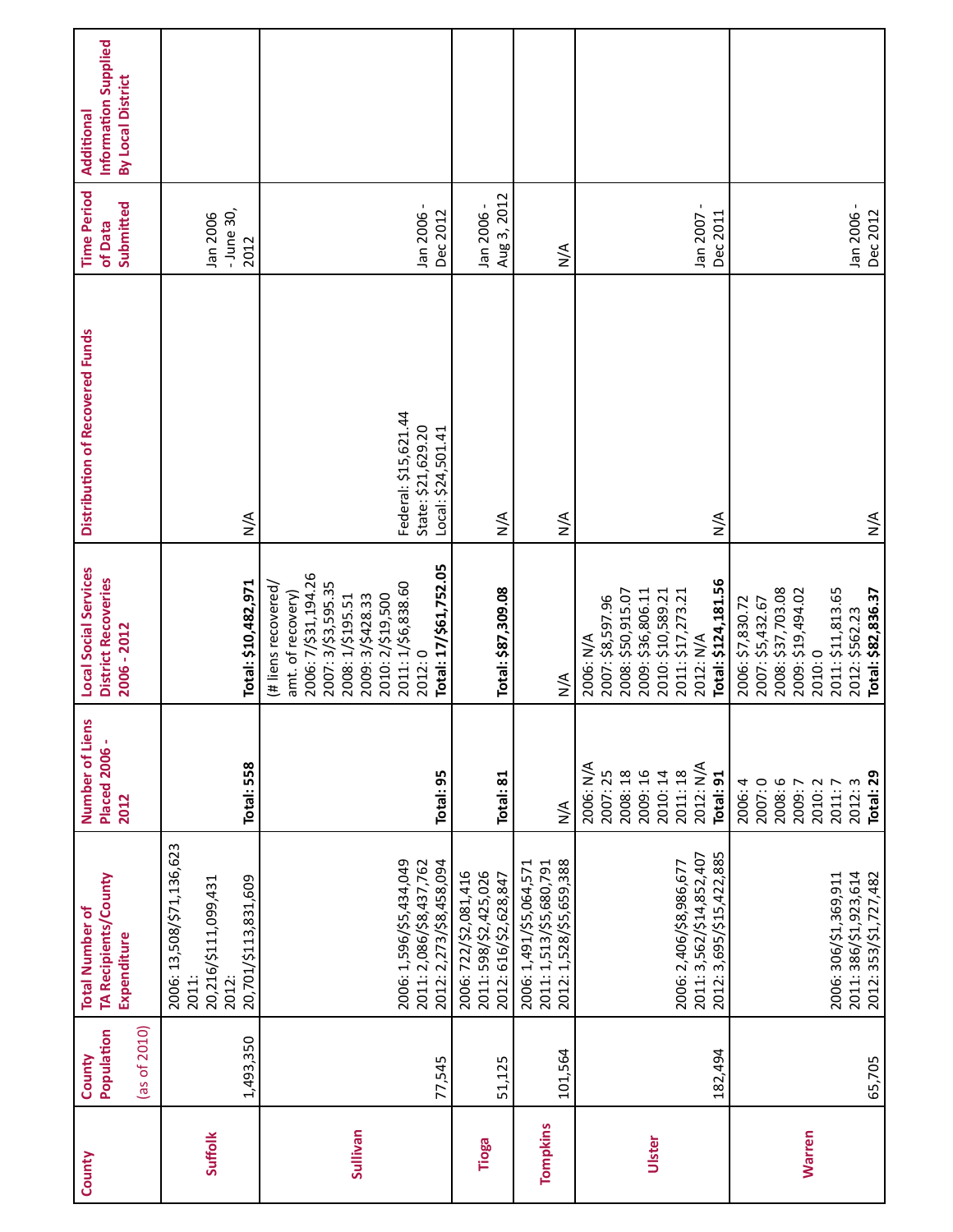| County | County Population (as of 2010) | Total Number of TA Recipients/County Expenditure | Number of Liens Placed 2006 - 2012 | Local Social Services District Recoveries 2006 - 2012 | Distribution of Recovered Funds | Time Period of Data Submitted | Additional Information Supplied By Local District |
|---|---|---|---|---|---|---|---|
| **Suffolk** | 1,493,350 | 2006: 13,508/$71,136,623<br>2011: 20,216/$111,099,431<br>2012: 20,701/$113,831,609 | **Total: 558** | **Total: $10,482,971** | N/A | Jan 2006 - June 30, 2012 | |
| **Sullivan** | 77,545 | 2006: 1,596/$5,434,049<br>2011: 2,086/$8,437,762<br>2012: 2,273/$8,458,094 | **Total: 95** | (# liens recovered/ amt. of recovery)<br>2006: 7/$31,194.26<br>2007: 3/$3,595.35<br>2008: 1/$195.51<br>2009: 3/$428.33<br>2010: 2/$19,500<br>2011: 1/$6,838.60<br>2012: 0<br>**Total: 17/$61,752.05** | Federal: $15,621.44<br>State: $21,629.20<br>Local: $24,501.41 | Jan 2006 - Dec 2012 | |
| **Tioga** | 51,125 | 2006: 722/$2,081,416<br>2011: 598/$2,425,026<br>2012: 616/$2,628,847 | **Total: 81** | **Total: $87,309.08** | N/A | Jan 2006 - Aug 3, 2012 | |
| **Tompkins** | 101,564 | 2006: 1,491/$5,064,571<br>2011: 1,513/$5,680,791<br>2012: 1,528/$5,659,388 | N/A | N/A | N/A | N/A | |
| **Ulster** | 182,494 | 2006: 2,406/$8,986,677<br>2011: 3,562/$14,852,407<br>2012: 3,695/$15,422,885 | 2006: N/A<br>2007: 25<br>2008: 18<br>2009: 16<br>2010: 14<br>2011: 18<br>2012: N/A<br>**Total: 91** | 2006: N/A<br>2007: $8,597.96<br>2008: $50,915.07<br>2009: $36,806.11<br>2010: $10,589.21<br>2011: $17,273.21<br>2012: N/A<br>**Total: $124,181.56** | N/A | Jan 2007 - Dec 2011 | |
| **Warren** | 65,705 | 2006: 306/$1,369,911<br>2011: 386/$1,923,614<br>2012: 353/$1,727,482 | 2006: 4<br>2007: 0<br>2008: 6<br>2009: 7<br>2010: 2<br>2011: 7<br>2012: 3<br>**Total: 29** | 2006: $7,830.72<br>2007: $5,432.67<br>2008: $37,703.08<br>2009: $19,494.02<br>2010: 0<br>2011: $11,813.65<br>2012: $562.23<br>**Total: $82,836.37** | N/A | Jan 2006 - Dec 2012 | |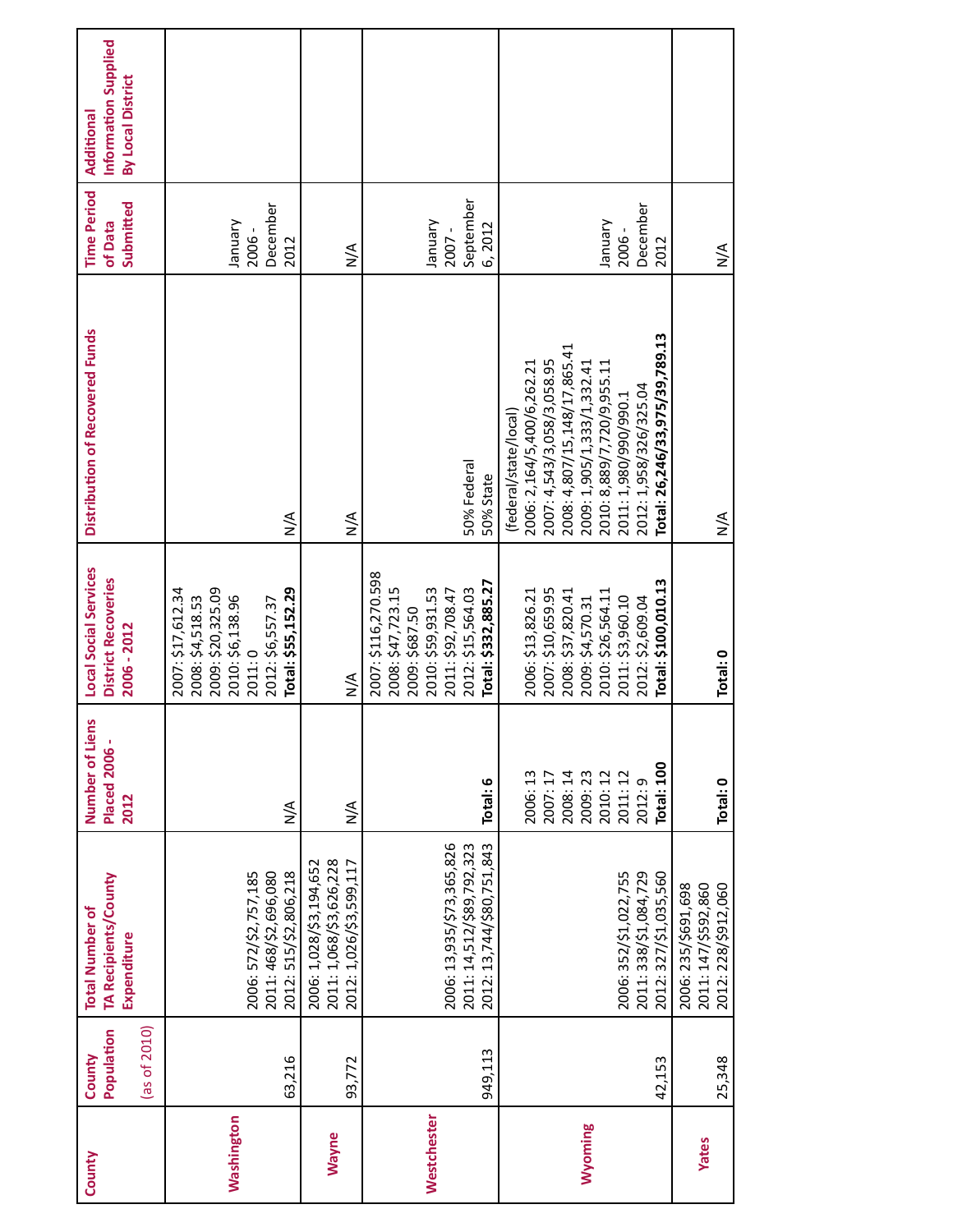| County | County Population (as of 2010) | Total Number of TA Recipients/County Expenditure | Number of Liens Placed 2006 - 2012 | Local Social Services District Recoveries 2006 - 2012 | Distribution of Recovered Funds | Time Period of Data Submitted | Additional Information Supplied By Local District |
|---|---|---|---|---|---|---|---|
| **Washington** | 63,216 | 2006: 572/$2,757,185<br>2011: 468/$2,696,080<br>2012: 515/$2,806,218 | N/A | 2007: $17,612.34<br>2008: $4,518.53<br>2009: $20,325.09<br>2010: $6,138.96<br>2011: 0<br>2012: $6,557.37<br>**Total: $55,152.29** | N/A | January 2006 - December 2012 | |
| **Wayne** | 93,772 | 2006: 1,028/$3,194,652<br>2011: 1,068/$3,626,228<br>2012: 1,026/$3,599,117 | N/A | N/A | N/A | N/A | |
| **Westchester** | 949,113 | 2006: 13,935/$73,365,826<br>2011: 14,512/$89,792,323<br>2012: 13,744/$80,751,843 | **Total: 6** | 2007: $116,270.598<br>2008: $47,723.15<br>2009: $687.50<br>2010: $59,931.53<br>2011: $92,708.47<br>2012: $15,564.03<br>**Total: $332,885.27** | 50% Federal<br>50% State | January 2007 - September 6, 2012 | |
| **Wyoming** | 42,153 | 2006: 352/$1,022,755<br>2011: 338/$1,084,729<br>2012: 327/$1,035,560 | 2006: 13<br>2007: 17<br>2008: 14<br>2009: 23<br>2010: 12<br>2011: 12<br>2012: 9<br>**Total: 100** | 2006: $13,826.21<br>2007: $10,659.95<br>2008: $37,820.41<br>2009: $4,570.31<br>2010: $26,564.11<br>2011: $3,960.10<br>2012: $2,609.04<br>**Total: $100,010.13** | (federal/state/local)<br>2006: 2,164/5,400/6,262.21<br>2007: 4,543/3,058/3,058.95<br>2008: 4,807/15,148/17,865.41<br>2009: 1,905/1,333/1,332.41<br>2010: 8,889/7,720/9,955.11<br>2011: 1,980/990/990.1<br>2012: 1,958/326/325.04<br>**Total: 26,246/33,975/39,789.13** | January 2006 - December 2012 | |
| **Yates** | 25,348 | 2006: 235/$691,698<br>2011: 147/$592,860<br>2012: 228/$912,060 | **Total: 0** | **Total: 0** | N/A | N/A | |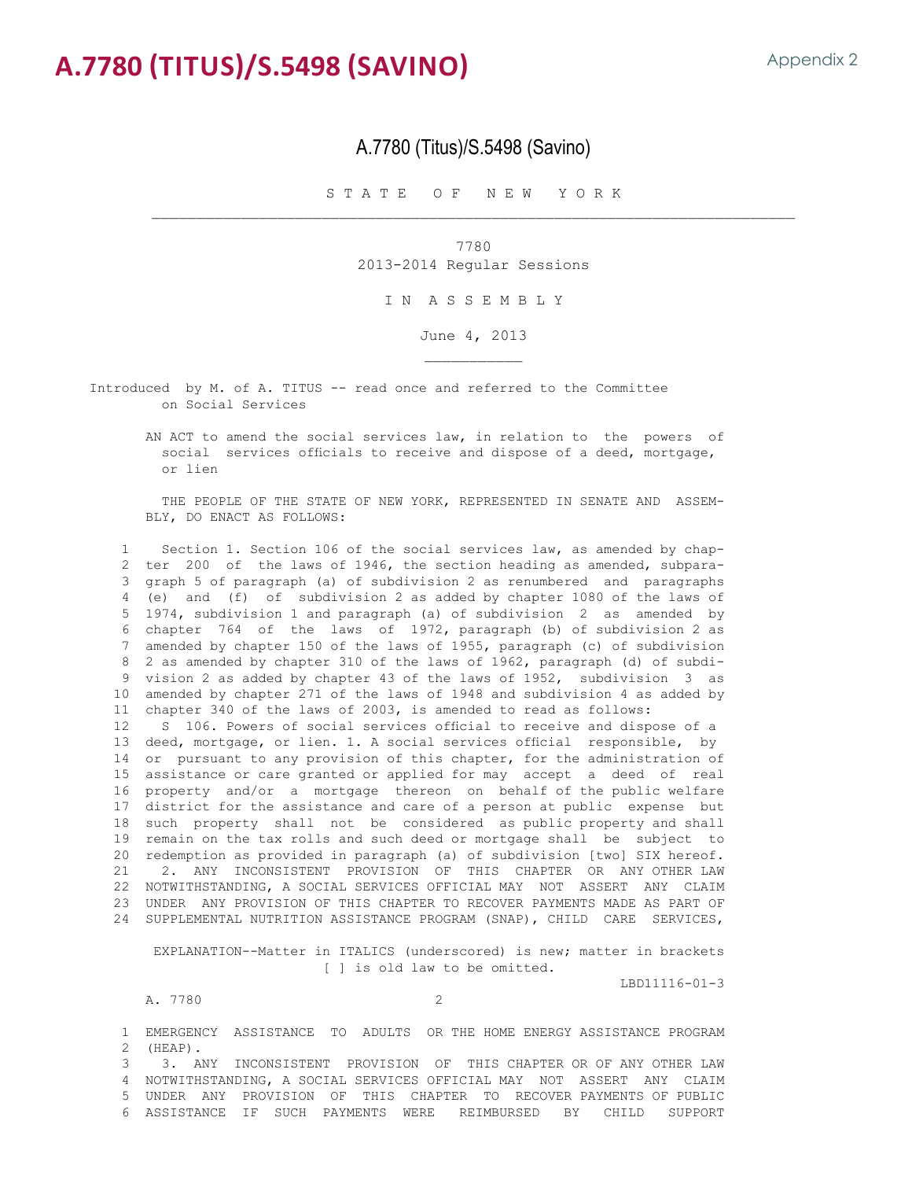# A.7780 (TITUS)/S.5498 (SAVINO)

Appendix 2

## A.7780 (Titus)/S.5498 (Savino)

S T A T E O F N E W Y O R K

7780

2013-2014 Regular Sessions

I N A S S E M B L Y

June 4, 2013

Introduced by M. of A. TITUS -- read once and referred to the Committee on Social Services

AN ACT to amend the social services law, in relation to the powers of social services officials to receive and dispose of a deed, mortgage, or lien

THE PEOPLE OF THE STATE OF NEW YORK, REPRESENTED IN SENATE AND ASSEMBLY, DO ENACT AS FOLLOWS:

```
 1   Section 1. Section 106 of the social services law, as amended by chap-
 2 ter  200  of  the laws of 1946, the section heading as amended, subpara-
 3 graph 5 of paragraph (a) of subdivision 2 as renumbered  and  paragraphs
 4 (e)  and  (f)  of  subdivision 2 as added by chapter 1080 of the laws of
 5 1974, subdivision 1 and paragraph (a) of subdivision  2  as  amended  by
 6 chapter  764  of  the  laws  of  1972, paragraph (b) of subdivision 2 as
 7 amended by chapter 150 of the laws of 1955, paragraph (c) of subdivision
 8 2 as amended by chapter 310 of the laws of 1962, paragraph (d) of subdi-
 9 vision 2 as added by chapter 43 of the laws of 1952,  subdivision  3  as
10 amended by chapter 271 of the laws of 1948 and subdivision 4 as added by
11 chapter 340 of the laws of 2003, is amended to read as follows:
12   S  106. Powers of social services official to receive and dispose of a
13 deed, mortgage, or lien. 1. A social services official  responsible,  by
14 or  pursuant to any provision of this chapter, for the administration of
15 assistance or care granted or applied for may  accept  a  deed  of  real
16 property  and/or  a  mortgage  thereon  on  behalf of the public welfare
17 district for the assistance and care of a person at public  expense  but
18 such  property  shall  not  be  considered  as public property and shall
19 remain on the tax rolls and such deed or mortgage shall  be  subject  to
20 redemption as provided in paragraph (a) of subdivision [two] SIX hereof.
21   2.  ANY  INCONSISTENT  PROVISION  OF  THIS  CHAPTER  OR  ANY OTHER LAW
22 NOTWITHSTANDING, A SOCIAL SERVICES OFFICIAL MAY  NOT  ASSERT  ANY  CLAIM
23 UNDER  ANY PROVISION OF THIS CHAPTER TO RECOVER PAYMENTS MADE AS PART OF
24 SUPPLEMENTAL NUTRITION ASSISTANCE PROGRAM (SNAP), CHILD  CARE  SERVICES,
```

EXPLANATION--Matter in ITALICS (underscored) is new; matter in brackets [ ] is old law to be omitted.

LBD11116-01-3

A. 7780 2

```
 1 EMERGENCY  ASSISTANCE  TO  ADULTS  OR THE HOME ENERGY ASSISTANCE PROGRAM
 2 (HEAP).
 3   3.  ANY  INCONSISTENT  PROVISION  OF  THIS CHAPTER OR OF ANY OTHER LAW
 4 NOTWITHSTANDING, A SOCIAL SERVICES OFFICIAL MAY  NOT  ASSERT  ANY  CLAIM
 5 UNDER  ANY  PROVISION  OF  THIS  CHAPTER  TO  RECOVER PAYMENTS OF PUBLIC
 6 ASSISTANCE  IF  SUCH  PAYMENTS  WERE   REIMBURSED   BY   CHILD   SUPPORT
```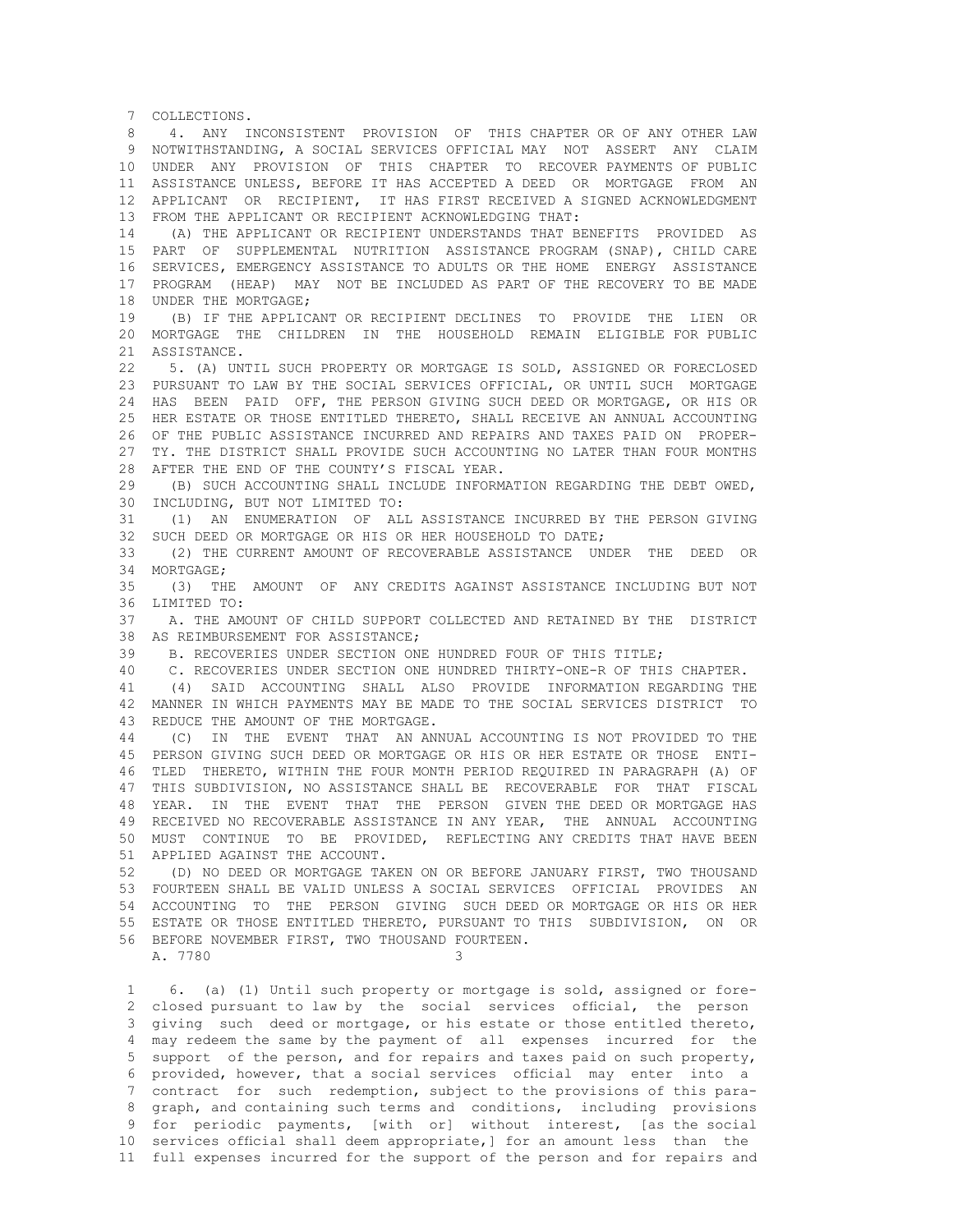COLLECTIONS.

4. ANY INCONSISTENT PROVISION OF THIS CHAPTER OR OF ANY OTHER LAW NOTWITHSTANDING, A SOCIAL SERVICES OFFICIAL MAY NOT ASSERT ANY CLAIM UNDER ANY PROVISION OF THIS CHAPTER TO RECOVER PAYMENTS OF PUBLIC ASSISTANCE UNLESS, BEFORE IT HAS ACCEPTED A DEED OR MORTGAGE FROM AN APPLICANT OR RECIPIENT, IT HAS FIRST RECEIVED A SIGNED ACKNOWLEDGMENT FROM THE APPLICANT OR RECIPIENT ACKNOWLEDGING THAT:

(A) THE APPLICANT OR RECIPIENT UNDERSTANDS THAT BENEFITS PROVIDED AS PART OF SUPPLEMENTAL NUTRITION ASSISTANCE PROGRAM (SNAP), CHILD CARE SERVICES, EMERGENCY ASSISTANCE TO ADULTS OR THE HOME ENERGY ASSISTANCE PROGRAM (HEAP) MAY NOT BE INCLUDED AS PART OF THE RECOVERY TO BE MADE UNDER THE MORTGAGE;

(B) IF THE APPLICANT OR RECIPIENT DECLINES TO PROVIDE THE LIEN OR MORTGAGE THE CHILDREN IN THE HOUSEHOLD REMAIN ELIGIBLE FOR PUBLIC ASSISTANCE.

5. (A) UNTIL SUCH PROPERTY OR MORTGAGE IS SOLD, ASSIGNED OR FORECLOSED PURSUANT TO LAW BY THE SOCIAL SERVICES OFFICIAL, OR UNTIL SUCH MORTGAGE HAS BEEN PAID OFF, THE PERSON GIVING SUCH DEED OR MORTGAGE, OR HIS OR HER ESTATE OR THOSE ENTITLED THERETO, SHALL RECEIVE AN ANNUAL ACCOUNTING OF THE PUBLIC ASSISTANCE INCURRED AND REPAIRS AND TAXES PAID ON PROPERTY. THE DISTRICT SHALL PROVIDE SUCH ACCOUNTING NO LATER THAN FOUR MONTHS AFTER THE END OF THE COUNTY'S FISCAL YEAR.

(B) SUCH ACCOUNTING SHALL INCLUDE INFORMATION REGARDING THE DEBT OWED, INCLUDING, BUT NOT LIMITED TO:

(1) AN ENUMERATION OF ALL ASSISTANCE INCURRED BY THE PERSON GIVING SUCH DEED OR MORTGAGE OR HIS OR HER HOUSEHOLD TO DATE;

(2) THE CURRENT AMOUNT OF RECOVERABLE ASSISTANCE UNDER THE DEED OR MORTGAGE;

(3) THE AMOUNT OF ANY CREDITS AGAINST ASSISTANCE INCLUDING BUT NOT LIMITED TO:

A. THE AMOUNT OF CHILD SUPPORT COLLECTED AND RETAINED BY THE DISTRICT AS REIMBURSEMENT FOR ASSISTANCE;

B. RECOVERIES UNDER SECTION ONE HUNDRED FOUR OF THIS TITLE;

C. RECOVERIES UNDER SECTION ONE HUNDRED THIRTY-ONE-R OF THIS CHAPTER.

(4) SAID ACCOUNTING SHALL ALSO PROVIDE INFORMATION REGARDING THE MANNER IN WHICH PAYMENTS MAY BE MADE TO THE SOCIAL SERVICES DISTRICT TO REDUCE THE AMOUNT OF THE MORTGAGE.

(C) IN THE EVENT THAT AN ANNUAL ACCOUNTING IS NOT PROVIDED TO THE PERSON GIVING SUCH DEED OR MORTGAGE OR HIS OR HER ESTATE OR THOSE ENTITLED THERETO, WITHIN THE FOUR MONTH PERIOD REQUIRED IN PARAGRAPH (A) OF THIS SUBDIVISION, NO ASSISTANCE SHALL BE RECOVERABLE FOR THAT FISCAL YEAR. IN THE EVENT THAT THE PERSON GIVEN THE DEED OR MORTGAGE HAS RECEIVED NO RECOVERABLE ASSISTANCE IN ANY YEAR, THE ANNUAL ACCOUNTING MUST CONTINUE TO BE PROVIDED, REFLECTING ANY CREDITS THAT HAVE BEEN APPLIED AGAINST THE ACCOUNT.

(D) NO DEED OR MORTGAGE TAKEN ON OR BEFORE JANUARY FIRST, TWO THOUSAND FOURTEEN SHALL BE VALID UNLESS A SOCIAL SERVICES OFFICIAL PROVIDES AN ACCOUNTING TO THE PERSON GIVING SUCH DEED OR MORTGAGE OR HIS OR HER ESTATE OR THOSE ENTITLED THERETO, PURSUANT TO THIS SUBDIVISION, ON OR BEFORE NOVEMBER FIRST, TWO THOUSAND FOURTEEN.

6. (a) (1) Until such property or mortgage is sold, assigned or foreclosed pursuant to law by the social services official, the person giving such deed or mortgage, or his estate or those entitled thereto, may redeem the same by the payment of all expenses incurred for the support of the person, and for repairs and taxes paid on such property, provided, however, that a social services official may enter into a contract for such redemption, subject to the provisions of this paragraph, and containing such terms and conditions, including provisions for periodic payments, [with or] without interest, [as the social services official shall deem appropriate,] for an amount less than the full expenses incurred for the support of the person and for repairs and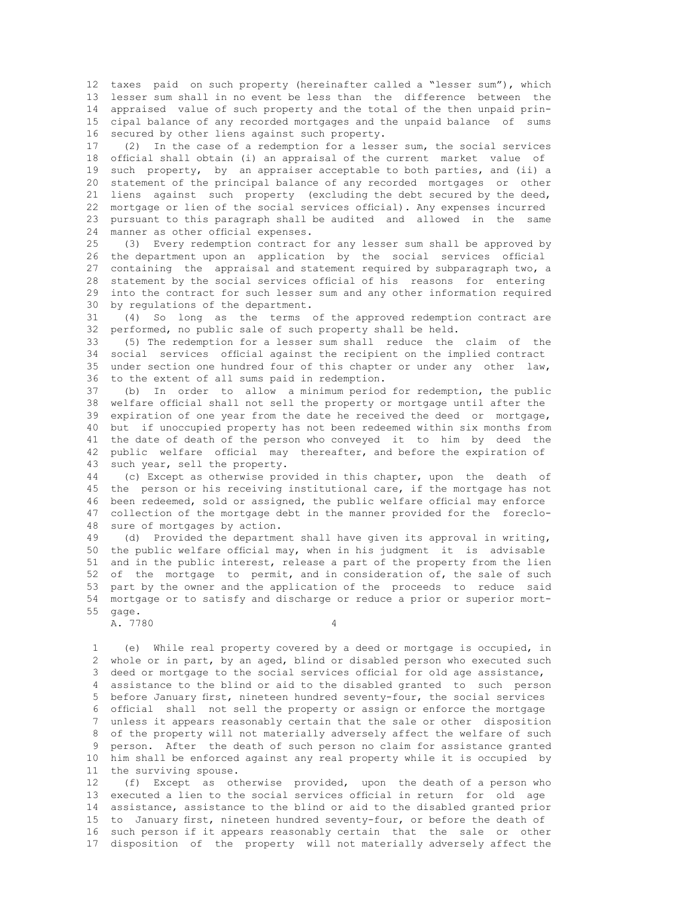taxes paid on such property (hereinafter called a "lesser sum"), which lesser sum shall in no event be less than the difference between the appraised value of such property and the total of the then unpaid principal balance of any recorded mortgages and the unpaid balance of sums secured by other liens against such property.

(2) In the case of a redemption for a lesser sum, the social services official shall obtain (i) an appraisal of the current market value of such property, by an appraiser acceptable to both parties, and (ii) a statement of the principal balance of any recorded mortgages or other liens against such property (excluding the debt secured by the deed, mortgage or lien of the social services official). Any expenses incurred pursuant to this paragraph shall be audited and allowed in the same manner as other official expenses.

(3) Every redemption contract for any lesser sum shall be approved by the department upon an application by the social services official containing the appraisal and statement required by subparagraph two, a statement by the social services official of his reasons for entering into the contract for such lesser sum and any other information required by regulations of the department.

(4) So long as the terms of the approved redemption contract are performed, no public sale of such property shall be held.

(5) The redemption for a lesser sum shall reduce the claim of the social services official against the recipient on the implied contract under section one hundred four of this chapter or under any other law, to the extent of all sums paid in redemption.

(b) In order to allow a minimum period for redemption, the public welfare official shall not sell the property or mortgage until after the expiration of one year from the date he received the deed or mortgage, but if unoccupied property has not been redeemed within six months from the date of death of the person who conveyed it to him by deed the public welfare official may thereafter, and before the expiration of such year, sell the property.

(c) Except as otherwise provided in this chapter, upon the death of the person or his receiving institutional care, if the mortgage has not been redeemed, sold or assigned, the public welfare official may enforce collection of the mortgage debt in the manner provided for the foreclosure of mortgages by action.

(d) Provided the department shall have given its approval in writing, the public welfare official may, when in his judgment it is advisable and in the public interest, release a part of the property from the lien of the mortgage to permit, and in consideration of, the sale of such part by the owner and the application of the proceeds to reduce said mortgage or to satisfy and discharge or reduce a prior or superior mortgage.

(e) While real property covered by a deed or mortgage is occupied, in whole or in part, by an aged, blind or disabled person who executed such deed or mortgage to the social services official for old age assistance, assistance to the blind or aid to the disabled granted to such person before January first, nineteen hundred seventy-four, the social services official shall not sell the property or assign or enforce the mortgage unless it appears reasonably certain that the sale or other disposition of the property will not materially adversely affect the welfare of such person. After the death of such person no claim for assistance granted him shall be enforced against any real property while it is occupied by the surviving spouse.

(f) Except as otherwise provided, upon the death of a person who executed a lien to the social services official in return for old age assistance, assistance to the blind or aid to the disabled granted prior to January first, nineteen hundred seventy-four, or before the death of such person if it appears reasonably certain that the sale or other disposition of the property will not materially adversely affect the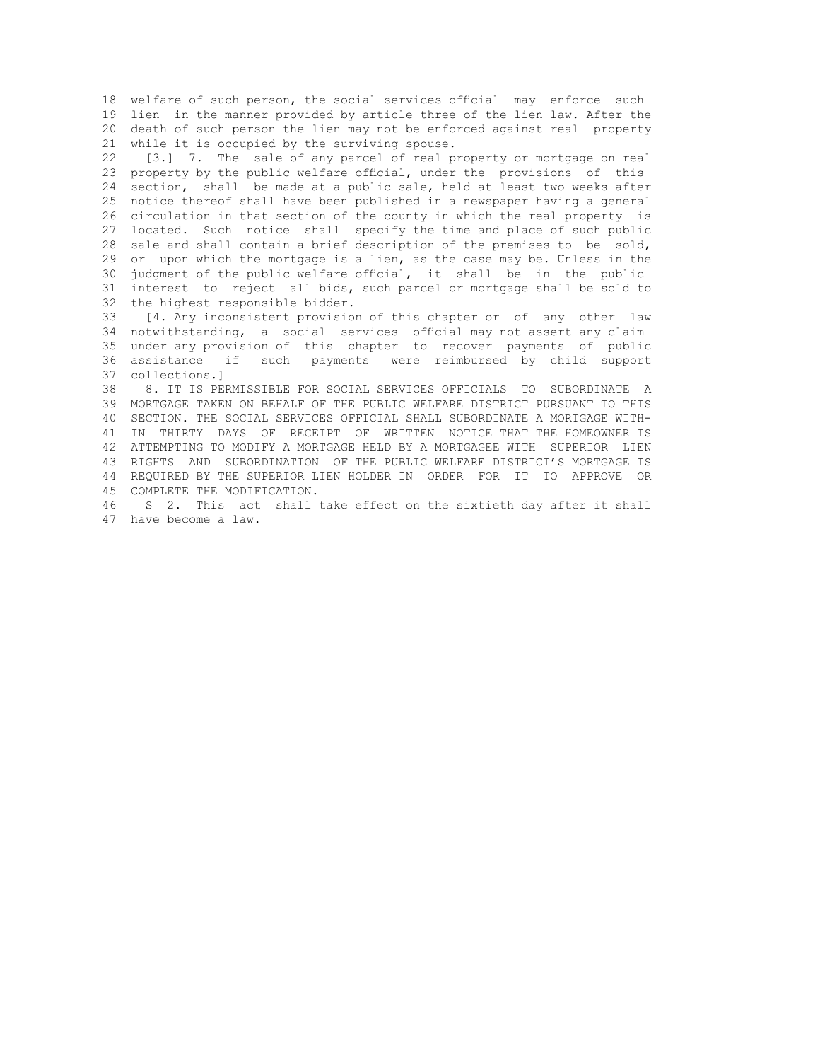18 welfare of such person, the social services official may enforce such
19 lien in the manner provided by article three of the lien law. After the
20 death of such person the lien may not be enforced against real property
21 while it is occupied by the surviving spouse.

22 [3.] 7. The sale of any parcel of real property or mortgage on real
23 property by the public welfare official, under the provisions of this
24 section, shall be made at a public sale, held at least two weeks after
25 notice thereof shall have been published in a newspaper having a general
26 circulation in that section of the county in which the real property is
27 located. Such notice shall specify the time and place of such public
28 sale and shall contain a brief description of the premises to be sold,
29 or upon which the mortgage is a lien, as the case may be. Unless in the
30 judgment of the public welfare official, it shall be in the public
31 interest to reject all bids, such parcel or mortgage shall be sold to
32 the highest responsible bidder.

33 [4. Any inconsistent provision of this chapter or of any other law
34 notwithstanding, a social services official may not assert any claim
35 under any provision of this chapter to recover payments of public
36 assistance if such payments were reimbursed by child support
37 collections.]

38 8. IT IS PERMISSIBLE FOR SOCIAL SERVICES OFFICIALS TO SUBORDINATE A
39 MORTGAGE TAKEN ON BEHALF OF THE PUBLIC WELFARE DISTRICT PURSUANT TO THIS
40 SECTION. THE SOCIAL SERVICES OFFICIAL SHALL SUBORDINATE A MORTGAGE WITH-
41 IN THIRTY DAYS OF RECEIPT OF WRITTEN NOTICE THAT THE HOMEOWNER IS
42 ATTEMPTING TO MODIFY A MORTGAGE HELD BY A MORTGAGEE WITH SUPERIOR LIEN
43 RIGHTS AND SUBORDINATION OF THE PUBLIC WELFARE DISTRICT'S MORTGAGE IS
44 REQUIRED BY THE SUPERIOR LIEN HOLDER IN ORDER FOR IT TO APPROVE OR
45 COMPLETE THE MODIFICATION.

46 S 2. This act shall take effect on the sixtieth day after it shall
47 have become a law.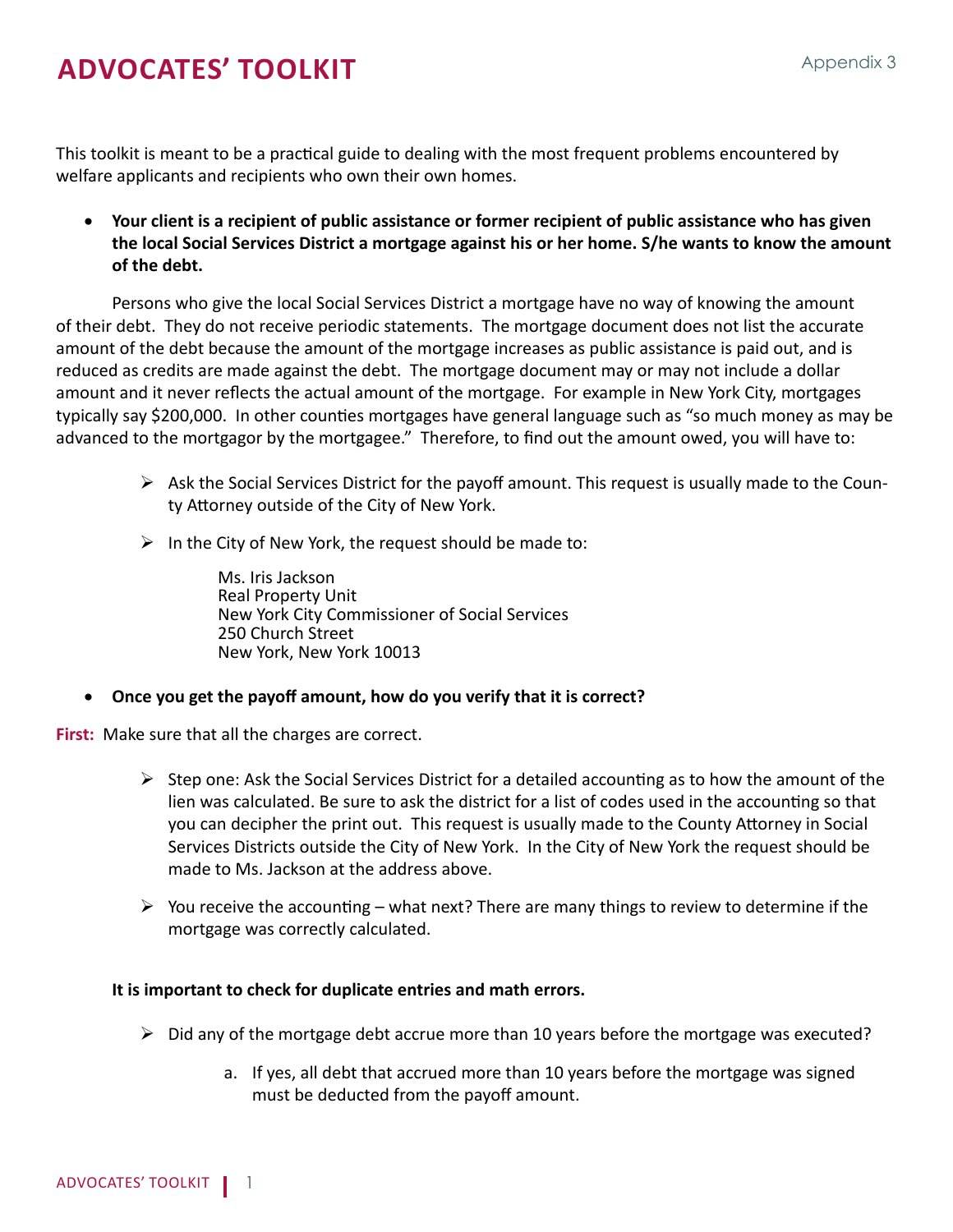# ADVOCATES' TOOLKIT

Appendix 3

This toolkit is meant to be a practical guide to dealing with the most frequent problems encountered by welfare applicants and recipients who own their own homes.

- **Your client is a recipient of public assistance or former recipient of public assistance who has given the local Social Services District a mortgage against his or her home. S/he wants to know the amount of the debt.**

Persons who give the local Social Services District a mortgage have no way of knowing the amount of their debt. They do not receive periodic statements. The mortgage document does not list the accurate amount of the debt because the amount of the mortgage increases as public assistance is paid out, and is reduced as credits are made against the debt. The mortgage document may or may not include a dollar amount and it never reflects the actual amount of the mortgage. For example in New York City, mortgages typically say $200,000. In other counties mortgages have general language such as "so much money as may be advanced to the mortgagor by the mortgagee." Therefore, to find out the amount owed, you will have to:

- Ask the Social Services District for the payoff amount. This request is usually made to the County Attorney outside of the City of New York.
- In the City of New York, the request should be made to:

  Ms. Iris Jackson
  Real Property Unit
  New York City Commissioner of Social Services
  250 Church Street
  New York, New York 10013

- **Once you get the payoff amount, how do you verify that it is correct?**

**First:** Make sure that all the charges are correct.

- Step one: Ask the Social Services District for a detailed accounting as to how the amount of the lien was calculated. Be sure to ask the district for a list of codes used in the accounting so that you can decipher the print out. This request is usually made to the County Attorney in Social Services Districts outside the City of New York. In the City of New York the request should be made to Ms. Jackson at the address above.
- You receive the accounting – what next? There are many things to review to determine if the mortgage was correctly calculated.

**It is important to check for duplicate entries and math errors.**

- Did any of the mortgage debt accrue more than 10 years before the mortgage was executed?

  a. If yes, all debt that accrued more than 10 years before the mortgage was signed must be deducted from the payoff amount.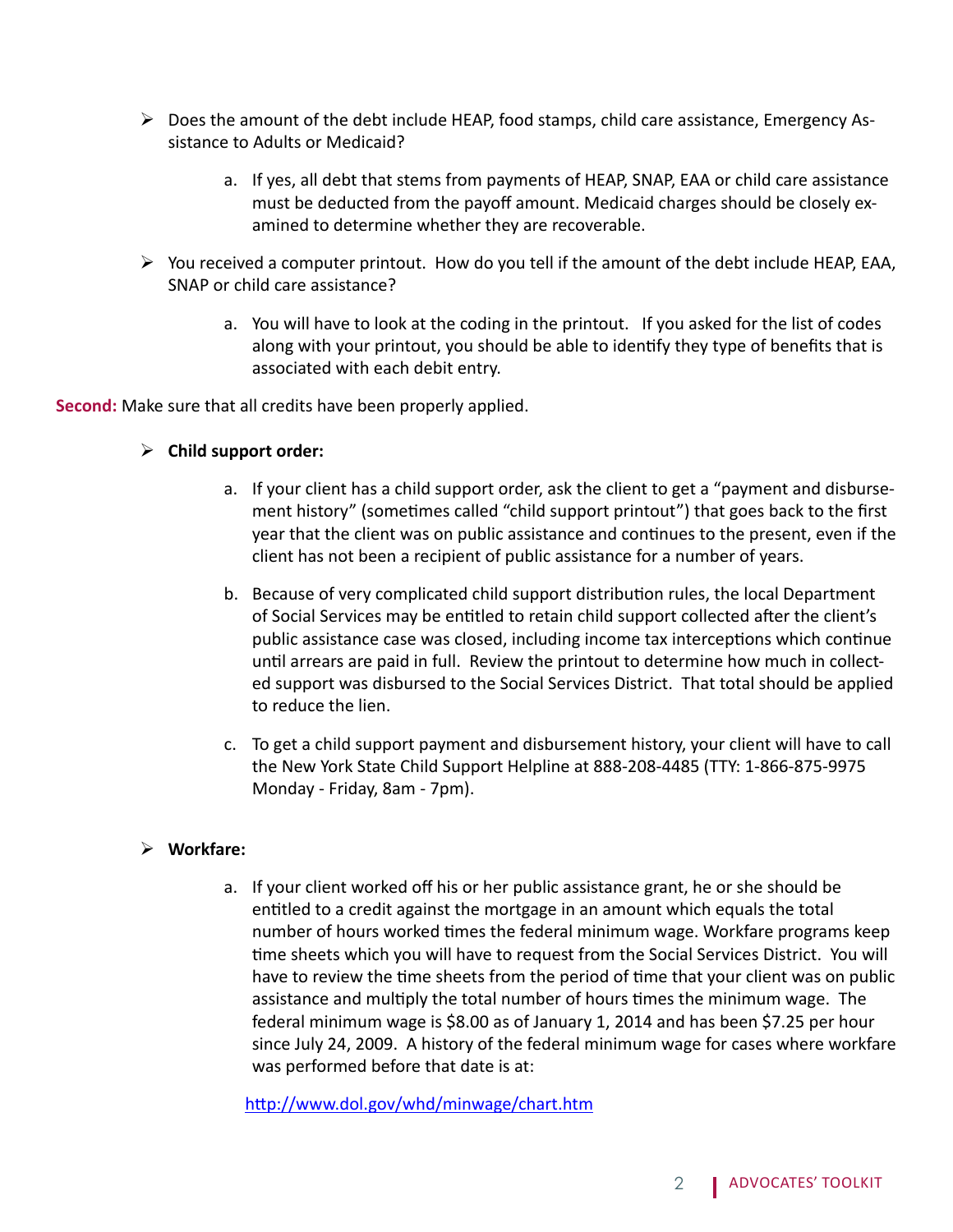- Does the amount of the debt include HEAP, food stamps, child care assistance, Emergency Assistance to Adults or Medicaid?

    a. If yes, all debt that stems from payments of HEAP, SNAP, EAA or child care assistance must be deducted from the payoff amount. Medicaid charges should be closely examined to determine whether they are recoverable.

- You received a computer printout. How do you tell if the amount of the debt include HEAP, EAA, SNAP or child care assistance?

    a. You will have to look at the coding in the printout. If you asked for the list of codes along with your printout, you should be able to identify they type of benefits that is associated with each debit entry.

**Second:** Make sure that all credits have been properly applied.

- **Child support order:**

    a. If your client has a child support order, ask the client to get a "payment and disbursement history" (sometimes called "child support printout") that goes back to the first year that the client was on public assistance and continues to the present, even if the client has not been a recipient of public assistance for a number of years.

    b. Because of very complicated child support distribution rules, the local Department of Social Services may be entitled to retain child support collected after the client's public assistance case was closed, including income tax interceptions which continue until arrears are paid in full. Review the printout to determine how much in collected support was disbursed to the Social Services District. That total should be applied to reduce the lien.

    c. To get a child support payment and disbursement history, your client will have to call the New York State Child Support Helpline at 888-208-4485 (TTY: 1-866-875-9975 Monday - Friday, 8am - 7pm).

- **Workfare:**

    a. If your client worked off his or her public assistance grant, he or she should be entitled to a credit against the mortgage in an amount which equals the total number of hours worked times the federal minimum wage. Workfare programs keep time sheets which you will have to request from the Social Services District. You will have to review the time sheets from the period of time that your client was on public assistance and multiply the total number of hours times the minimum wage. The federal minimum wage is $8.00 as of January 1, 2014 and has been $7.25 per hour since July 24, 2009. A history of the federal minimum wage for cases where workfare was performed before that date is at:

    http://www.dol.gov/whd/minwage/chart.htm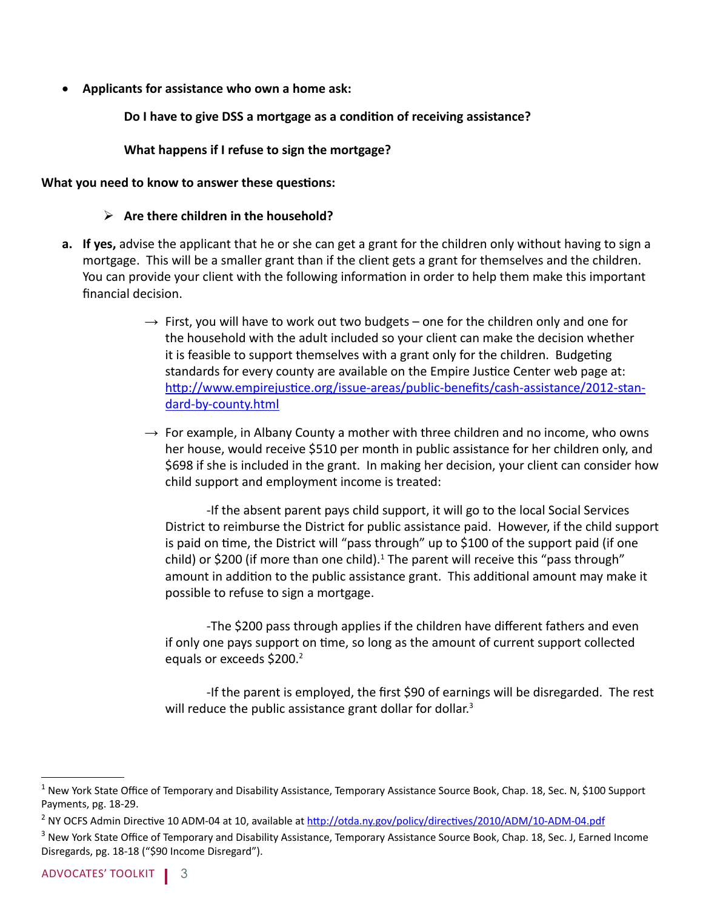- **Applicants for assistance who own a home ask:**

  **Do I have to give DSS a mortgage as a condition of receiving assistance?**

  **What happens if I refuse to sign the mortgage?**

**What you need to know to answer these questions:**

- **Are there children in the household?**

a. **If yes,** advise the applicant that he or she can get a grant for the children only without having to sign a mortgage. This will be a smaller grant than if the client gets a grant for themselves and the children. You can provide your client with the following information in order to help them make this important financial decision.

   → First, you will have to work out two budgets – one for the children only and one for the household with the adult included so your client can make the decision whether it is feasible to support themselves with a grant only for the children. Budgeting standards for every county are available on the Empire Justice Center web page at: http://www.empirejustice.org/issue-areas/public-benefits/cash-assistance/2012-standard-by-county.html

   → For example, in Albany County a mother with three children and no income, who owns her house, would receive $510 per month in public assistance for her children only, and $698 if she is included in the grant. In making her decision, your client can consider how child support and employment income is treated:

   -If the absent parent pays child support, it will go to the local Social Services District to reimburse the District for public assistance paid. However, if the child support is paid on time, the District will "pass through" up to $100 of the support paid (if one child) or $200 (if more than one child).[1] The parent will receive this "pass through" amount in addition to the public assistance grant. This additional amount may make it possible to refuse to sign a mortgage.

   -The $200 pass through applies if the children have different fathers and even if only one pays support on time, so long as the amount of current support collected equals or exceeds $200.[2]

   -If the parent is employed, the first $90 of earnings will be disregarded. The rest will reduce the public assistance grant dollar for dollar.[3]

---

[1] New York State Office of Temporary and Disability Assistance, Temporary Assistance Source Book, Chap. 18, Sec. N, $100 Support Payments, pg. 18-29.

[2] NY OCFS Admin Directive 10 ADM-04 at 10, available at http://otda.ny.gov/policy/directives/2010/ADM/10-ADM-04.pdf

[3] New York State Office of Temporary and Disability Assistance, Temporary Assistance Source Book, Chap. 18, Sec. J, Earned Income Disregards, pg. 18-18 ("$90 Income Disregard").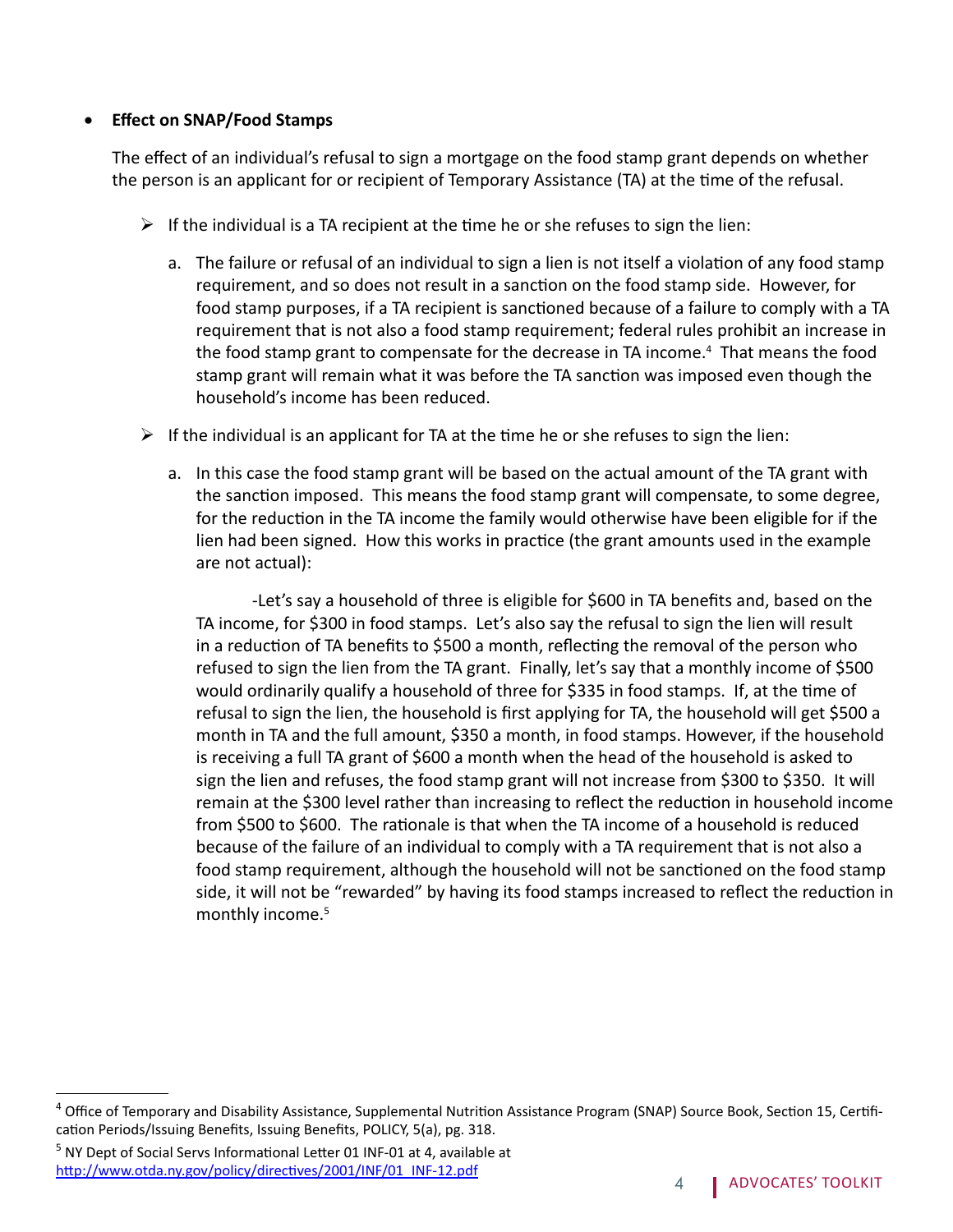- **Effect on SNAP/Food Stamps**

  The effect of an individual's refusal to sign a mortgage on the food stamp grant depends on whether the person is an applicant for or recipient of Temporary Assistance (TA) at the time of the refusal.

  - If the individual is a TA recipient at the time he or she refuses to sign the lien:

    a. The failure or refusal of an individual to sign a lien is not itself a violation of any food stamp requirement, and so does not result in a sanction on the food stamp side. However, for food stamp purposes, if a TA recipient is sanctioned because of a failure to comply with a TA requirement that is not also a food stamp requirement; federal rules prohibit an increase in the food stamp grant to compensate for the decrease in TA income.[4] That means the food stamp grant will remain what it was before the TA sanction was imposed even though the household's income has been reduced.

  - If the individual is an applicant for TA at the time he or she refuses to sign the lien:

    a. In this case the food stamp grant will be based on the actual amount of the TA grant with the sanction imposed. This means the food stamp grant will compensate, to some degree, for the reduction in the TA income the family would otherwise have been eligible for if the lien had been signed. How this works in practice (the grant amounts used in the example are not actual):

       -Let's say a household of three is eligible for $600 in TA benefits and, based on the TA income, for $300 in food stamps. Let's also say the refusal to sign the lien will result in a reduction of TA benefits to $500 a month, reflecting the removal of the person who refused to sign the lien from the TA grant. Finally, let's say that a monthly income of $500 would ordinarily qualify a household of three for $335 in food stamps. If, at the time of refusal to sign the lien, the household is first applying for TA, the household will get $500 a month in TA and the full amount, $350 a month, in food stamps. However, if the household is receiving a full TA grant of $600 a month when the head of the household is asked to sign the lien and refuses, the food stamp grant will not increase from $300 to $350. It will remain at the $300 level rather than increasing to reflect the reduction in household income from $500 to $600. The rationale is that when the TA income of a household is reduced because of the failure of an individual to comply with a TA requirement that is not also a food stamp requirement, although the household will not be sanctioned on the food stamp side, it will not be "rewarded" by having its food stamps increased to reflect the reduction in monthly income.[5]

---

[4] Office of Temporary and Disability Assistance, Supplemental Nutrition Assistance Program (SNAP) Source Book, Section 15, Certification Periods/Issuing Benefits, Issuing Benefits, POLICY, 5(a), pg. 318.

[5] NY Dept of Social Servs Informational Letter 01 INF-01 at 4, available at http://www.otda.ny.gov/policy/directives/2001/INF/01_INF-12.pdf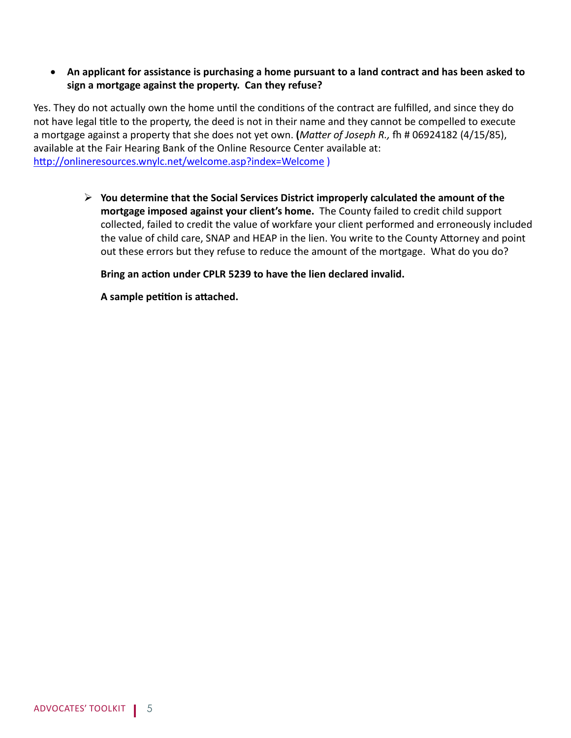- **An applicant for assistance is purchasing a home pursuant to a land contract and has been asked to sign a mortgage against the property. Can they refuse?**

Yes. They do not actually own the home until the conditions of the contract are fulfilled, and since they do not have legal title to the property, the deed is not in their name and they cannot be compelled to execute a mortgage against a property that she does not yet own. **(***Matter of Joseph R.,* fh # 06924182 (4/15/85), available at the Fair Hearing Bank of the Online Resource Center available at: [http://onlineresources.wnylc.net/welcome.asp?index=Welcome](http://onlineresources.wnylc.net/welcome.asp?index=Welcome) )

- **You determine that the Social Services District improperly calculated the amount of the mortgage imposed against your client's home.** The County failed to credit child support collected, failed to credit the value of workfare your client performed and erroneously included the value of child care, SNAP and HEAP in the lien. You write to the County Attorney and point out these errors but they refuse to reduce the amount of the mortgage. What do you do?

  **Bring an action under CPLR 5239 to have the lien declared invalid.**

  **A sample petition is attached.**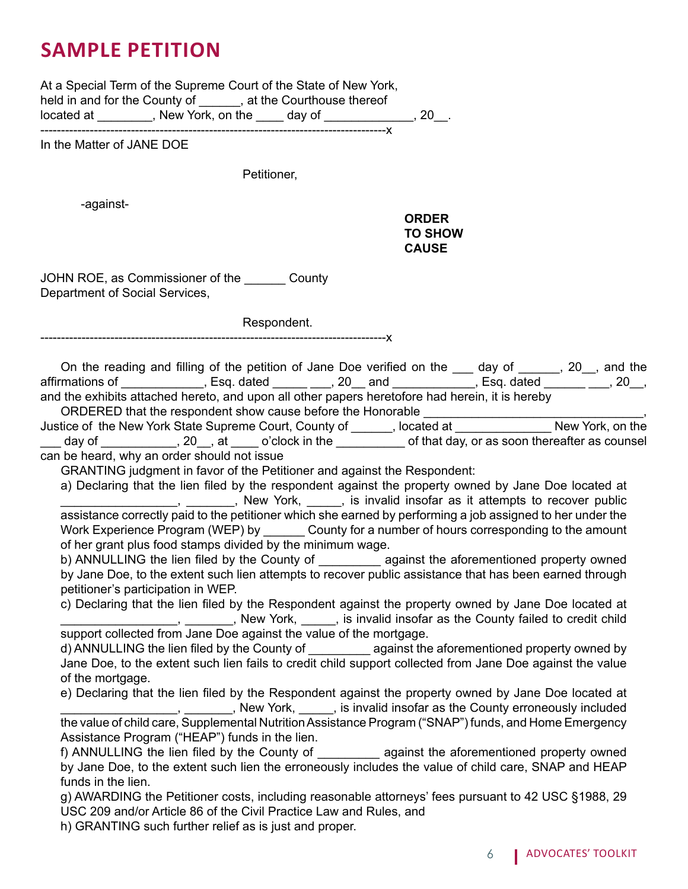# SAMPLE PETITION

At a Special Term of the Supreme Court of the State of New York,
held in and for the County of ______, at the Courthouse thereof
located at ________, New York, on the ____ day of _____________, 20__.

--------------------------------------------------------------------------------x

In the Matter of JANE DOE

Petitioner,

-against-

**ORDER TO SHOW CAUSE**

JOHN ROE, as Commissioner of the ______ County
Department of Social Services,

Respondent.

--------------------------------------------------------------------------------x

On the reading and filling of the petition of Jane Doe verified on the ___ day of ______, 20__, and the affirmations of ____________, Esq. dated _____ ___, 20__ and ____________, Esq. dated ______ ___, 20__, and the exhibits attached hereto, and upon all other papers heretofore had herein, it is hereby

ORDERED that the respondent show cause before the Honorable ________________________________, Justice of the New York State Supreme Court, County of ______, located at ______________ New York, on the ___ day of ___________, 20__, at ____ o'clock in the __________ of that day, or as soon thereafter as counsel can be heard, why an order should not issue

GRANTING judgment in favor of the Petitioner and against the Respondent:

a) Declaring that the lien filed by the respondent against the property owned by Jane Doe located at _________________, _______, New York, _____, is invalid insofar as it attempts to recover public assistance correctly paid to the petitioner which she earned by performing a job assigned to her under the Work Experience Program (WEP) by ______ County for a number of hours corresponding to the amount of her grant plus food stamps divided by the minimum wage.

b) ANNULLING the lien filed by the County of _________ against the aforementioned property owned by Jane Doe, to the extent such lien attempts to recover public assistance that has been earned through petitioner's participation in WEP.

c) Declaring that the lien filed by the Respondent against the property owned by Jane Doe located at _________________, _______, New York, _____, is invalid insofar as the County failed to credit child support collected from Jane Doe against the value of the mortgage.

d) ANNULLING the lien filed by the County of _________ against the aforementioned property owned by Jane Doe, to the extent such lien fails to credit child support collected from Jane Doe against the value of the mortgage.

e) Declaring that the lien filed by the Respondent against the property owned by Jane Doe located at _________________, _______, New York, _____, is invalid insofar as the County erroneously included the value of child care, Supplemental Nutrition Assistance Program ("SNAP") funds, and Home Emergency Assistance Program ("HEAP") funds in the lien.

f) ANNULLING the lien filed by the County of _________ against the aforementioned property owned by Jane Doe, to the extent such lien the erroneously includes the value of child care, SNAP and HEAP funds in the lien.

g) AWARDING the Petitioner costs, including reasonable attorneys' fees pursuant to 42 USC §1988, 29 USC 209 and/or Article 86 of the Civil Practice Law and Rules, and

h) GRANTING such further relief as is just and proper.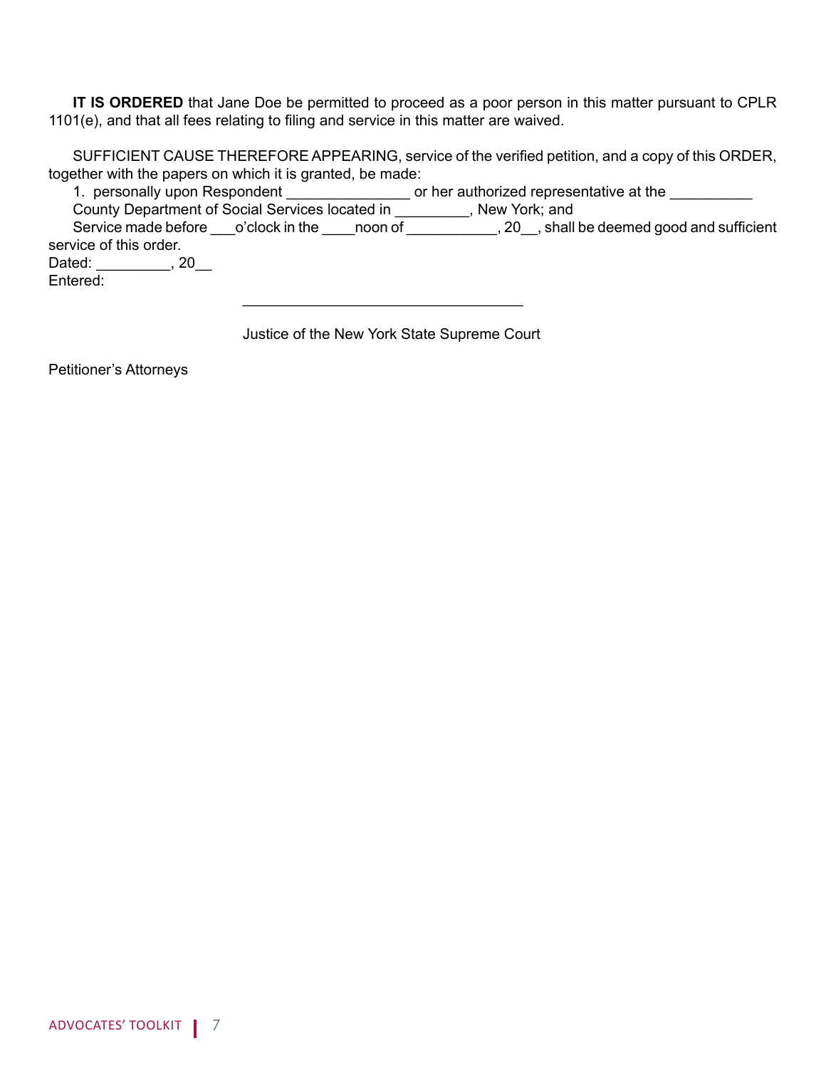**IT IS ORDERED** that Jane Doe be permitted to proceed as a poor person in this matter pursuant to CPLR 1101(e), and that all fees relating to filing and service in this matter are waived.

SUFFICIENT CAUSE THEREFORE APPEARING, service of the verified petition, and a copy of this ORDER, together with the papers on which it is granted, be made:

1. personally upon Respondent _______________ or her authorized representative at the __________ County Department of Social Services located in _________, New York; and

Service made before ___o'clock in the ____noon of ___________, 20__, shall be deemed good and sufficient service of this order.

Dated: _________, 20__

Entered:

_________________________________

Justice of the New York State Supreme Court

Petitioner's Attorneys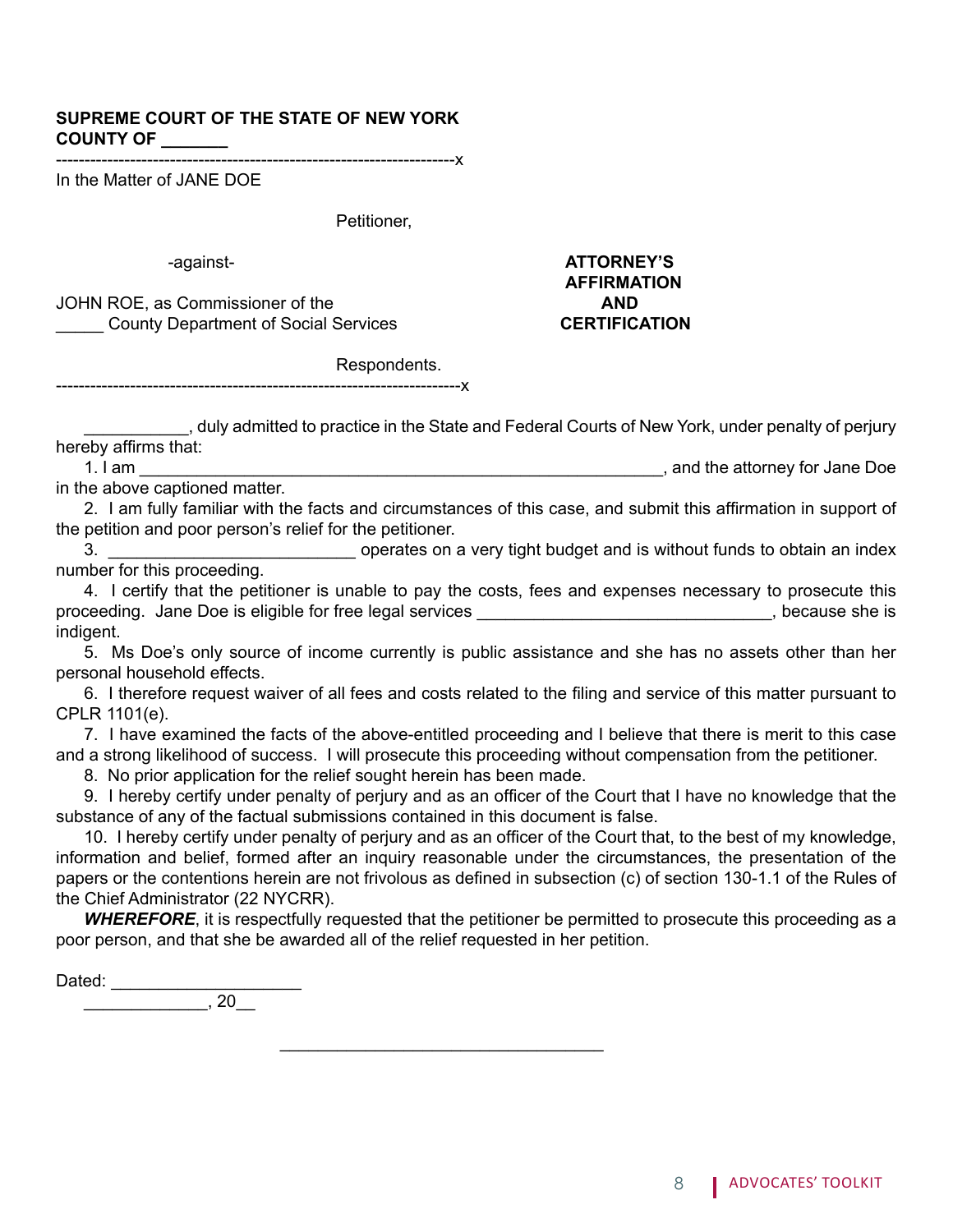**SUPREME COURT OF THE STATE OF NEW YORK**
**COUNTY OF _______**

---------------------------------------------------------------------x

In the Matter of JANE DOE

Petitioner,

-against-

JOHN ROE, as Commissioner of the
_____ County Department of Social Services

Respondents.

---------------------------------------------------------------------x

**ATTORNEY'S AFFIRMATION AND CERTIFICATION**

___________, duly admitted to practice in the State and Federal Courts of New York, under penalty of perjury hereby affirms that:

1. I am ________________________________________________________, and the attorney for Jane Doe in the above captioned matter.

2. I am fully familiar with the facts and circumstances of this case, and submit this affirmation in support of the petition and poor person's relief for the petitioner.

3. ___________________________ operates on a very tight budget and is without funds to obtain an index number for this proceeding.

4. I certify that the petitioner is unable to pay the costs, fees and expenses necessary to prosecute this proceeding. Jane Doe is eligible for free legal services ________________________________, because she is indigent.

5. Ms Doe's only source of income currently is public assistance and she has no assets other than her personal household effects.

6. I therefore request waiver of all fees and costs related to the filing and service of this matter pursuant to CPLR 1101(e).

7. I have examined the facts of the above-entitled proceeding and I believe that there is merit to this case and a strong likelihood of success. I will prosecute this proceeding without compensation from the petitioner.

8. No prior application for the relief sought herein has been made.

9. I hereby certify under penalty of perjury and as an officer of the Court that I have no knowledge that the substance of any of the factual submissions contained in this document is false.

10. I hereby certify under penalty of perjury and as an officer of the Court that, to the best of my knowledge, information and belief, formed after an inquiry reasonable under the circumstances, the presentation of the papers or the contentions herein are not frivolous as defined in subsection (c) of section 130-1.1 of the Rules of the Chief Administrator (22 NYCRR).

***WHEREFORE***, it is respectfully requested that the petitioner be permitted to prosecute this proceeding as a poor person, and that she be awarded all of the relief requested in her petition.

Dated: ____________________
_____________, 20__

__________________________________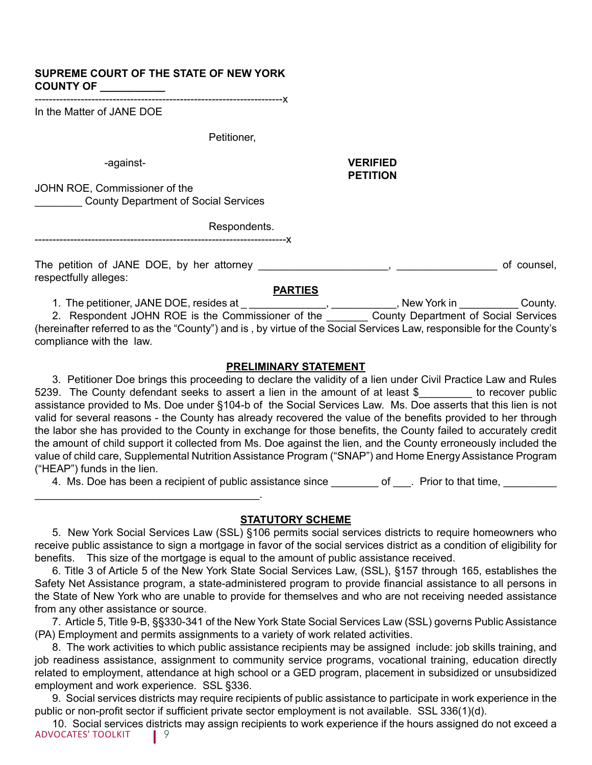**SUPREME COURT OF THE STATE OF NEW YORK**
**COUNTY OF ___________**

---------------------------------------------------------------------x

In the Matter of JANE DOE

Petitioner,

-against-

**VERIFIED PETITION**

JOHN ROE, Commissioner of the
________ County Department of Social Services

Respondents.

---------------------------------------------------------------------x

The petition of JANE DOE, by her attorney ______________________, _________________ of counsel, respectfully alleges:

**PARTIES**

1. The petitioner, JANE DOE, resides at _ _____________, ___________, New York in __________ County.

2. Respondent JOHN ROE is the Commissioner of the _______ County Department of Social Services (hereinafter referred to as the "County") and is , by virtue of the Social Services Law, responsible for the County's compliance with the law.

**PRELIMINARY STATEMENT**

3. Petitioner Doe brings this proceeding to declare the validity of a lien under Civil Practice Law and Rules 5239. The County defendant seeks to assert a lien in the amount of at least $_________ to recover public assistance provided to Ms. Doe under §104-b of the Social Services Law. Ms. Doe asserts that this lien is not valid for several reasons - the County has already recovered the value of the benefits provided to her through the labor she has provided to the County in exchange for those benefits, the County failed to accurately credit the amount of child support it collected from Ms. Doe against the lien, and the County erroneously included the value of child care, Supplemental Nutrition Assistance Program ("SNAP") and Home Energy Assistance Program ("HEAP") funds in the lien.

4. Ms. Doe has been a recipient of public assistance since ________ of ___. Prior to that time, _________ ________________________________________.

**STATUTORY SCHEME**

5. New York Social Services Law (SSL) §106 permits social services districts to require homeowners who receive public assistance to sign a mortgage in favor of the social services district as a condition of eligibility for benefits. This size of the mortgage is equal to the amount of public assistance received.

6. Title 3 of Article 5 of the New York State Social Services Law, (SSL), §157 through 165, establishes the Safety Net Assistance program, a state-administered program to provide financial assistance to all persons in the State of New York who are unable to provide for themselves and who are not receiving needed assistance from any other assistance or source.

7. Article 5, Title 9-B, §§330-341 of the New York State Social Services Law (SSL) governs Public Assistance (PA) Employment and permits assignments to a variety of work related activities.

8. The work activities to which public assistance recipients may be assigned include: job skills training, and job readiness assistance, assignment to community service programs, vocational training, education directly related to employment, attendance at high school or a GED program, placement in subsidized or unsubsidized employment and work experience. SSL §336.

9. Social services districts may require recipients of public assistance to participate in work experience in the public or non-profit sector if sufficient private sector employment is not available. SSL 336(1)(d).

10. Social services districts may assign recipients to work experience if the hours assigned do not exceed a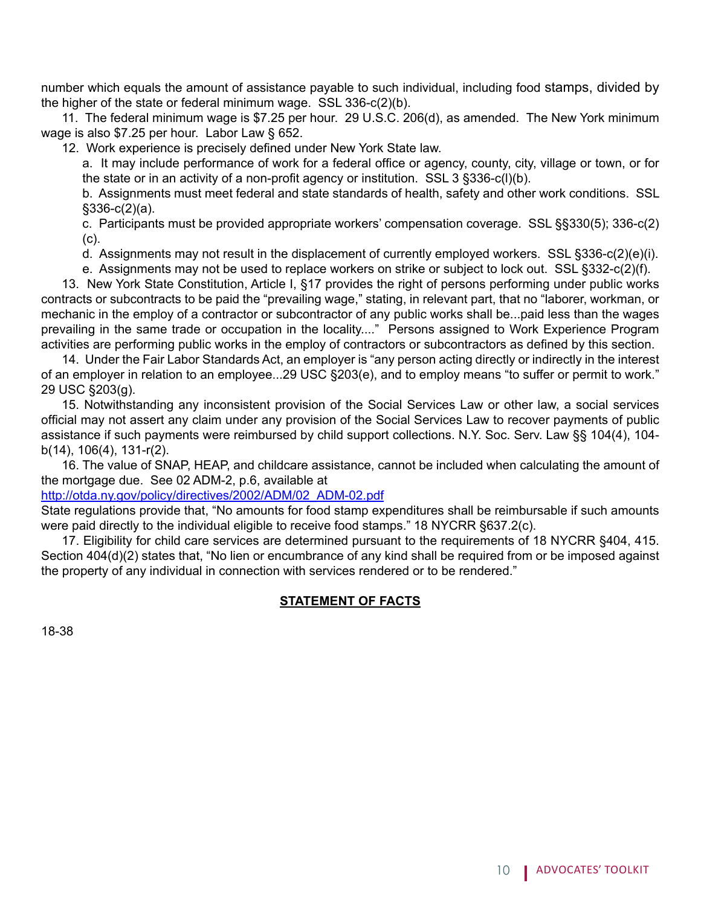number which equals the amount of assistance payable to such individual, including food stamps, divided by the higher of the state or federal minimum wage. SSL 336-c(2)(b).

11. The federal minimum wage is $7.25 per hour. 29 U.S.C. 206(d), as amended. The New York minimum wage is also $7.25 per hour. Labor Law § 652.

12. Work experience is precisely defined under New York State law.

a. It may include performance of work for a federal office or agency, county, city, village or town, or for the state or in an activity of a non-profit agency or institution. SSL 3 §336-c(l)(b).

b. Assignments must meet federal and state standards of health, safety and other work conditions. SSL §336-c(2)(a).

c. Participants must be provided appropriate workers' compensation coverage. SSL §§330(5); 336-c(2)(c).

d. Assignments may not result in the displacement of currently employed workers. SSL §336-c(2)(e)(i).

e. Assignments may not be used to replace workers on strike or subject to lock out. SSL §332-c(2)(f).

13. New York State Constitution, Article I, §17 provides the right of persons performing under public works contracts or subcontracts to be paid the "prevailing wage," stating, in relevant part, that no "laborer, workman, or mechanic in the employ of a contractor or subcontractor of any public works shall be...paid less than the wages prevailing in the same trade or occupation in the locality...." Persons assigned to Work Experience Program activities are performing public works in the employ of contractors or subcontractors as defined by this section.

14. Under the Fair Labor Standards Act, an employer is "any person acting directly or indirectly in the interest of an employer in relation to an employee...29 USC §203(e), and to employ means "to suffer or permit to work." 29 USC §203(g).

15. Notwithstanding any inconsistent provision of the Social Services Law or other law, a social services official may not assert any claim under any provision of the Social Services Law to recover payments of public assistance if such payments were reimbursed by child support collections. N.Y. Soc. Serv. Law §§ 104(4), 104-b(14), 106(4), 131-r(2).

16. The value of SNAP, HEAP, and childcare assistance, cannot be included when calculating the amount of the mortgage due. See 02 ADM-2, p.6, available at
http://otda.ny.gov/policy/directives/2002/ADM/02_ADM-02.pdf
State regulations provide that, "No amounts for food stamp expenditures shall be reimbursable if such amounts were paid directly to the individual eligible to receive food stamps." 18 NYCRR §637.2(c).

17. Eligibility for child care services are determined pursuant to the requirements of 18 NYCRR §404, 415. Section 404(d)(2) states that, "No lien or encumbrance of any kind shall be required from or be imposed against the property of any individual in connection with services rendered or to be rendered."

## STATEMENT OF FACTS

18-38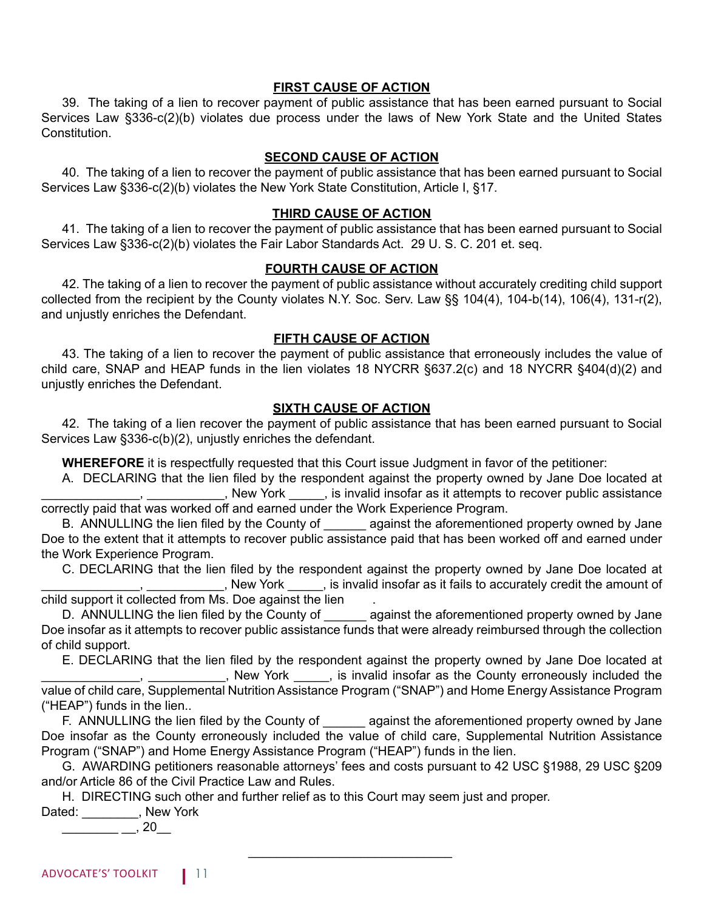**FIRST CAUSE OF ACTION**

39. The taking of a lien to recover payment of public assistance that has been earned pursuant to Social Services Law §336-c(2)(b) violates due process under the laws of New York State and the United States Constitution.

**SECOND CAUSE OF ACTION**

40. The taking of a lien to recover the payment of public assistance that has been earned pursuant to Social Services Law §336-c(2)(b) violates the New York State Constitution, Article I, §17.

**THIRD CAUSE OF ACTION**

41. The taking of a lien to recover the payment of public assistance that has been earned pursuant to Social Services Law §336-c(2)(b) violates the Fair Labor Standards Act. 29 U. S. C. 201 et. seq.

**FOURTH CAUSE OF ACTION**

42. The taking of a lien to recover the payment of public assistance without accurately crediting child support collected from the recipient by the County violates N.Y. Soc. Serv. Law §§ 104(4), 104-b(14), 106(4), 131-r(2), and unjustly enriches the Defendant.

**FIFTH CAUSE OF ACTION**

43. The taking of a lien to recover the payment of public assistance that erroneously includes the value of child care, SNAP and HEAP funds in the lien violates 18 NYCRR §637.2(c) and 18 NYCRR §404(d)(2) and unjustly enriches the Defendant.

**SIXTH CAUSE OF ACTION**

42. The taking of a lien recover the payment of public assistance that has been earned pursuant to Social Services Law §336-c(b)(2), unjustly enriches the defendant.

**WHEREFORE** it is respectfully requested that this Court issue Judgment in favor of the petitioner:

A. DECLARING that the lien filed by the respondent against the property owned by Jane Doe located at ______________, ___________, New York _____, is invalid insofar as it attempts to recover public assistance correctly paid that was worked off and earned under the Work Experience Program.

B. ANNULLING the lien filed by the County of ______ against the aforementioned property owned by Jane Doe to the extent that it attempts to recover public assistance paid that has been worked off and earned under the Work Experience Program.

C. DECLARING that the lien filed by the respondent against the property owned by Jane Doe located at ______________, ___________, New York _____, is invalid insofar as it fails to accurately credit the amount of child support it collected from Ms. Doe against the lien .

D. ANNULLING the lien filed by the County of ______ against the aforementioned property owned by Jane Doe insofar as it attempts to recover public assistance funds that were already reimbursed through the collection of child support.

E. DECLARING that the lien filed by the respondent against the property owned by Jane Doe located at ______________, ___________, New York _____, is invalid insofar as the County erroneously included the value of child care, Supplemental Nutrition Assistance Program ("SNAP") and Home Energy Assistance Program ("HEAP") funds in the lien..

F. ANNULLING the lien filed by the County of ______ against the aforementioned property owned by Jane Doe insofar as the County erroneously included the value of child care, Supplemental Nutrition Assistance Program ("SNAP") and Home Energy Assistance Program ("HEAP") funds in the lien.

G. AWARDING petitioners reasonable attorneys' fees and costs pursuant to 42 USC §1988, 29 USC §209 and/or Article 86 of the Civil Practice Law and Rules.

H. DIRECTING such other and further relief as to this Court may seem just and proper.

Dated: ________, New York

________ __, 20__

______________________________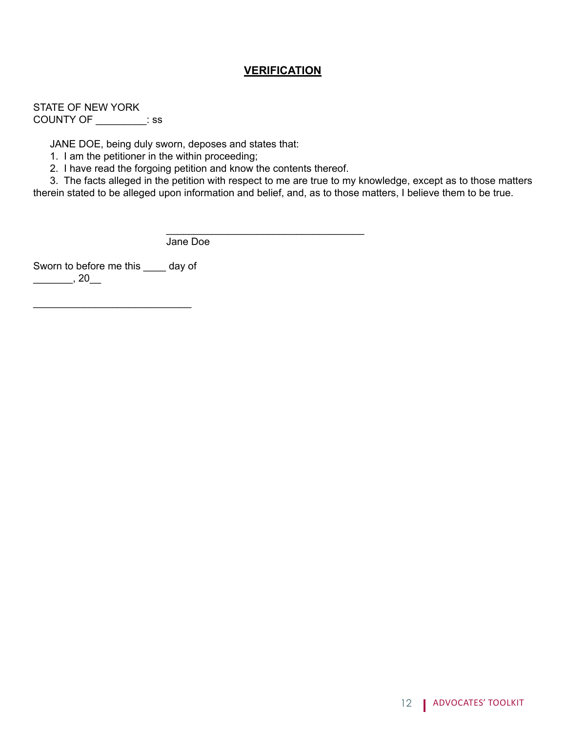## **VERIFICATION**

STATE OF NEW YORK
COUNTY OF _________: ss

JANE DOE, being duly sworn, deposes and states that:

1. I am the petitioner in the within proceeding;
2. I have read the forgoing petition and know the contents thereof.
3. The facts alleged in the petition with respect to me are true to my knowledge, except as to those matters therein stated to be alleged upon information and belief, and, as to those matters, I believe them to be true.

___________________________________
Jane Doe

Sworn to before me this ____ day of
_______, 20__

____________________________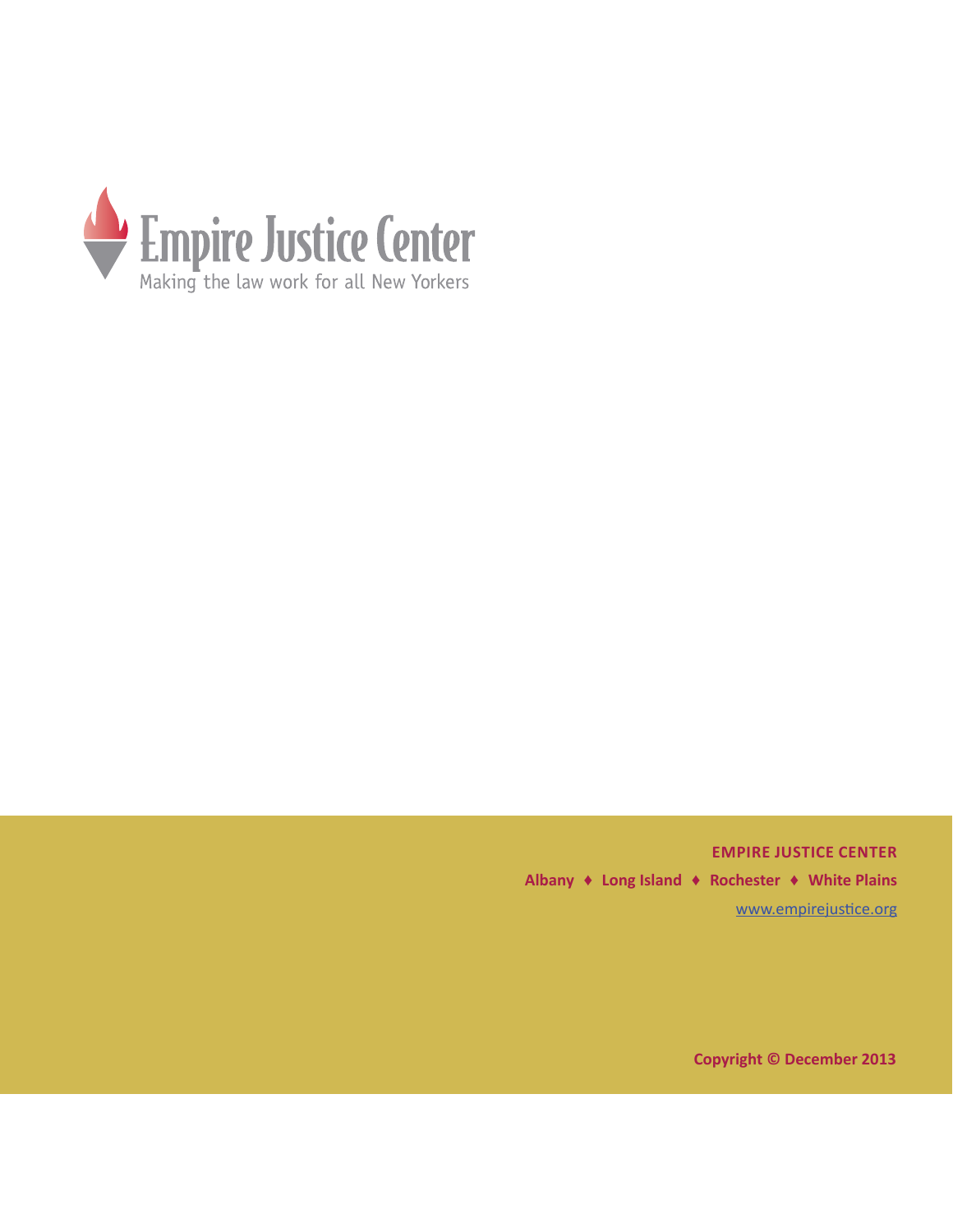Empire Justice Center

Making the law work for all New Yorkers

**EMPIRE JUSTICE CENTER**

**Albany ♦ Long Island ♦ Rochester ♦ White Plains**

www.empirejustice.org

**Copyright © December 2013**